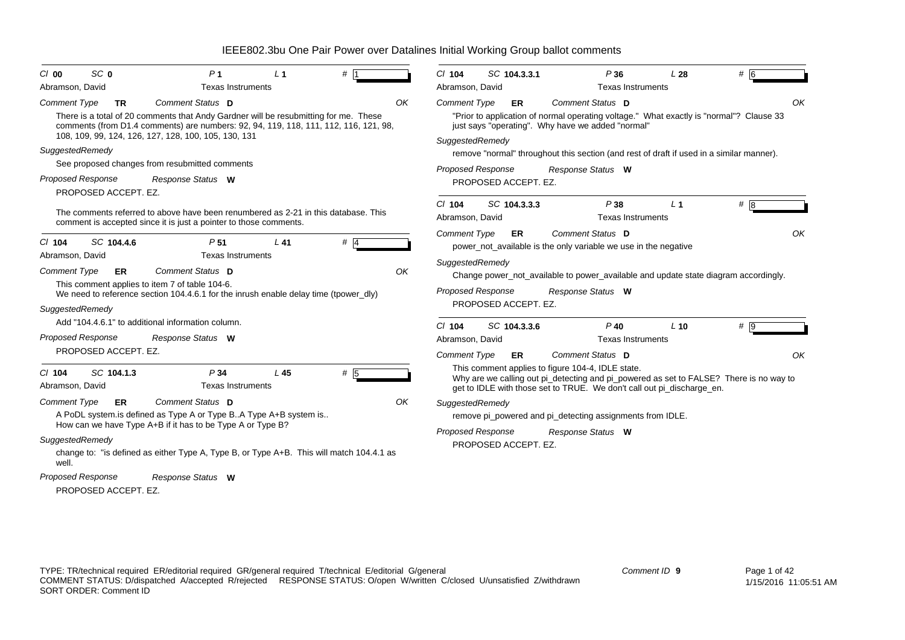# IEEE802.3bu One Pair Power over Datalines Initial Working Group ballot comments

**Cl** 00 **SC** 0 **P** 1 **L** 1 **#** 1

Abramson, David — Texas Instruments

*Comment Type* **TR** *Comment Status* **D** OK

There is a total of 20 comments that Andy Gardner will be resubmitting for me. These comments (from D1.4 comments) are numbers: 92, 94, 119, 118, 111, 112, 116, 121, 98, 108, 109, 99, 124, 126, 127, 128, 100, 105, 130, 131

*SuggestedRemedy*

See proposed changes from resubmitted comments

*Proposed Response* *Response Status* **W**

PROPOSED ACCEPT. EZ.

The comments referred to above have been renumbered as 2-21 in this database. This comment is accepted since it is just a pointer to those comments.

---

**Cl** 104 **SC** 104.4.6 **P** 51 **L** 41 **#** 4

Abramson, David — Texas Instruments

*Comment Type* **ER** *Comment Status* **D** OK

This comment applies to item 7 of table 104-6.
We need to reference section 104.4.6.1 for the inrush enable delay time (tpower_dly)

*SuggestedRemedy*

Add "104.4.6.1" to additional information column.

*Proposed Response* *Response Status* **W**

PROPOSED ACCEPT. EZ.

---

**Cl** 104 **SC** 104.1.3 **P** 34 **L** 45 **#** 5

Abramson, David — Texas Instruments

*Comment Type* **ER** *Comment Status* **D** OK

A PoDL system.is defined as Type A or Type B..A Type A+B system is..
How can we have Type A+B if it has to be Type A or Type B?

*SuggestedRemedy*

change to: "is defined as either Type A, Type B, or Type A+B. This will match 104.4.1 as well.

*Proposed Response* *Response Status* **W**

PROPOSED ACCEPT. EZ.

---

**Cl** 104 **SC** 104.3.3.1 **P** 36 **L** 28 **#** 6

Abramson, David — Texas Instruments

*Comment Type* **ER** *Comment Status* **D** OK

"Prior to application of normal operating voltage." What exactly is "normal"? Clause 33 just says "operating". Why have we added "normal"

*SuggestedRemedy*

remove "normal" throughout this section (and rest of draft if used in a similar manner).

*Proposed Response* *Response Status* **W**

PROPOSED ACCEPT. EZ.

---

**Cl** 104 **SC** 104.3.3.3 **P** 38 **L** 1 **#** 8

Abramson, David — Texas Instruments

*Comment Type* **ER** *Comment Status* **D** OK

power_not_available is the only variable we use in the negative

*SuggestedRemedy*

Change power_not_available to power_available and update state diagram accordingly.

*Proposed Response* *Response Status* **W**

PROPOSED ACCEPT. EZ.

---

**Cl** 104 **SC** 104.3.3.6 **P** 40 **L** 10 **#** 9

Abramson, David — Texas Instruments

*Comment Type* **ER** *Comment Status* **D** OK

This comment applies to figure 104-4, IDLE state.
Why are we calling out pi_detecting and pi_powered as set to FALSE? There is no way to get to IDLE with those set to TRUE. We don't call out pi_discharge_en.

*SuggestedRemedy*

remove pi_powered and pi_detecting assignments from IDLE.

*Proposed Response* *Response Status* **W**

PROPOSED ACCEPT. EZ.

---

TYPE: TR/technical required ER/editorial required GR/general required T/technical E/editorial G/general
COMMENT STATUS: D/dispatched A/accepted R/rejected RESPONSE STATUS: O/open W/written C/closed U/unsatisfied Z/withdrawn
SORT ORDER: Comment ID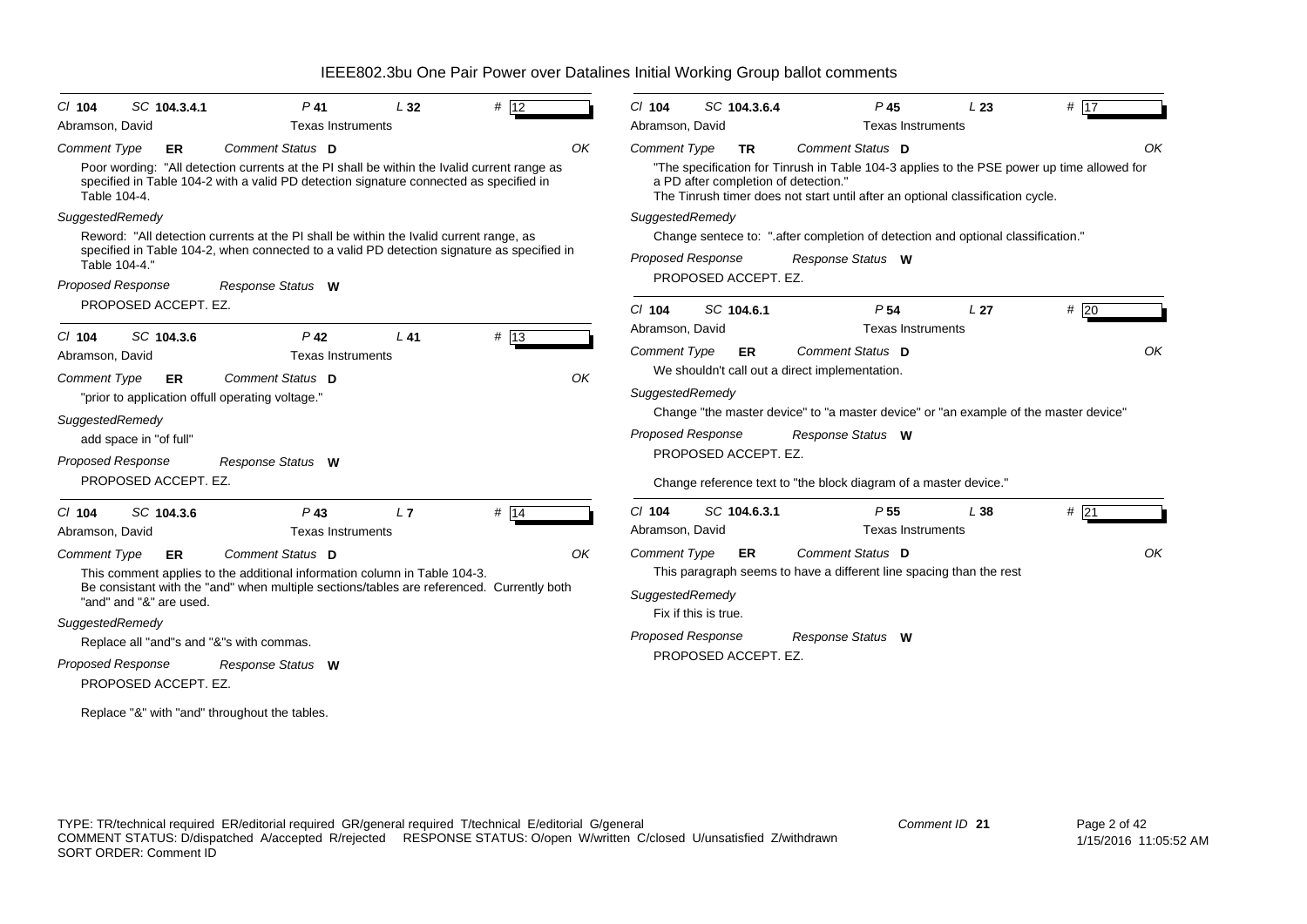# IEEE802.3bu One Pair Power over Datalines Initial Working Group ballot comments

---

**Cl** 104 **SC** 104.3.4.1 **P** 41 **L** 32 **#** 12

Abramson, David — Texas Instruments

*Comment Type* **ER** *Comment Status* **D** OK

Poor wording: "All detection currents at the PI shall be within the Ivalid current range as specified in Table 104-2 with a valid PD detection signature connected as specified in Table 104-4.

*SuggestedRemedy*

Reword: "All detection currents at the PI shall be within the Ivalid current range, as specified in Table 104-2, when connected to a valid PD detection signature as specified in Table 104-4."

*Proposed Response* *Response Status* **W**

PROPOSED ACCEPT. EZ.

---

**Cl** 104 **SC** 104.3.6 **P** 42 **L** 41 **#** 13

Abramson, David — Texas Instruments

*Comment Type* **ER** *Comment Status* **D** OK

"prior to application offull operating voltage."

*SuggestedRemedy*

add space in "of full"

*Proposed Response* *Response Status* **W**

PROPOSED ACCEPT. EZ.

---

**Cl** 104 **SC** 104.3.6 **P** 43 **L** 7 **#** 14

Abramson, David — Texas Instruments

*Comment Type* **ER** *Comment Status* **D** OK

This comment applies to the additional information column in Table 104-3.
Be consistant with the "and" when multiple sections/tables are referenced. Currently both "and" and "&" are used.

*SuggestedRemedy*

Replace all "and"s and "&"s with commas.

*Proposed Response* *Response Status* **W**

PROPOSED ACCEPT. EZ.

Replace "&" with "and" throughout the tables.

---

**Cl** 104 **SC** 104.3.6.4 **P** 45 **L** 23 **#** 17

Abramson, David — Texas Instruments

*Comment Type* **TR** *Comment Status* **D** OK

"The specification for Tinrush in Table 104-3 applies to the PSE power up time allowed for a PD after completion of detection."
The Tinrush timer does not start until after an optional classification cycle.

*SuggestedRemedy*

Change sentece to: ".after completion of detection and optional classification."

*Proposed Response* *Response Status* **W**

PROPOSED ACCEPT. EZ.

---

**Cl** 104 **SC** 104.6.1 **P** 54 **L** 27 **#** 20

Abramson, David — Texas Instruments

*Comment Type* **ER** *Comment Status* **D** OK

We shouldn't call out a direct implementation.

*SuggestedRemedy*

Change "the master device" to "a master device" or "an example of the master device"

*Proposed Response* *Response Status* **W**

PROPOSED ACCEPT. EZ.

Change reference text to "the block diagram of a master device."

---

**Cl** 104 **SC** 104.6.3.1 **P** 55 **L** 38 **#** 21

Abramson, David — Texas Instruments

*Comment Type* **ER** *Comment Status* **D** OK

This paragraph seems to have a different line spacing than the rest

*SuggestedRemedy*

Fix if this is true.

*Proposed Response* *Response Status* **W**

PROPOSED ACCEPT. EZ.

---

TYPE: TR/technical required ER/editorial required GR/general required T/technical E/editorial G/general
COMMENT STATUS: D/dispatched A/accepted R/rejected RESPONSE STATUS: O/open W/written C/closed U/unsatisfied Z/withdrawn
SORT ORDER: Comment ID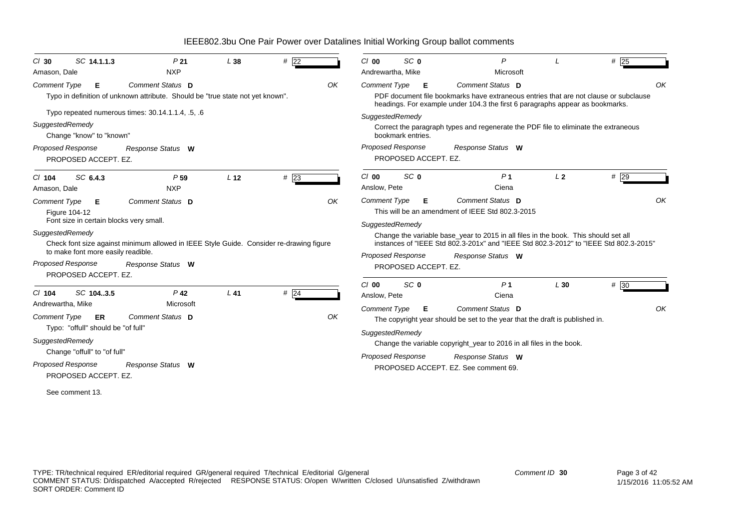# IEEE802.3bu One Pair Power over Datalines Initial Working Group ballot comments

**Cl** 30 **SC** 14.1.1.3 **P** 21 **L** 38 **#** 22
Amason, Dale — NXP

*Comment Type* **E** *Comment Status* **D** OK

Typo in definition of unknown attribute. Should be "true state not yet known".

Typo repeated numerous times: 30.14.1.1.4, .5, .6

*SuggestedRemedy*

Change "know" to "known"

*Proposed Response* *Response Status* **W**

PROPOSED ACCEPT. EZ.

---

**Cl** 104 **SC** 6.4.3 **P** 59 **L** 12 **#** 23
Amason, Dale — NXP

*Comment Type* **E** *Comment Status* **D** OK

Figure 104-12
Font size in certain blocks very small.

*SuggestedRemedy*

Check font size against minimum allowed in IEEE Style Guide. Consider re-drawing figure to make font more easily readible.

*Proposed Response* *Response Status* **W**

PROPOSED ACCEPT. EZ.

---

**Cl** 104 **SC** 104..3.5 **P** 42 **L** 41 **#** 24
Andrewartha, Mike — Microsoft

*Comment Type* **ER** *Comment Status* **D** OK

Typo: "offull" should be "of full"

*SuggestedRemedy*

Change "offull" to "of full"

*Proposed Response* *Response Status* **W**

PROPOSED ACCEPT. EZ.

See comment 13.

---

**Cl** 00 **SC** 0 **P** **L** **#** 25
Andrewartha, Mike — Microsoft

*Comment Type* **E** *Comment Status* **D** OK

PDF document file bookmarks have extraneous entries that are not clause or subclause headings. For example under 104.3 the first 6 paragraphs appear as bookmarks.

*SuggestedRemedy*

Correct the paragraph types and regenerate the PDF file to eliminate the extraneous bookmark entries.

*Proposed Response* *Response Status* **W**

PROPOSED ACCEPT. EZ.

---

**Cl** 00 **SC** 0 **P** 1 **L** 2 **#** 29
Anslow, Pete — Ciena

*Comment Type* **E** *Comment Status* **D** OK

This will be an amendment of IEEE Std 802.3-2015

*SuggestedRemedy*

Change the variable base_year to 2015 in all files in the book. This should set all instances of "IEEE Std 802.3-201x" and "IEEE Std 802.3-2012" to "IEEE Std 802.3-2015"

*Proposed Response* *Response Status* **W**

PROPOSED ACCEPT. EZ.

---

**Cl** 00 **SC** 0 **P** 1 **L** 30 **#** 30
Anslow, Pete — Ciena

*Comment Type* **E** *Comment Status* **D** OK

The copyright year should be set to the year that the draft is published in.

*SuggestedRemedy*

Change the variable copyright_year to 2016 in all files in the book.

*Proposed Response* *Response Status* **W**

PROPOSED ACCEPT. EZ. See comment 69.

---

TYPE: TR/technical required ER/editorial required GR/general required T/technical E/editorial G/general
COMMENT STATUS: D/dispatched A/accepted R/rejected RESPONSE STATUS: O/open W/written C/closed U/unsatisfied Z/withdrawn
SORT ORDER: Comment ID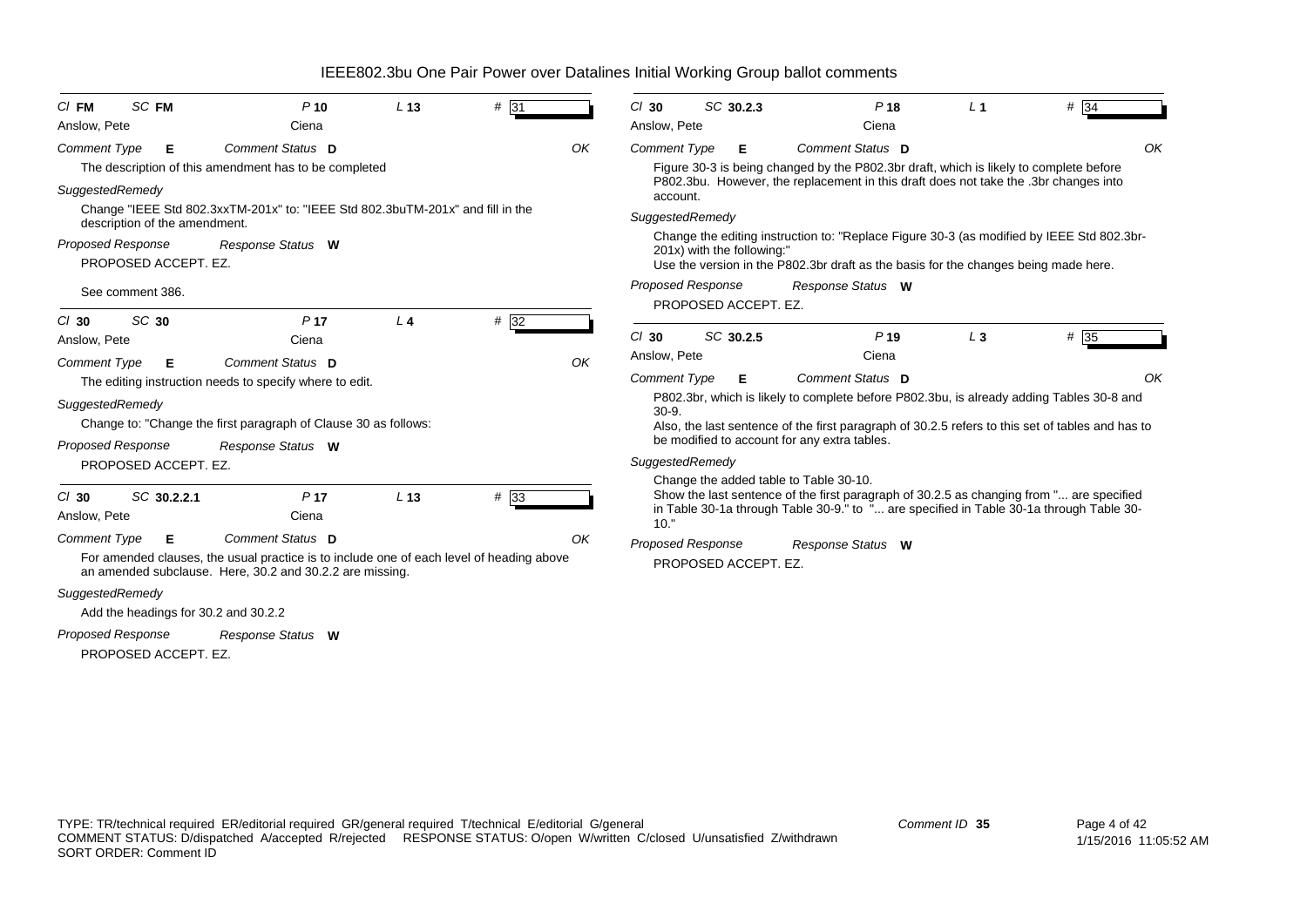# IEEE802.3bu One Pair Power over Datalines Initial Working Group ballot comments

---

*Cl* **FM** *SC* **FM** *P* **10** *L* **13** *#* **31**

Anslow, Pete — Ciena

*Comment Type* **E** *Comment Status* **D** OK

The description of this amendment has to be completed

*SuggestedRemedy*

Change "IEEE Std 802.3xxTM-201x" to: "IEEE Std 802.3buTM-201x" and fill in the description of the amendment.

*Proposed Response* *Response Status* **W**

PROPOSED ACCEPT. EZ.

See comment 386.

---

*Cl* **30** *SC* **30** *P* **17** *L* **4** *#* **32**

Anslow, Pete — Ciena

*Comment Type* **E** *Comment Status* **D** OK

The editing instruction needs to specify where to edit.

*SuggestedRemedy*

Change to: "Change the first paragraph of Clause 30 as follows:

*Proposed Response* *Response Status* **W**

PROPOSED ACCEPT. EZ.

---

*Cl* **30** *SC* **30.2.2.1** *P* **17** *L* **13** *#* **33**

Anslow, Pete — Ciena

*Comment Type* **E** *Comment Status* **D** OK

For amended clauses, the usual practice is to include one of each level of heading above an amended subclause. Here, 30.2 and 30.2.2 are missing.

*SuggestedRemedy*

Add the headings for 30.2 and 30.2.2

*Proposed Response* *Response Status* **W**

PROPOSED ACCEPT. EZ.

---

*Cl* **30** *SC* **30.2.3** *P* **18** *L* **1** *#* **34**

Anslow, Pete — Ciena

*Comment Type* **E** *Comment Status* **D** OK

Figure 30-3 is being changed by the P802.3br draft, which is likely to complete before P802.3bu. However, the replacement in this draft does not take the .3br changes into account.

*SuggestedRemedy*

Change the editing instruction to: "Replace Figure 30-3 (as modified by IEEE Std 802.3br-201x) with the following:"
Use the version in the P802.3br draft as the basis for the changes being made here.

*Proposed Response* *Response Status* **W**

PROPOSED ACCEPT. EZ.

---

*Cl* **30** *SC* **30.2.5** *P* **19** *L* **3** *#* **35**

Anslow, Pete — Ciena

*Comment Type* **E** *Comment Status* **D** OK

P802.3br, which is likely to complete before P802.3bu, is already adding Tables 30-8 and 30-9.
Also, the last sentence of the first paragraph of 30.2.5 refers to this set of tables and has to be modified to account for any extra tables.

*SuggestedRemedy*

Change the added table to Table 30-10.
Show the last sentence of the first paragraph of 30.2.5 as changing from "... are specified in Table 30-1a through Table 30-9." to "... are specified in Table 30-1a through Table 30-10."

*Proposed Response* *Response Status* **W**

PROPOSED ACCEPT. EZ.

---

TYPE: TR/technical required ER/editorial required GR/general required T/technical E/editorial G/general
COMMENT STATUS: D/dispatched A/accepted R/rejected RESPONSE STATUS: O/open W/written C/closed U/unsatisfied Z/withdrawn
SORT ORDER: Comment ID

Comment ID **35**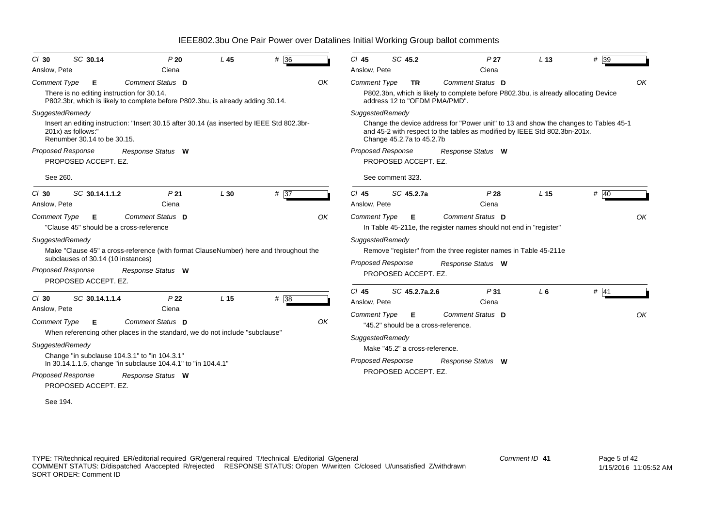# IEEE802.3bu One Pair Power over Datalines Initial Working Group ballot comments

**Cl** 30 **SC** 30.14 **P** 20 **L** 45 **#** 36
Anslow, Pete — Ciena

*Comment Type* **E** *Comment Status* **D** OK

There is no editing instruction for 30.14.
P802.3br, which is likely to complete before P802.3bu, is already adding 30.14.

*SuggestedRemedy*

Insert an editing instruction: "Insert 30.15 after 30.14 (as inserted by IEEE Std 802.3br-201x) as follows:"
Renumber 30.14 to be 30.15.

*Proposed Response* *Response Status* **W**

PROPOSED ACCEPT. EZ.

See 260.

---

**Cl** 30 **SC** 30.14.1.1.2 **P** 21 **L** 30 **#** 37
Anslow, Pete — Ciena

*Comment Type* **E** *Comment Status* **D** OK

"Clause 45" should be a cross-reference

*SuggestedRemedy*

Make "Clause 45" a cross-reference (with format ClauseNumber) here and throughout the subclauses of 30.14 (10 instances)

*Proposed Response* *Response Status* **W**

PROPOSED ACCEPT. EZ.

---

**Cl** 30 **SC** 30.14.1.1.4 **P** 22 **L** 15 **#** 38
Anslow, Pete — Ciena

*Comment Type* **E** *Comment Status* **D** OK

When referencing other places in the standard, we do not include "subclause"

*SuggestedRemedy*

Change "in subclause 104.3.1" to "in 104.3.1"
In 30.14.1.1.5, change "in subclause 104.4.1" to "in 104.4.1"

*Proposed Response* *Response Status* **W**

PROPOSED ACCEPT. EZ.

See 194.

---

**Cl** 45 **SC** 45.2 **P** 27 **L** 13 **#** 39
Anslow, Pete — Ciena

*Comment Type* **TR** *Comment Status* **D** OK

P802.3bn, which is likely to complete before P802.3bu, is already allocating Device address 12 to "OFDM PMA/PMD".

*SuggestedRemedy*

Change the device address for "Power unit" to 13 and show the changes to Tables 45-1 and 45-2 with respect to the tables as modified by IEEE Std 802.3bn-201x.
Change 45.2.7a to 45.2.7b

*Proposed Response* *Response Status* **W**

PROPOSED ACCEPT. EZ.

See comment 323.

---

**Cl** 45 **SC** 45.2.7a **P** 28 **L** 15 **#** 40
Anslow, Pete — Ciena

*Comment Type* **E** *Comment Status* **D** OK

In Table 45-211e, the register names should not end in "register"

*SuggestedRemedy*

Remove "register" from the three register names in Table 45-211e

*Proposed Response* *Response Status* **W**

PROPOSED ACCEPT. EZ.

---

**Cl** 45 **SC** 45.2.7a.2.6 **P** 31 **L** 6 **#** 41
Anslow, Pete — Ciena

*Comment Type* **E** *Comment Status* **D** OK

"45.2" should be a cross-reference.

*SuggestedRemedy*

Make "45.2" a cross-reference.

*Proposed Response* *Response Status* **W**

PROPOSED ACCEPT. EZ.

---

TYPE: TR/technical required ER/editorial required GR/general required T/technical E/editorial G/general
COMMENT STATUS: D/dispatched A/accepted R/rejected RESPONSE STATUS: O/open W/written C/closed U/unsatisfied Z/withdrawn
SORT ORDER: Comment ID

Comment ID **41**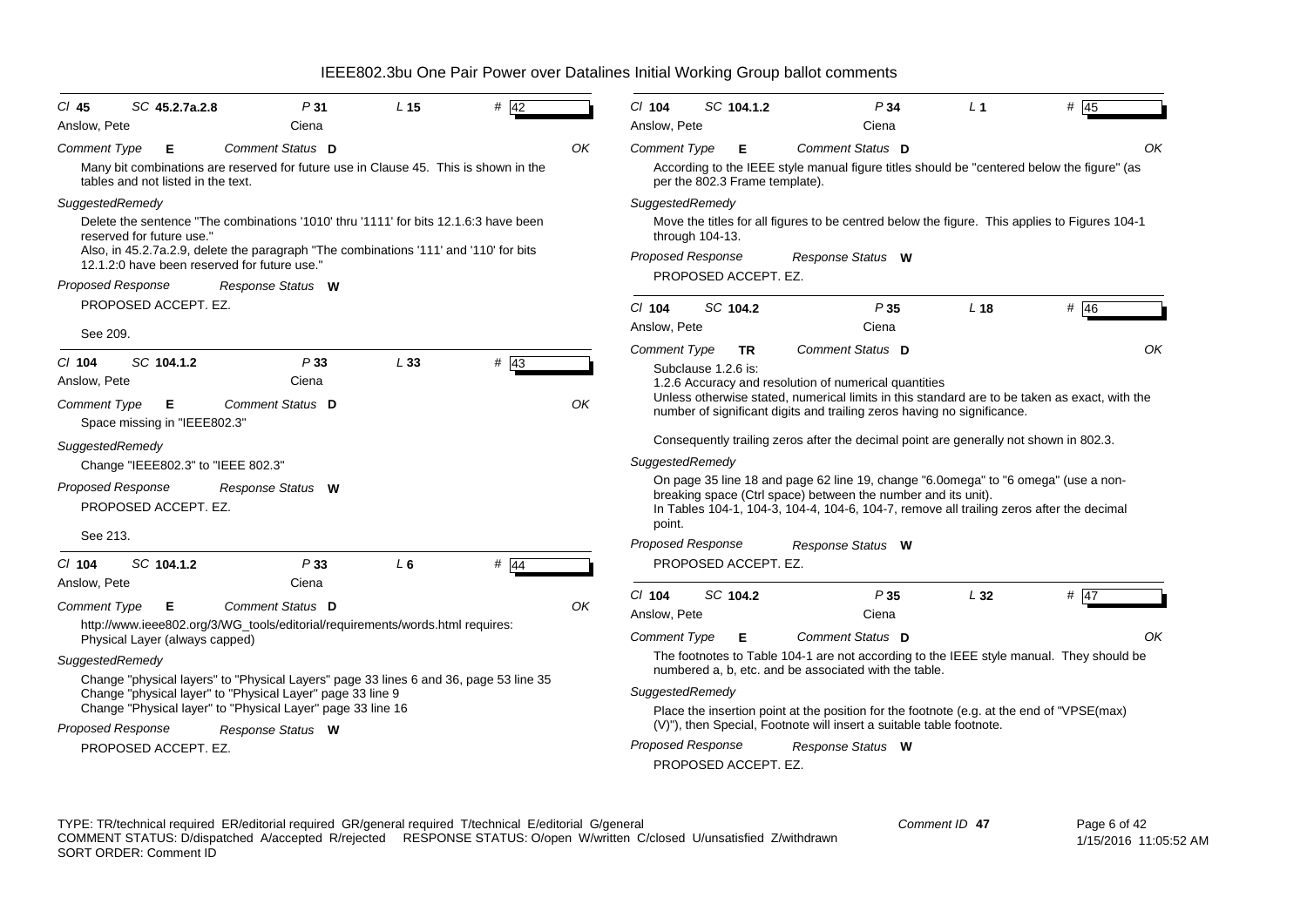# IEEE802.3bu One Pair Power over Datalines Initial Working Group ballot comments

**Cl** 45 **SC** 45.2.7a.2.8 **P** 31 **L** 15 **#** 42

Anslow, Pete — Ciena

*Comment Type* **E** *Comment Status* **D** OK

Many bit combinations are reserved for future use in Clause 45. This is shown in the tables and not listed in the text.

*SuggestedRemedy*

Delete the sentence "The combinations '1010' thru '1111' for bits 12.1.6:3 have been reserved for future use."
Also, in 45.2.7a.2.9, delete the paragraph "The combinations '111' and '110' for bits 12.1.2:0 have been reserved for future use."

*Proposed Response* *Response Status* **W**

PROPOSED ACCEPT. EZ.

See 209.

---

**Cl** 104 **SC** 104.1.2 **P** 33 **L** 33 **#** 43

Anslow, Pete — Ciena

*Comment Type* **E** *Comment Status* **D** OK

Space missing in "IEEE802.3"

*SuggestedRemedy*

Change "IEEE802.3" to "IEEE 802.3"

*Proposed Response* *Response Status* **W**

PROPOSED ACCEPT. EZ.

See 213.

---

**Cl** 104 **SC** 104.1.2 **P** 33 **L** 6 **#** 44

Anslow, Pete — Ciena

*Comment Type* **E** *Comment Status* **D** OK

http://www.ieee802.org/3/WG_tools/editorial/requirements/words.html requires:
Physical Layer (always capped)

*SuggestedRemedy*

Change "physical layers" to "Physical Layers" page 33 lines 6 and 36, page 53 line 35
Change "physical layer" to "Physical Layer" page 33 line 9
Change "Physical layer" to "Physical Layer" page 33 line 16

*Proposed Response* *Response Status* **W**

PROPOSED ACCEPT. EZ.

---

**Cl** 104 **SC** 104.1.2 **P** 34 **L** 1 **#** 45

Anslow, Pete — Ciena

*Comment Type* **E** *Comment Status* **D** OK

According to the IEEE style manual figure titles should be "centered below the figure" (as per the 802.3 Frame template).

*SuggestedRemedy*

Move the titles for all figures to be centred below the figure. This applies to Figures 104-1 through 104-13.

*Proposed Response* *Response Status* **W**

PROPOSED ACCEPT. EZ.

---

**Cl** 104 **SC** 104.2 **P** 35 **L** 18 **#** 46

Anslow, Pete — Ciena

*Comment Type* **TR** *Comment Status* **D** OK

Subclause 1.2.6 is:
1.2.6 Accuracy and resolution of numerical quantities
Unless otherwise stated, numerical limits in this standard are to be taken as exact, with the number of significant digits and trailing zeros having no significance.

Consequently trailing zeros after the decimal point are generally not shown in 802.3.

*SuggestedRemedy*

On page 35 line 18 and page 62 line 19, change "6.0omega" to "6 omega" (use a non-breaking space (Ctrl space) between the number and its unit).
In Tables 104-1, 104-3, 104-4, 104-6, 104-7, remove all trailing zeros after the decimal point.

*Proposed Response* *Response Status* **W**

PROPOSED ACCEPT. EZ.

---

**Cl** 104 **SC** 104.2 **P** 35 **L** 32 **#** 47

Anslow, Pete — Ciena

*Comment Type* **E** *Comment Status* **D** OK

The footnotes to Table 104-1 are not according to the IEEE style manual. They should be numbered a, b, etc. and be associated with the table.

*SuggestedRemedy*

Place the insertion point at the position for the footnote (e.g. at the end of "VPSE(max) (V)"), then Special, Footnote will insert a suitable table footnote.

*Proposed Response* *Response Status* **W**

PROPOSED ACCEPT. EZ.

---

TYPE: TR/technical required ER/editorial required GR/general required T/technical E/editorial G/general
COMMENT STATUS: D/dispatched A/accepted R/rejected RESPONSE STATUS: O/open W/written C/closed U/unsatisfied Z/withdrawn
SORT ORDER: Comment ID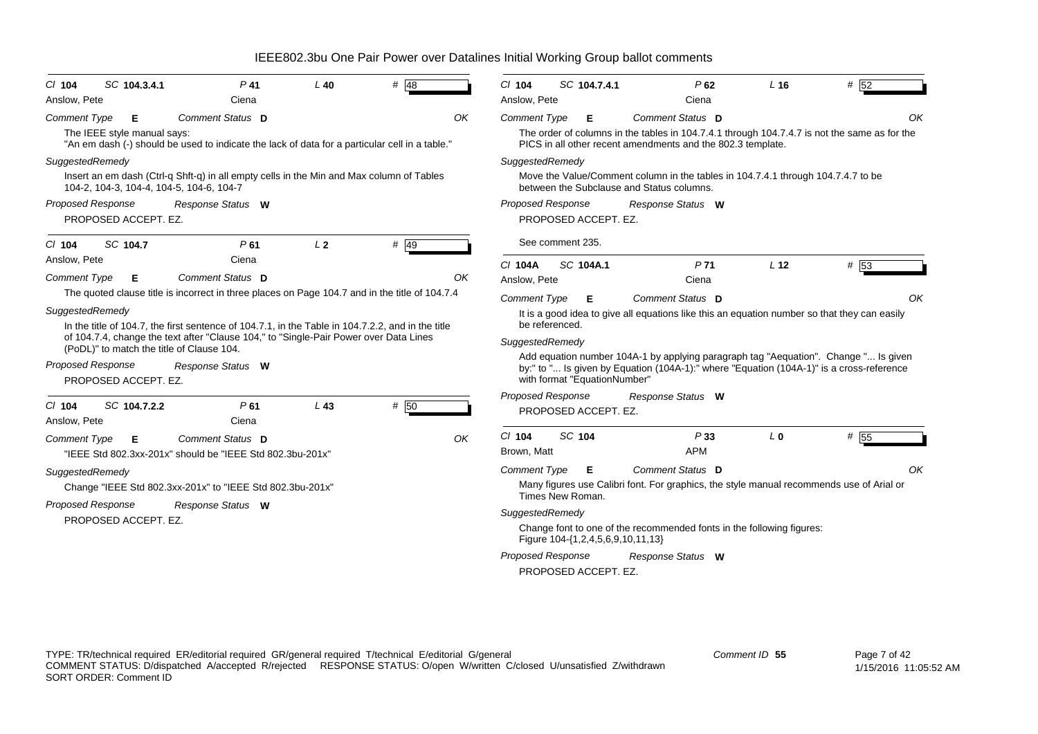# IEEE802.3bu One Pair Power over Datalines Initial Working Group ballot comments

---

*Cl* **104** *SC* **104.3.4.1** *P* **41** *L* **40** # **48**

Anslow, Pete — Ciena

*Comment Type* **E** *Comment Status* **D** OK

The IEEE style manual says:
"An em dash (-) should be used to indicate the lack of data for a particular cell in a table."

*SuggestedRemedy*

Insert an em dash (Ctrl-q Shft-q) in all empty cells in the Min and Max column of Tables 104-2, 104-3, 104-4, 104-5, 104-6, 104-7

*Proposed Response* *Response Status* **W**

PROPOSED ACCEPT. EZ.

---

*Cl* **104** *SC* **104.7** *P* **61** *L* **2** # **49**

Anslow, Pete — Ciena

*Comment Type* **E** *Comment Status* **D** OK

The quoted clause title is incorrect in three places on Page 104.7 and in the title of 104.7.4

*SuggestedRemedy*

In the title of 104.7, the first sentence of 104.7.1, in the Table in 104.7.2.2, and in the title of 104.7.4, change the text after "Clause 104," to "Single-Pair Power over Data Lines (PoDL)" to match the title of Clause 104.

*Proposed Response* *Response Status* **W**

PROPOSED ACCEPT. EZ.

---

*Cl* **104** *SC* **104.7.2.2** *P* **61** *L* **43** # **50**

Anslow, Pete — Ciena

*Comment Type* **E** *Comment Status* **D** OK

"IEEE Std 802.3xx-201x" should be "IEEE Std 802.3bu-201x"

*SuggestedRemedy*

Change "IEEE Std 802.3xx-201x" to "IEEE Std 802.3bu-201x"

*Proposed Response* *Response Status* **W**

PROPOSED ACCEPT. EZ.

---

*Cl* **104** *SC* **104.7.4.1** *P* **62** *L* **16** # **52**

Anslow, Pete — Ciena

*Comment Type* **E** *Comment Status* **D** OK

The order of columns in the tables in 104.7.4.1 through 104.7.4.7 is not the same as for the PICS in all other recent amendments and the 802.3 template.

*SuggestedRemedy*

Move the Value/Comment column in the tables in 104.7.4.1 through 104.7.4.7 to be between the Subclause and Status columns.

*Proposed Response* *Response Status* **W**

PROPOSED ACCEPT. EZ.

See comment 235.

---

*Cl* **104A** *SC* **104A.1** *P* **71** *L* **12** # **53**

Anslow, Pete — Ciena

*Comment Type* **E** *Comment Status* **D** OK

It is a good idea to give all equations like this an equation number so that they can easily be referenced.

*SuggestedRemedy*

Add equation number 104A-1 by applying paragraph tag "Aequation". Change "... Is given by:" to "... Is given by Equation (104A-1):" where "Equation (104A-1)" is a cross-reference with format "EquationNumber"

*Proposed Response* *Response Status* **W**

PROPOSED ACCEPT. EZ.

---

*Cl* **104** *SC* **104** *P* **33** *L* **0** # **55**

Brown, Matt — APM

*Comment Type* **E** *Comment Status* **D** OK

Many figures use Calibri font. For graphics, the style manual recommends use of Arial or Times New Roman.

*SuggestedRemedy*

Change font to one of the recommended fonts in the following figures:
Figure 104-{1,2,4,5,6,9,10,11,13}

*Proposed Response* *Response Status* **W**

PROPOSED ACCEPT. EZ.

---

TYPE: TR/technical required ER/editorial required GR/general required T/technical E/editorial G/general
COMMENT STATUS: D/dispatched A/accepted R/rejected RESPONSE STATUS: O/open W/written C/closed U/unsatisfied Z/withdrawn
SORT ORDER: Comment ID

Comment ID **55**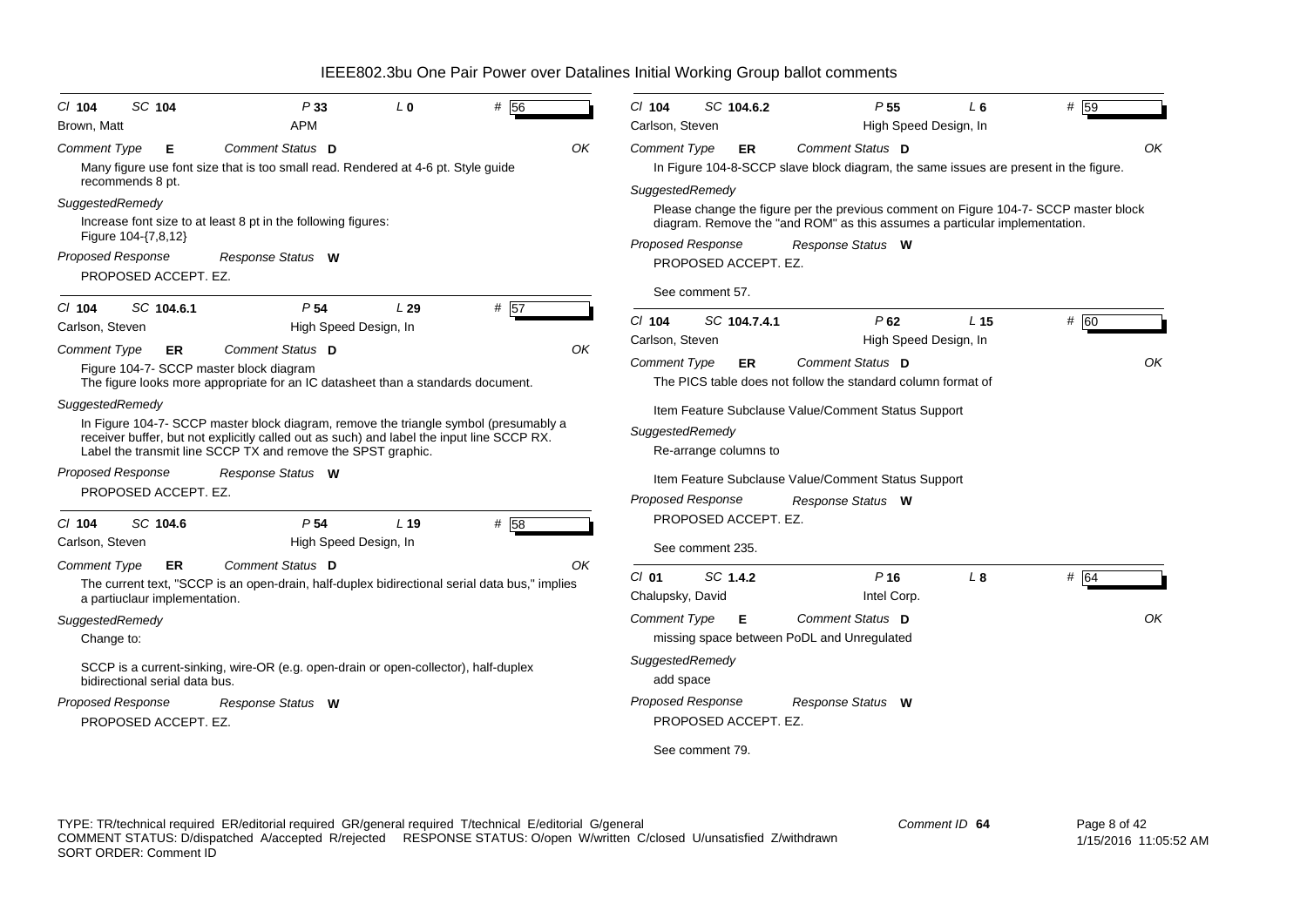# IEEE802.3bu One Pair Power over Datalines Initial Working Group ballot comments

Cl **104** SC **104** P **33** L **0** # **56**

Brown, Matt — APM

Comment Type **E** Comment Status **D** — OK

Many figure use font size that is too small read. Rendered at 4-6 pt. Style guide recommends 8 pt.

*SuggestedRemedy*

Increase font size to at least 8 pt in the following figures:
Figure 104-{7,8,12}

Proposed Response — Response Status **W**

PROPOSED ACCEPT. EZ.

---

Cl **104** SC **104.6.1** P **54** L **29** # **57**

Carlson, Steven — High Speed Design, In

Comment Type **ER** Comment Status **D** — OK

Figure 104-7- SCCP master block diagram
The figure looks more appropriate for an IC datasheet than a standards document.

*SuggestedRemedy*

In Figure 104-7- SCCP master block diagram, remove the triangle symbol (presumably a receiver buffer, but not explicitly called out as such) and label the input line SCCP RX. Label the transmit line SCCP TX and remove the SPST graphic.

Proposed Response — Response Status **W**

PROPOSED ACCEPT. EZ.

---

Cl **104** SC **104.6** P **54** L **19** # **58**

Carlson, Steven — High Speed Design, In

Comment Type **ER** Comment Status **D** — OK

The current text, "SCCP is an open-drain, half-duplex bidirectional serial data bus," implies a partiuclaur implementation.

*SuggestedRemedy*

Change to:

SCCP is a current-sinking, wire-OR (e.g. open-drain or open-collector), half-duplex bidirectional serial data bus.

Proposed Response — Response Status **W**

PROPOSED ACCEPT. EZ.

---

Cl **104** SC **104.6.2** P **55** L **6** # **59**

Carlson, Steven — High Speed Design, In

Comment Type **ER** Comment Status **D** — OK

In Figure 104-8-SCCP slave block diagram, the same issues are present in the figure.

*SuggestedRemedy*

Please change the figure per the previous comment on Figure 104-7- SCCP master block diagram. Remove the "and ROM" as this assumes a particular implementation.

Proposed Response — Response Status **W**

PROPOSED ACCEPT. EZ.

See comment 57.

---

Cl **104** SC **104.7.4.1** P **62** L **15** # **60**

Carlson, Steven — High Speed Design, In

Comment Type **ER** Comment Status **D** — OK

The PICS table does not follow the standard column format of

Item Feature Subclause Value/Comment Status Support

*SuggestedRemedy*

Re-arrange columns to

Item Feature Subclause Value/Comment Status Support

Proposed Response — Response Status **W**

PROPOSED ACCEPT. EZ.

See comment 235.

---

Cl **01** SC **1.4.2** P **16** L **8** # **64**

Chalupsky, David — Intel Corp.

Comment Type **E** Comment Status **D** — OK

missing space between PoDL and Unregulated

*SuggestedRemedy*

add space

Proposed Response — Response Status **W**

PROPOSED ACCEPT. EZ.

See comment 79.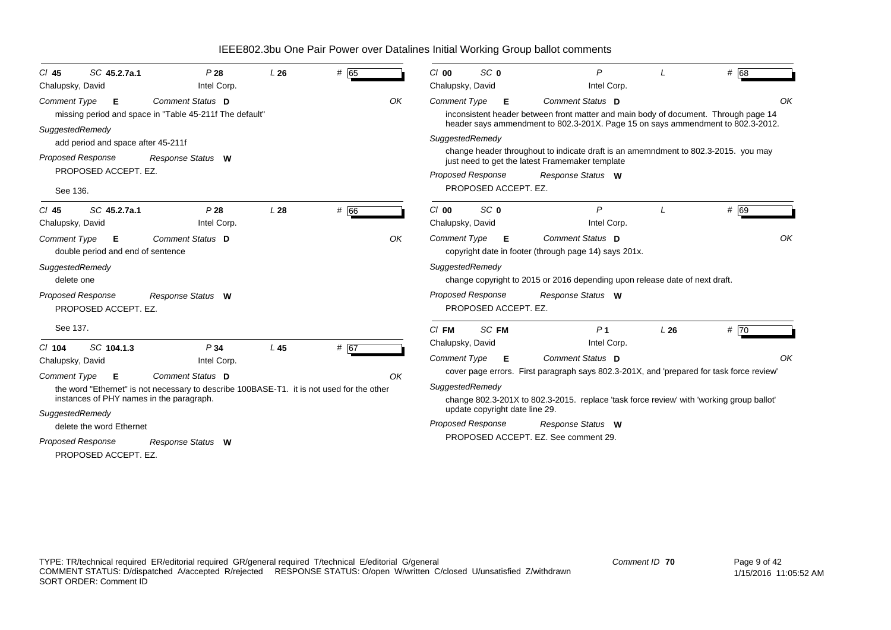# IEEE802.3bu One Pair Power over Datalines Initial Working Group ballot comments

**Cl** 45 **SC** 45.2.7a.1 **P** 28 **L** 26 **#** 65
Chalupsky, David — Intel Corp.

*Comment Type* **E** *Comment Status* **D** — OK

missing period and space in "Table 45-211f The default"

*SuggestedRemedy*

add period and space after 45-211f

*Proposed Response* — *Response Status* **W**

PROPOSED ACCEPT. EZ.

See 136.

---

**Cl** 45 **SC** 45.2.7a.1 **P** 28 **L** 28 **#** 66
Chalupsky, David — Intel Corp.

*Comment Type* **E** *Comment Status* **D** — OK

double period and end of sentence

*SuggestedRemedy*

delete one

*Proposed Response* — *Response Status* **W**

PROPOSED ACCEPT. EZ.

See 137.

---

**Cl** 104 **SC** 104.1.3 **P** 34 **L** 45 **#** 67
Chalupsky, David — Intel Corp.

*Comment Type* **E** *Comment Status* **D** — OK

the word "Ethernet" is not necessary to describe 100BASE-T1. it is not used for the other instances of PHY names in the paragraph.

*SuggestedRemedy*

delete the word Ethernet

*Proposed Response* — *Response Status* **W**

PROPOSED ACCEPT. EZ.

---

**Cl** 00 **SC** 0 **P** **L** **#** 68
Chalupsky, David — Intel Corp.

*Comment Type* **E** *Comment Status* **D** — OK

inconsistent header between front matter and main body of document. Through page 14 header says ammendment to 802.3-201X. Page 15 on says ammendment to 802.3-2012.

*SuggestedRemedy*

change header throughout to indicate draft is an amemndment to 802.3-2015. you may just need to get the latest Framemaker template

*Proposed Response* — *Response Status* **W**

PROPOSED ACCEPT. EZ.

---

**Cl** 00 **SC** 0 **P** **L** **#** 69
Chalupsky, David — Intel Corp.

*Comment Type* **E** *Comment Status* **D** — OK

copyright date in footer (through page 14) says 201x.

*SuggestedRemedy*

change copyright to 2015 or 2016 depending upon release date of next draft.

*Proposed Response* — *Response Status* **W**

PROPOSED ACCEPT. EZ.

---

**Cl** FM **SC** FM **P** 1 **L** 26 **#** 70
Chalupsky, David — Intel Corp.

*Comment Type* **E** *Comment Status* **D** — OK

cover page errors. First paragraph says 802.3-201X, and 'prepared for task force review'

*SuggestedRemedy*

change 802.3-201X to 802.3-2015. replace 'task force review' with 'working group ballot' update copyright date line 29.

*Proposed Response* — *Response Status* **W**

PROPOSED ACCEPT. EZ. See comment 29.

---

TYPE: TR/technical required ER/editorial required GR/general required T/technical E/editorial G/general
COMMENT STATUS: D/dispatched A/accepted R/rejected RESPONSE STATUS: O/open W/written C/closed U/unsatisfied Z/withdrawn
SORT ORDER: Comment ID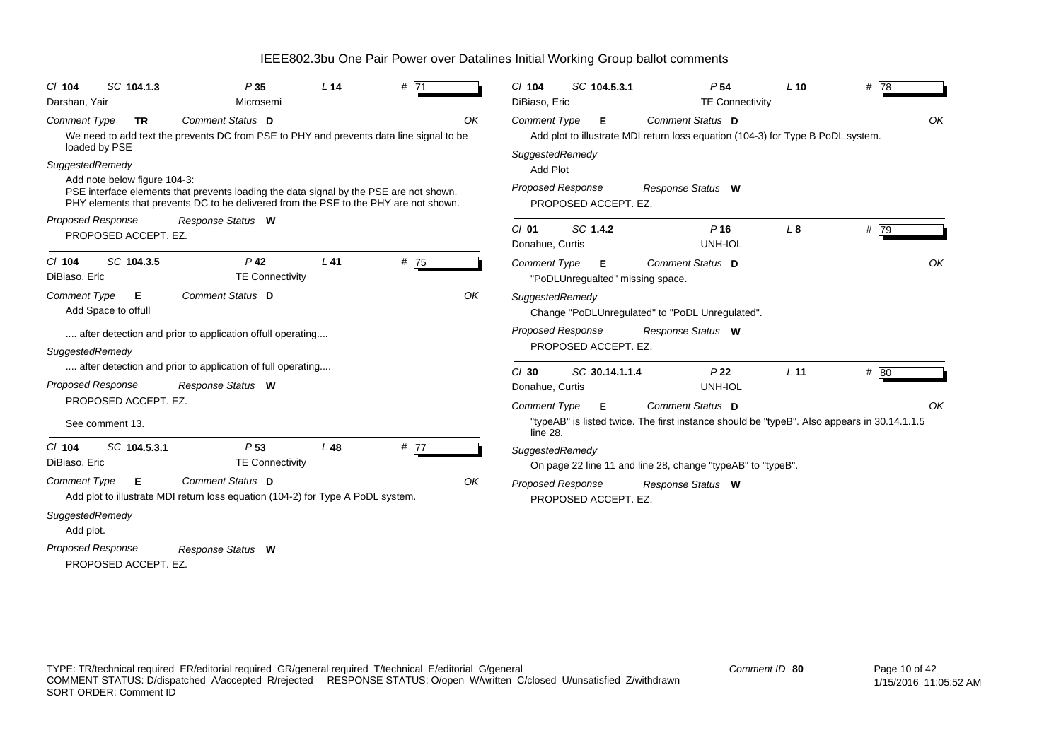# IEEE802.3bu One Pair Power over Datalines Initial Working Group ballot comments

---

*Cl* **104** *SC* **104.1.3** *P* **35** *L* **14** *#* **71**

Darshan, Yair — Microsemi

*Comment Type* **TR** *Comment Status* **D** OK

We need to add text the prevents DC from PSE to PHY and prevents data line signal to be loaded by PSE

*SuggestedRemedy*

Add note below figure 104-3:
PSE interface elements that prevents loading the data signal by the PSE are not shown.
PHY elements that prevents DC to be delivered from the PSE to the PHY are not shown.

*Proposed Response* *Response Status* **W**

PROPOSED ACCEPT. EZ.

---

*Cl* **104** *SC* **104.3.5** *P* **42** *L* **41** *#* **75**

DiBiaso, Eric — TE Connectivity

*Comment Type* **E** *Comment Status* **D** OK

Add Space to offull

.... after detection and prior to application offull operating....

*SuggestedRemedy*

.... after detection and prior to application of full operating....

*Proposed Response* *Response Status* **W**

PROPOSED ACCEPT. EZ.

See comment 13.

---

*Cl* **104** *SC* **104.5.3.1** *P* **53** *L* **48** *#* **77**

DiBiaso, Eric — TE Connectivity

*Comment Type* **E** *Comment Status* **D** OK

Add plot to illustrate MDI return loss equation (104-2) for Type A PoDL system.

*SuggestedRemedy*

Add plot.

*Proposed Response* *Response Status* **W**

PROPOSED ACCEPT. EZ.

---

*Cl* **104** *SC* **104.5.3.1** *P* **54** *L* **10** *#* **78**

DiBiaso, Eric — TE Connectivity

*Comment Type* **E** *Comment Status* **D** OK

Add plot to illustrate MDI return loss equation (104-3) for Type B PoDL system.

*SuggestedRemedy*

Add Plot

*Proposed Response* *Response Status* **W**

PROPOSED ACCEPT. EZ.

---

*Cl* **01** *SC* **1.4.2** *P* **16** *L* **8** *#* **79**

Donahue, Curtis — UNH-IOL

*Comment Type* **E** *Comment Status* **D** OK

"PoDLUnregualted" missing space.

*SuggestedRemedy*

Change "PoDLUnregulated" to "PoDL Unregulated".

*Proposed Response* *Response Status* **W**

PROPOSED ACCEPT. EZ.

---

*Cl* **30** *SC* **30.14.1.1.4** *P* **22** *L* **11** *#* **80**

Donahue, Curtis — UNH-IOL

*Comment Type* **E** *Comment Status* **D** OK

"typeAB" is listed twice. The first instance should be "typeB". Also appears in 30.14.1.1.5 line 28.

*SuggestedRemedy*

On page 22 line 11 and line 28, change "typeAB" to "typeB".

*Proposed Response* *Response Status* **W**

PROPOSED ACCEPT. EZ.

---

TYPE: TR/technical required ER/editorial required GR/general required T/technical E/editorial G/general
COMMENT STATUS: D/dispatched A/accepted R/rejected RESPONSE STATUS: O/open W/written C/closed U/unsatisfied Z/withdrawn
SORT ORDER: Comment ID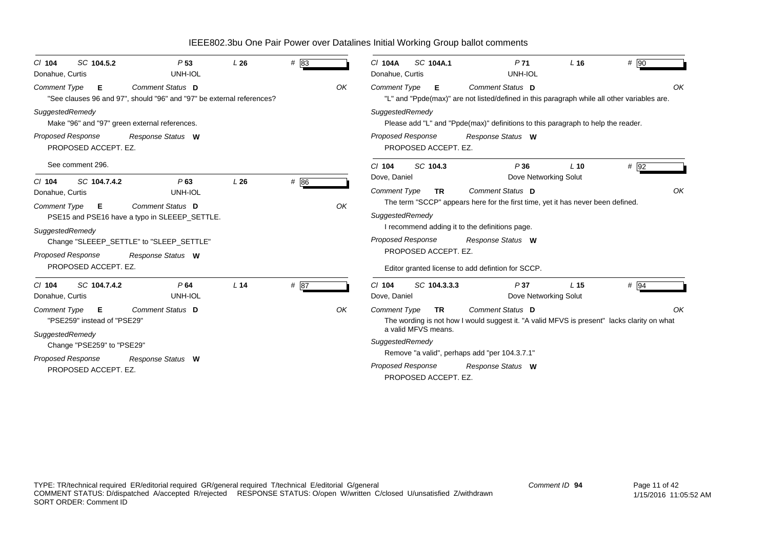# IEEE802.3bu One Pair Power over Datalines Initial Working Group ballot comments

---

Cl **104** SC **104.5.2** P **53** L **26** # **83**

Donahue, Curtis — UNH-IOL

*Comment Type* **E** *Comment Status* **D** OK

"See clauses 96 and 97", should "96" and "97" be external references?

*SuggestedRemedy*

Make "96" and "97" green external references.

*Proposed Response* *Response Status* **W**

PROPOSED ACCEPT. EZ.

See comment 296.

---

Cl **104** SC **104.7.4.2** P **63** L **26** # **86**

Donahue, Curtis — UNH-IOL

*Comment Type* **E** *Comment Status* **D** OK

PSE15 and PSE16 have a typo in SLEEEP_SETTLE.

*SuggestedRemedy*

Change "SLEEEP_SETTLE" to "SLEEP_SETTLE"

*Proposed Response* *Response Status* **W**

PROPOSED ACCEPT. EZ.

---

Cl **104** SC **104.7.4.2** P **64** L **14** # **87**

Donahue, Curtis — UNH-IOL

*Comment Type* **E** *Comment Status* **D** OK

"PSE259" instead of "PSE29"

*SuggestedRemedy*

Change "PSE259" to "PSE29"

*Proposed Response* *Response Status* **W**

PROPOSED ACCEPT. EZ.

---

Cl **104A** SC **104A.1** P **71** L **16** # **90**

Donahue, Curtis — UNH-IOL

*Comment Type* **E** *Comment Status* **D** OK

"L" and "Ppde(max)" are not listed/defined in this paragraph while all other variables are.

*SuggestedRemedy*

Please add "L" and "Ppde(max)" definitions to this paragraph to help the reader.

*Proposed Response* *Response Status* **W**

PROPOSED ACCEPT. EZ.

---

Cl **104** SC **104.3** P **36** L **10** # **92**

Dove, Daniel — Dove Networking Solut

*Comment Type* **TR** *Comment Status* **D** OK

The term "SCCP" appears here for the first time, yet it has never been defined.

*SuggestedRemedy*

I recommend adding it to the definitions page.

*Proposed Response* *Response Status* **W**

PROPOSED ACCEPT. EZ.

Editor granted license to add defintion for SCCP.

---

Cl **104** SC **104.3.3.3** P **37** L **15** # **94**

Dove, Daniel — Dove Networking Solut

*Comment Type* **TR** *Comment Status* **D** OK

The wording is not how I would suggest it. "A valid MFVS is present" lacks clarity on what a valid MFVS means.

*SuggestedRemedy*

Remove "a valid", perhaps add "per 104.3.7.1"

*Proposed Response* *Response Status* **W**

PROPOSED ACCEPT. EZ.

---

TYPE: TR/technical required ER/editorial required GR/general required T/technical E/editorial G/general
COMMENT STATUS: D/dispatched A/accepted R/rejected RESPONSE STATUS: O/open W/written C/closed U/unsatisfied Z/withdrawn
SORT ORDER: Comment ID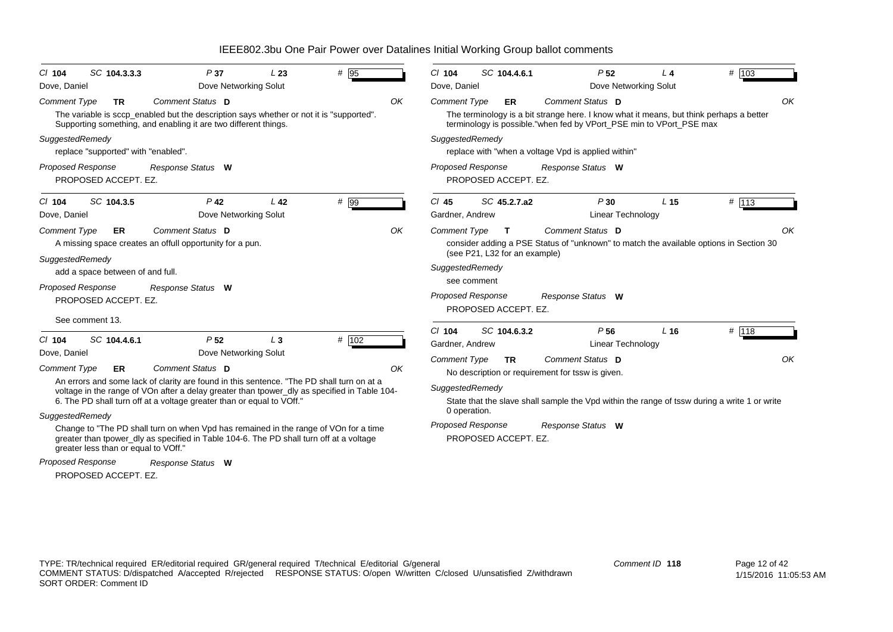# IEEE802.3bu One Pair Power over Datalines Initial Working Group ballot comments

**Cl** 104 **SC** 104.3.3.3 **P** 37 **L** 23 **#** 95
Dove, Daniel — Dove Networking Solut

*Comment Type* **TR** *Comment Status* **D** OK

The variable is sccp_enabled but the description says whether or not it is "supported". Supporting something, and enabling it are two different things.

*SuggestedRemedy*

replace "supported" with "enabled".

*Proposed Response* *Response Status* **W**

PROPOSED ACCEPT. EZ.

---

**Cl** 104 **SC** 104.3.5 **P** 42 **L** 42 **#** 99
Dove, Daniel — Dove Networking Solut

*Comment Type* **ER** *Comment Status* **D** OK

A missing space creates an offull opportunity for a pun.

*SuggestedRemedy*

add a space between of and full.

*Proposed Response* *Response Status* **W**

PROPOSED ACCEPT. EZ.

See comment 13.

---

**Cl** 104 **SC** 104.4.6.1 **P** 52 **L** 3 **#** 102
Dove, Daniel — Dove Networking Solut

*Comment Type* **ER** *Comment Status* **D** OK

An errors and some lack of clarity are found in this sentence. "The PD shall turn on at a voltage in the range of VOn after a delay greater than tpower_dly as specified in Table 104-6. The PD shall turn off at a voltage greater than or equal to VOff."

*SuggestedRemedy*

Change to "The PD shall turn on when Vpd has remained in the range of VOn for a time greater than tpower_dly as specified in Table 104-6. The PD shall turn off at a voltage greater less than or equal to VOff."

*Proposed Response* *Response Status* **W**

PROPOSED ACCEPT. EZ.

---

**Cl** 104 **SC** 104.4.6.1 **P** 52 **L** 4 **#** 103
Dove, Daniel — Dove Networking Solut

*Comment Type* **ER** *Comment Status* **D** OK

The terminology is a bit strange here. I know what it means, but think perhaps a better terminology is possible."when fed by VPort_PSE min to VPort_PSE max

*SuggestedRemedy*

replace with "when a voltage Vpd is applied within"

*Proposed Response* *Response Status* **W**

PROPOSED ACCEPT. EZ.

---

**Cl** 45 **SC** 45.2.7.a2 **P** 30 **L** 15 **#** 113
Gardner, Andrew — Linear Technology

*Comment Type* **T** *Comment Status* **D** OK

consider adding a PSE Status of "unknown" to match the available options in Section 30 (see P21, L32 for an example)

*SuggestedRemedy*

see comment

*Proposed Response* *Response Status* **W**

PROPOSED ACCEPT. EZ.

---

**Cl** 104 **SC** 104.6.3.2 **P** 56 **L** 16 **#** 118
Gardner, Andrew — Linear Technology

*Comment Type* **TR** *Comment Status* **D** OK

No description or requirement for tssw is given.

*SuggestedRemedy*

State that the slave shall sample the Vpd within the range of tssw during a write 1 or write 0 operation.

*Proposed Response* *Response Status* **W**

PROPOSED ACCEPT. EZ.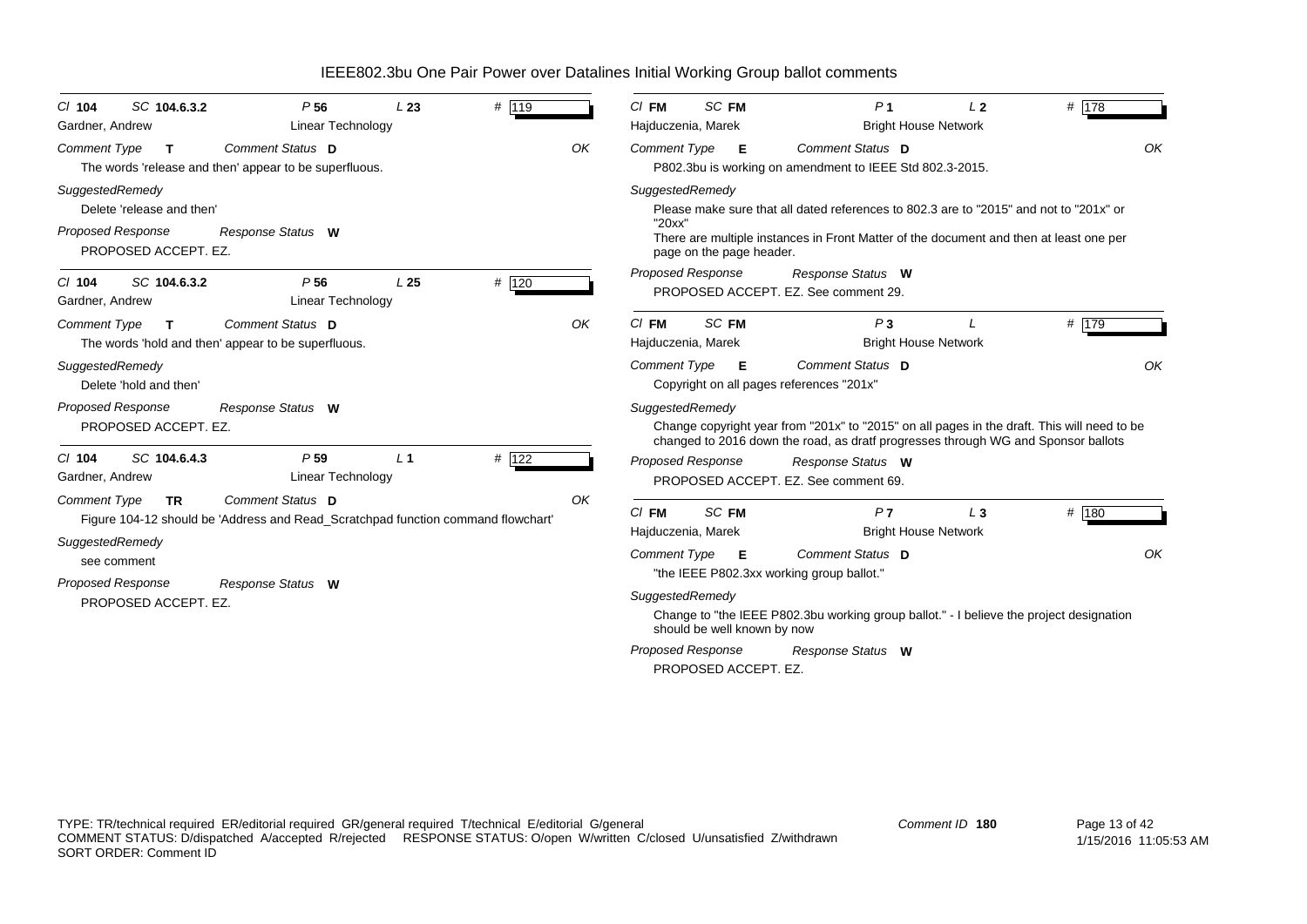# IEEE802.3bu One Pair Power over Datalines Initial Working Group ballot comments

Cl **104** SC **104.6.3.2** P **56** L **23** # 119

Gardner, Andrew — Linear Technology

*Comment Type* **T** *Comment Status* **D** OK

The words 'release and then' appear to be superfluous.

*SuggestedRemedy*

Delete 'release and then'

*Proposed Response* *Response Status* **W**

PROPOSED ACCEPT. EZ.

---

Cl **104** SC **104.6.3.2** P **56** L **25** # 120

Gardner, Andrew — Linear Technology

*Comment Type* **T** *Comment Status* **D** OK

The words 'hold and then' appear to be superfluous.

*SuggestedRemedy*

Delete 'hold and then'

*Proposed Response* *Response Status* **W**

PROPOSED ACCEPT. EZ.

---

Cl **104** SC **104.6.4.3** P **59** L **1** # 122

Gardner, Andrew — Linear Technology

*Comment Type* **TR** *Comment Status* **D** OK

Figure 104-12 should be 'Address and Read_Scratchpad function command flowchart'

*SuggestedRemedy*

see comment

*Proposed Response* *Response Status* **W**

PROPOSED ACCEPT. EZ.

---

Cl **FM** SC **FM** P **1** L **2** # 178

Hajduczenia, Marek — Bright House Network

*Comment Type* **E** *Comment Status* **D** OK

P802.3bu is working on amendment to IEEE Std 802.3-2015.

*SuggestedRemedy*

Please make sure that all dated references to 802.3 are to "2015" and not to "201x" or "20xx"

There are multiple instances in Front Matter of the document and then at least one per page on the page header.

*Proposed Response* *Response Status* **W**

PROPOSED ACCEPT. EZ. See comment 29.

---

Cl **FM** SC **FM** P **3** L # 179

Hajduczenia, Marek — Bright House Network

*Comment Type* **E** *Comment Status* **D** OK

Copyright on all pages references "201x"

*SuggestedRemedy*

Change copyright year from "201x" to "2015" on all pages in the draft. This will need to be changed to 2016 down the road, as dratf progresses through WG and Sponsor ballots

*Proposed Response* *Response Status* **W**

PROPOSED ACCEPT. EZ. See comment 69.

---

Cl **FM** SC **FM** P **7** L **3** # 180

Hajduczenia, Marek — Bright House Network

*Comment Type* **E** *Comment Status* **D** OK

"the IEEE P802.3xx working group ballot."

*SuggestedRemedy*

Change to "the IEEE P802.3bu working group ballot." - I believe the project designation should be well known by now

*Proposed Response* *Response Status* **W**

PROPOSED ACCEPT. EZ.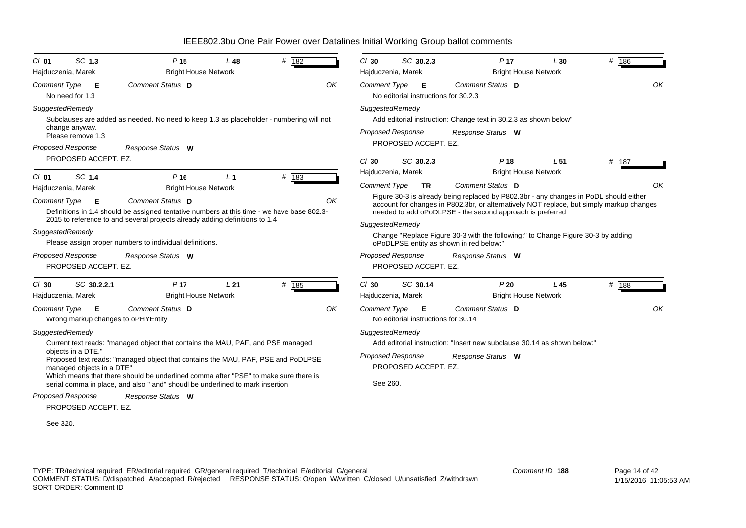# IEEE802.3bu One Pair Power over Datalines Initial Working Group ballot comments

**Cl** 01 **SC** 1.3 **P** 15 **L** 48 **#** 182
Hajduczenia, Marek — Bright House Network

*Comment Type* **E** *Comment Status* **D** OK

No need for 1.3

*SuggestedRemedy*

Subclauses are added as needed. No need to keep 1.3 as placeholder - numbering will not change anyway.
Please remove 1.3

*Proposed Response* *Response Status* **W**

PROPOSED ACCEPT. EZ.

---

**Cl** 01 **SC** 1.4 **P** 16 **L** 1 **#** 183
Hajduczenia, Marek — Bright House Network

*Comment Type* **E** *Comment Status* **D** OK

Definitions in 1.4 should be assigned tentative numbers at this time - we have base 802.3-2015 to reference to and several projects already adding definitions to 1.4

*SuggestedRemedy*

Please assign proper numbers to individual definitions.

*Proposed Response* *Response Status* **W**

PROPOSED ACCEPT. EZ.

---

**Cl** 30 **SC** 30.2.2.1 **P** 17 **L** 21 **#** 185
Hajduczenia, Marek — Bright House Network

*Comment Type* **E** *Comment Status* **D** OK

Wrong markup changes to oPHYEntity

*SuggestedRemedy*

Current text reads: "managed object that contains the MAU, PAF, and PSE managed objects in a DTE."
Proposed text reads: "managed object that contains the MAU, PAF, PSE and PoDLPSE managed objects in a DTE"
Which means that there should be underlined comma after "PSE" to make sure there is serial comma in place, and also " and" shoudl be underlined to mark insertion

*Proposed Response* *Response Status* **W**

PROPOSED ACCEPT. EZ.

See 320.

---

**Cl** 30 **SC** 30.2.3 **P** 17 **L** 30 **#** 186
Hajduczenia, Marek — Bright House Network

*Comment Type* **E** *Comment Status* **D** OK

No editorial instructions for 30.2.3

*SuggestedRemedy*

Add editorial instruction: Change text in 30.2.3 as shown below"

*Proposed Response* *Response Status* **W**

PROPOSED ACCEPT. EZ.

---

**Cl** 30 **SC** 30.2.3 **P** 18 **L** 51 **#** 187
Hajduczenia, Marek — Bright House Network

*Comment Type* **TR** *Comment Status* **D** OK

Figure 30-3 is already being replaced by P802.3br - any changes in PoDL should either account for changes in P802.3br, or alternatively NOT replace, but simply markup changes needed to add oPoDLPSE - the second approach is preferred

*SuggestedRemedy*

Change "Replace Figure 30-3 with the following:" to Change Figure 30-3 by adding oPoDLPSE entity as shown in red below:"

*Proposed Response* *Response Status* **W**

PROPOSED ACCEPT. EZ.

---

**Cl** 30 **SC** 30.14 **P** 20 **L** 45 **#** 188
Hajduczenia, Marek — Bright House Network

*Comment Type* **E** *Comment Status* **D** OK

No editorial instructions for 30.14

*SuggestedRemedy*

Add editorial instruction: "Insert new subclause 30.14 as shown below:"

*Proposed Response* *Response Status* **W**

PROPOSED ACCEPT. EZ.

See 260.

---

TYPE: TR/technical required ER/editorial required GR/general required T/technical E/editorial G/general
COMMENT STATUS: D/dispatched A/accepted R/rejected RESPONSE STATUS: O/open W/written C/closed U/unsatisfied Z/withdrawn
SORT ORDER: Comment ID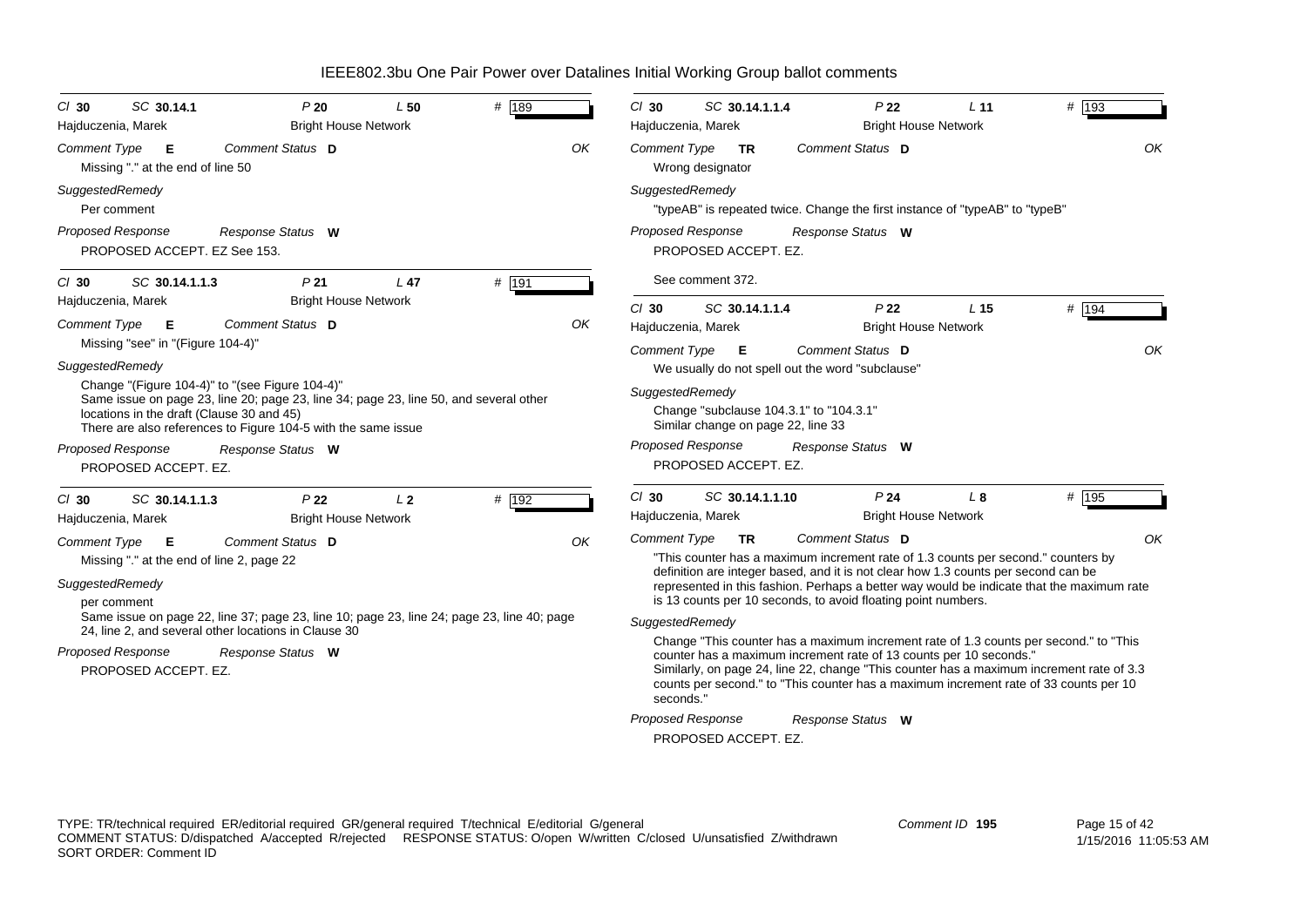# IEEE802.3bu One Pair Power over Datalines Initial Working Group ballot comments

---

*Cl* **30** *SC* **30.14.1** *P* **20** *L* **50** # **189**

Hajduczenia, Marek — Bright House Network

*Comment Type* **E** *Comment Status* **D** *OK*

Missing "." at the end of line 50

*SuggestedRemedy*

Per comment

*Proposed Response* *Response Status* **W**

PROPOSED ACCEPT. EZ See 153.

---

*Cl* **30** *SC* **30.14.1.1.3** *P* **21** *L* **47** # **191**

Hajduczenia, Marek — Bright House Network

*Comment Type* **E** *Comment Status* **D** *OK*

Missing "see" in "(Figure 104-4)"

*SuggestedRemedy*

Change "(Figure 104-4)" to "(see Figure 104-4)"
Same issue on page 23, line 20; page 23, line 34; page 23, line 50, and several other locations in the draft (Clause 30 and 45)
There are also references to Figure 104-5 with the same issue

*Proposed Response* *Response Status* **W**

PROPOSED ACCEPT. EZ.

---

*Cl* **30** *SC* **30.14.1.1.3** *P* **22** *L* **2** # **192**

Hajduczenia, Marek — Bright House Network

*Comment Type* **E** *Comment Status* **D** *OK*

Missing "." at the end of line 2, page 22

*SuggestedRemedy*

per comment
Same issue on page 22, line 37; page 23, line 10; page 23, line 24; page 23, line 40; page 24, line 2, and several other locations in Clause 30

*Proposed Response* *Response Status* **W**

PROPOSED ACCEPT. EZ.

---

*Cl* **30** *SC* **30.14.1.1.4** *P* **22** *L* **11** # **193**

Hajduczenia, Marek — Bright House Network

*Comment Type* **TR** *Comment Status* **D** *OK*

Wrong designator

*SuggestedRemedy*

"typeAB" is repeated twice. Change the first instance of "typeAB" to "typeB"

*Proposed Response* *Response Status* **W**

PROPOSED ACCEPT. EZ.

See comment 372.

---

*Cl* **30** *SC* **30.14.1.1.4** *P* **22** *L* **15** # **194**

Hajduczenia, Marek — Bright House Network

*Comment Type* **E** *Comment Status* **D** *OK*

We usually do not spell out the word "subclause"

*SuggestedRemedy*

Change "subclause 104.3.1" to "104.3.1"
Similar change on page 22, line 33

*Proposed Response* *Response Status* **W**

PROPOSED ACCEPT. EZ.

---

*Cl* **30** *SC* **30.14.1.1.10** *P* **24** *L* **8** # **195**

Hajduczenia, Marek — Bright House Network

*Comment Type* **TR** *Comment Status* **D** *OK*

"This counter has a maximum increment rate of 1.3 counts per second." counters by definition are integer based, and it is not clear how 1.3 counts per second can be represented in this fashion. Perhaps a better way would be indicate that the maximum rate is 13 counts per 10 seconds, to avoid floating point numbers.

*SuggestedRemedy*

Change "This counter has a maximum increment rate of 1.3 counts per second." to "This counter has a maximum increment rate of 13 counts per 10 seconds."
Similarly, on page 24, line 22, change "This counter has a maximum increment rate of 3.3 counts per second." to "This counter has a maximum increment rate of 33 counts per 10 seconds."

*Proposed Response* *Response Status* **W**

PROPOSED ACCEPT. EZ.

---

TYPE: TR/technical required ER/editorial required GR/general required T/technical E/editorial G/general
COMMENT STATUS: D/dispatched A/accepted R/rejected RESPONSE STATUS: O/open W/written C/closed U/unsatisfied Z/withdrawn
SORT ORDER: Comment ID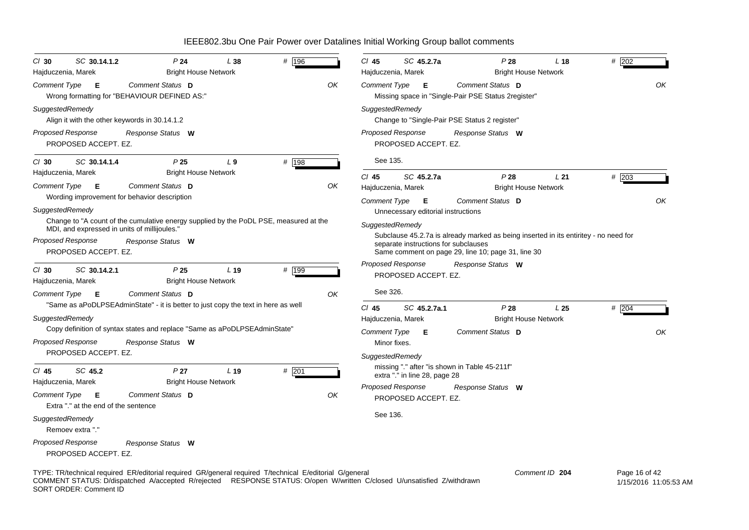# IEEE802.3bu One Pair Power over Datalines Initial Working Group ballot comments

---

**Cl** 30 **SC** 30.14.1.2 **P** 24 **L** 38 **#** 196
Hajduczenia, Marek — Bright House Network

*Comment Type* **E** *Comment Status* **D** OK

Wrong formatting for "BEHAVIOUR DEFINED AS:"

*SuggestedRemedy*

Align it with the other keywords in 30.14.1.2

*Proposed Response* *Response Status* **W**

PROPOSED ACCEPT. EZ.

---

**Cl** 30 **SC** 30.14.1.4 **P** 25 **L** 9 **#** 198
Hajduczenia, Marek — Bright House Network

*Comment Type* **E** *Comment Status* **D** OK

Wording improvement for behavior description

*SuggestedRemedy*

Change to "A count of the cumulative energy supplied by the PoDL PSE, measured at the MDI, and expressed in units of millijoules."

*Proposed Response* *Response Status* **W**

PROPOSED ACCEPT. EZ.

---

**Cl** 30 **SC** 30.14.2.1 **P** 25 **L** 19 **#** 199
Hajduczenia, Marek — Bright House Network

*Comment Type* **E** *Comment Status* **D** OK

"Same as aPoDLPSEAdminState" - it is better to just copy the text in here as well

*SuggestedRemedy*

Copy definition of syntax states and replace "Same as aPoDLPSEAdminState"

*Proposed Response* *Response Status* **W**

PROPOSED ACCEPT. EZ.

---

**Cl** 45 **SC** 45.2 **P** 27 **L** 19 **#** 201
Hajduczenia, Marek — Bright House Network

*Comment Type* **E** *Comment Status* **D** OK

Extra "." at the end of the sentence

*SuggestedRemedy*

Remoev extra "."

*Proposed Response* *Response Status* **W**

PROPOSED ACCEPT. EZ.

---

**Cl** 45 **SC** 45.2.7a **P** 28 **L** 18 **#** 202
Hajduczenia, Marek — Bright House Network

*Comment Type* **E** *Comment Status* **D** OK

Missing space in "Single-Pair PSE Status 2register"

*SuggestedRemedy*

Change to "Single-Pair PSE Status 2 register"

*Proposed Response* *Response Status* **W**

PROPOSED ACCEPT. EZ.

See 135.

---

**Cl** 45 **SC** 45.2.7a **P** 28 **L** 21 **#** 203
Hajduczenia, Marek — Bright House Network

*Comment Type* **E** *Comment Status* **D** OK

Unnecessary editorial instructions

*SuggestedRemedy*

Subclause 45.2.7a is already marked as being inserted in its entirity - no need for separate instructions for subclauses
Same comment on page 29, line 10; page 31, line 30

*Proposed Response* *Response Status* **W**

PROPOSED ACCEPT. EZ.

See 326.

---

**Cl** 45 **SC** 45.2.7a.1 **P** 28 **L** 25 **#** 204
Hajduczenia, Marek — Bright House Network

*Comment Type* **E** *Comment Status* **D** OK

Minor fixes.

*SuggestedRemedy*

missing "." after "is shown in Table 45-211f"
extra "." in line 28, page 28

*Proposed Response* *Response Status* **W**

PROPOSED ACCEPT. EZ.

See 136.

---

TYPE: TR/technical required ER/editorial required GR/general required T/technical E/editorial G/general
COMMENT STATUS: D/dispatched A/accepted R/rejected RESPONSE STATUS: O/open W/written C/closed U/unsatisfied Z/withdrawn
SORT ORDER: Comment ID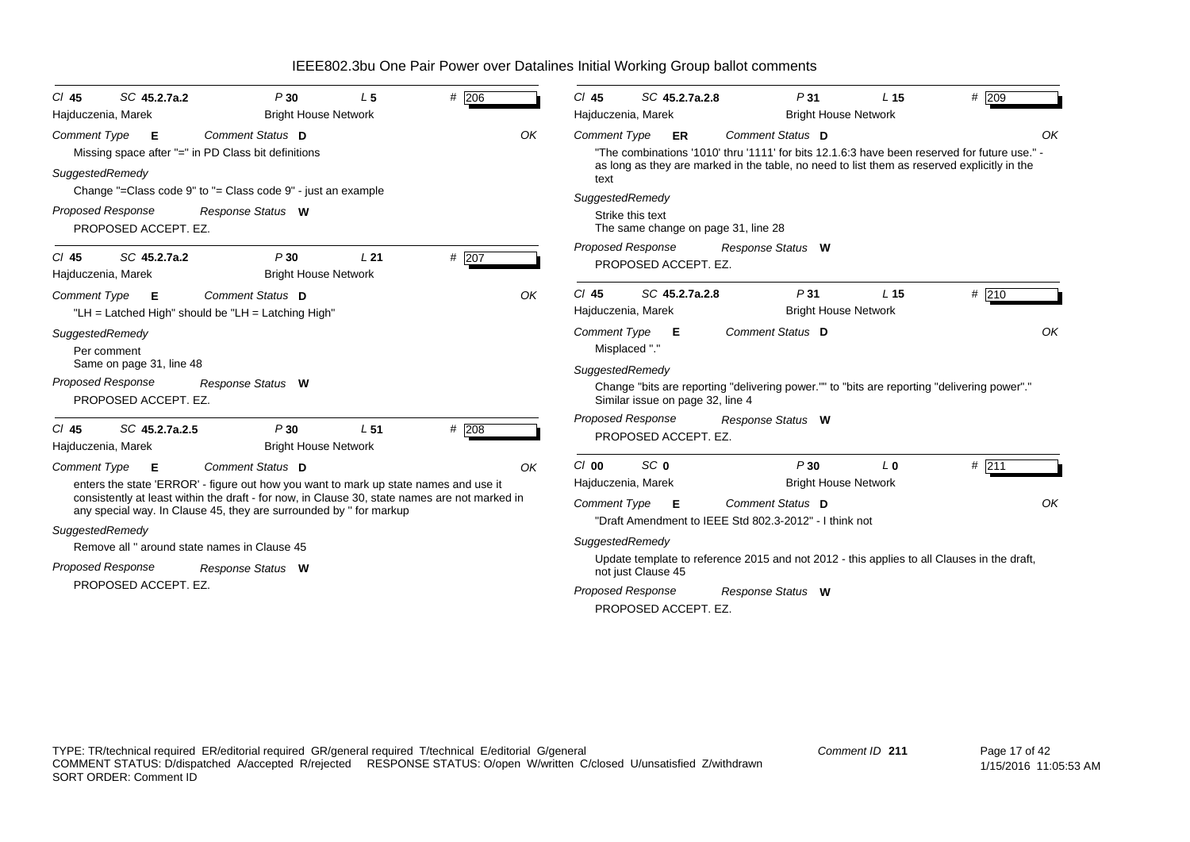# IEEE802.3bu One Pair Power over Datalines Initial Working Group ballot comments

**Cl** 45 **SC** 45.2.7a.2 **P** 30 **L** 5 **#** 206

Hajduczenia, Marek — Bright House Network

*Comment Type* **E** *Comment Status* **D** OK

Missing space after "=" in PD Class bit definitions

*SuggestedRemedy*

Change "=Class code 9" to "= Class code 9" - just an example

*Proposed Response* *Response Status* **W**

PROPOSED ACCEPT. EZ.

---

**Cl** 45 **SC** 45.2.7a.2 **P** 30 **L** 21 **#** 207

Hajduczenia, Marek — Bright House Network

*Comment Type* **E** *Comment Status* **D** OK

"LH = Latched High" should be "LH = Latching High"

*SuggestedRemedy*

Per comment
Same on page 31, line 48

*Proposed Response* *Response Status* **W**

PROPOSED ACCEPT. EZ.

---

**Cl** 45 **SC** 45.2.7a.2.5 **P** 30 **L** 51 **#** 208

Hajduczenia, Marek — Bright House Network

*Comment Type* **E** *Comment Status* **D** OK

enters the state 'ERROR' - figure out how you want to mark up state names and use it consistently at least within the draft - for now, in Clause 30, state names are not marked in any special way. In Clause 45, they are surrounded by '' for markup

*SuggestedRemedy*

Remove all '' around state names in Clause 45

*Proposed Response* *Response Status* **W**

PROPOSED ACCEPT. EZ.

---

**Cl** 45 **SC** 45.2.7a.2.8 **P** 31 **L** 15 **#** 209

Hajduczenia, Marek — Bright House Network

*Comment Type* **ER** *Comment Status* **D** OK

"The combinations '1010' thru '1111' for bits 12.1.6:3 have been reserved for future use." - as long as they are marked in the table, no need to list them as reserved explicitly in the text

*SuggestedRemedy*

Strike this text
The same change on page 31, line 28

*Proposed Response* *Response Status* **W**

PROPOSED ACCEPT. EZ.

---

**Cl** 45 **SC** 45.2.7a.2.8 **P** 31 **L** 15 **#** 210

Hajduczenia, Marek — Bright House Network

*Comment Type* **E** *Comment Status* **D** OK

Misplaced "."

*SuggestedRemedy*

Change "bits are reporting "delivering power."" to "bits are reporting "delivering power"."
Similar issue on page 32, line 4

*Proposed Response* *Response Status* **W**

PROPOSED ACCEPT. EZ.

---

**Cl** 00 **SC** 0 **P** 30 **L** 0 **#** 211

Hajduczenia, Marek — Bright House Network

*Comment Type* **E** *Comment Status* **D** OK

"Draft Amendment to IEEE Std 802.3-2012" - I think not

*SuggestedRemedy*

Update template to reference 2015 and not 2012 - this applies to all Clauses in the draft, not just Clause 45

*Proposed Response* *Response Status* **W**

PROPOSED ACCEPT. EZ.

---

TYPE: TR/technical required ER/editorial required GR/general required T/technical E/editorial G/general
COMMENT STATUS: D/dispatched A/accepted R/rejected RESPONSE STATUS: O/open W/written C/closed U/unsatisfied Z/withdrawn
SORT ORDER: Comment ID

Comment ID **211**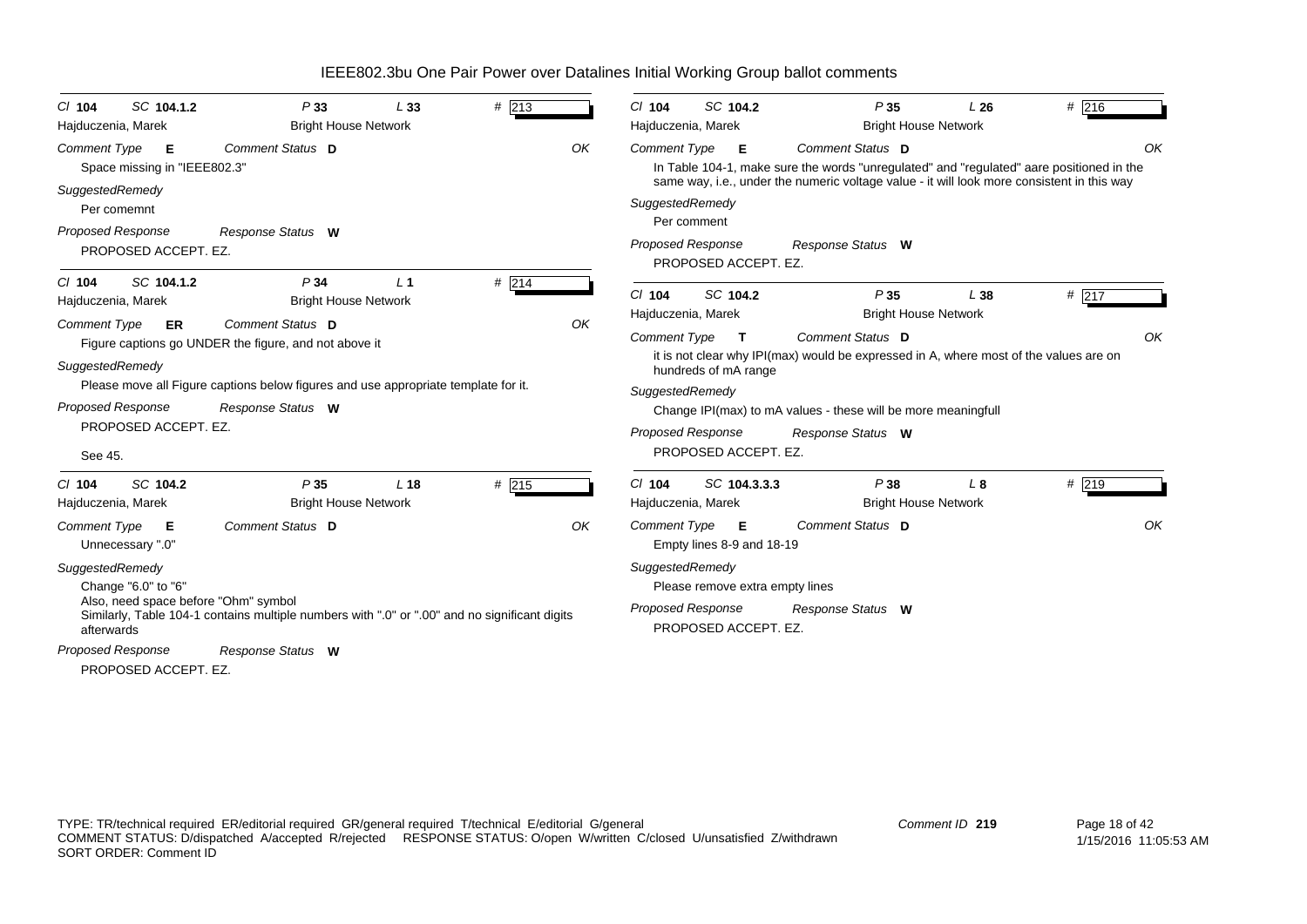# IEEE802.3bu One Pair Power over Datalines Initial Working Group ballot comments

---

**Cl** 104 **SC** 104.1.2 **P** 33 **L** 33 **#** 213

Hajduczenia, Marek — Bright House Network

**Comment Type** E **Comment Status** D **OK**

Space missing in "IEEE802.3"

**SuggestedRemedy**

Per comemnt

**Proposed Response** **Response Status** W

PROPOSED ACCEPT. EZ.

---

**Cl** 104 **SC** 104.1.2 **P** 34 **L** 1 **#** 214

Hajduczenia, Marek — Bright House Network

**Comment Type** ER **Comment Status** D **OK**

Figure captions go UNDER the figure, and not above it

**SuggestedRemedy**

Please move all Figure captions below figures and use appropriate template for it.

**Proposed Response** **Response Status** W

PROPOSED ACCEPT. EZ.

See 45.

---

**Cl** 104 **SC** 104.2 **P** 35 **L** 18 **#** 215

Hajduczenia, Marek — Bright House Network

**Comment Type** E **Comment Status** D **OK**

Unnecessary ".0"

**SuggestedRemedy**

Change "6.0" to "6"

Also, need space before "Ohm" symbol

Similarly, Table 104-1 contains multiple numbers with ".0" or ".00" and no significant digits afterwards

**Proposed Response** **Response Status** W

PROPOSED ACCEPT. EZ.

---

**Cl** 104 **SC** 104.2 **P** 35 **L** 26 **#** 216

Hajduczenia, Marek — Bright House Network

**Comment Type** E **Comment Status** D **OK**

In Table 104-1, make sure the words "unregulated" and "regulated" aare positioned in the same way, i.e., under the numeric voltage value - it will look more consistent in this way

**SuggestedRemedy**

Per comment

**Proposed Response** **Response Status** W

PROPOSED ACCEPT. EZ.

---

**Cl** 104 **SC** 104.2 **P** 35 **L** 38 **#** 217

Hajduczenia, Marek — Bright House Network

**Comment Type** T **Comment Status** D **OK**

it is not clear why IPI(max) would be expressed in A, where most of the values are on hundreds of mA range

**SuggestedRemedy**

Change IPI(max) to mA values - these will be more meaningfull

**Proposed Response** **Response Status** W

PROPOSED ACCEPT. EZ.

---

**Cl** 104 **SC** 104.3.3.3 **P** 38 **L** 8 **#** 219

Hajduczenia, Marek — Bright House Network

**Comment Type** E **Comment Status** D **OK**

Empty lines 8-9 and 18-19

**SuggestedRemedy**

Please remove extra empty lines

**Proposed Response** **Response Status** W

PROPOSED ACCEPT. EZ.

---

TYPE: TR/technical required ER/editorial required GR/general required T/technical E/editorial G/general
COMMENT STATUS: D/dispatched A/accepted R/rejected RESPONSE STATUS: O/open W/written C/closed U/unsatisfied Z/withdrawn
SORT ORDER: Comment ID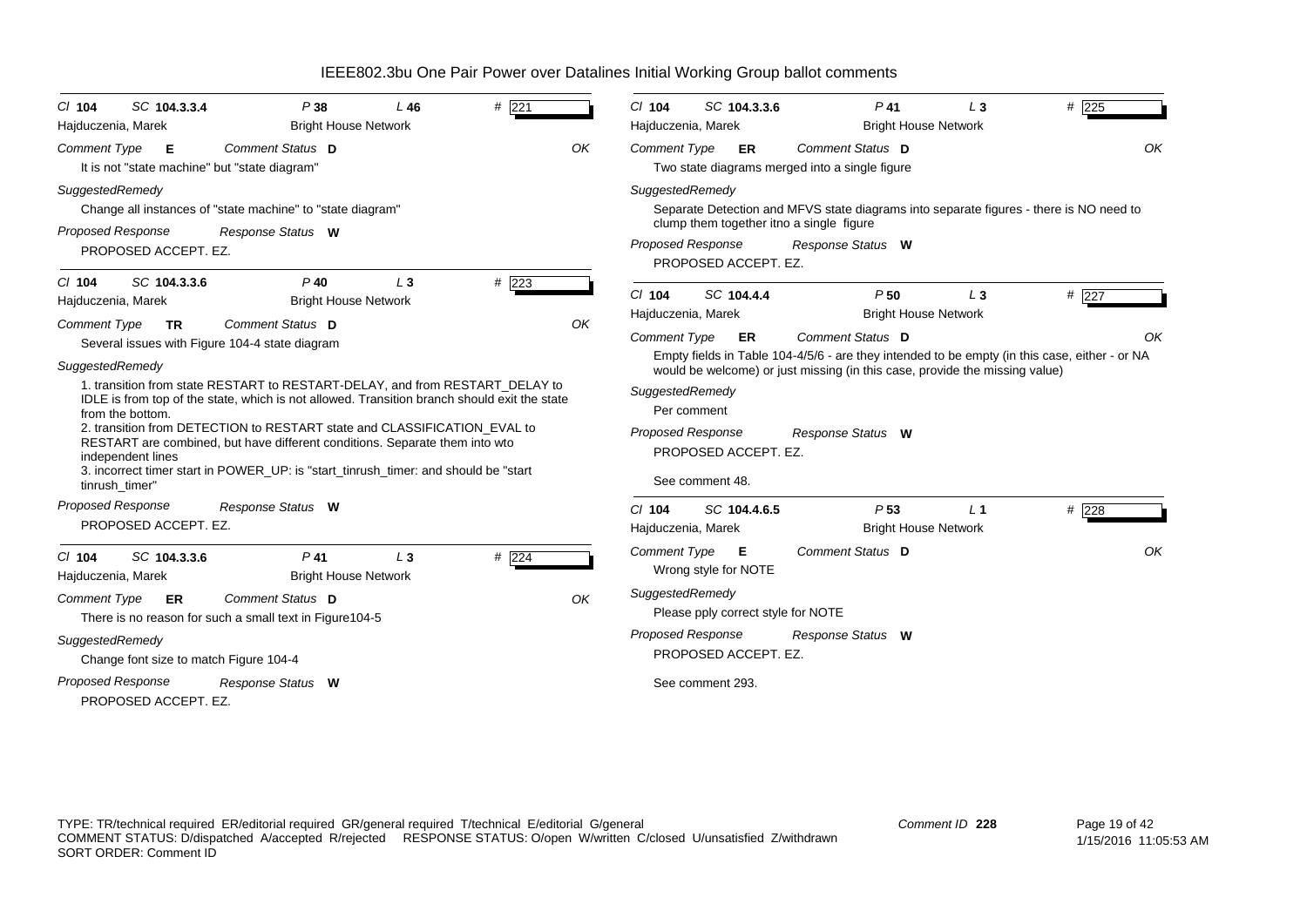# IEEE802.3bu One Pair Power over Datalines Initial Working Group ballot comments

---

**Cl** 104 **SC** 104.3.3.4 **P** 38 **L** 46 **#** 221

Hajduczenia, Marek — Bright House Network

*Comment Type* **E** *Comment Status* **D** OK

It is not "state machine" but "state diagram"

*SuggestedRemedy*

Change all instances of "state machine" to "state diagram"

*Proposed Response* *Response Status* **W**

PROPOSED ACCEPT. EZ.

---

**Cl** 104 **SC** 104.3.3.6 **P** 40 **L** 3 **#** 223

Hajduczenia, Marek — Bright House Network

*Comment Type* **TR** *Comment Status* **D** OK

Several issues with Figure 104-4 state diagram

*SuggestedRemedy*

1. transition from state RESTART to RESTART-DELAY, and from RESTART_DELAY to IDLE is from top of the state, which is not allowed. Transition branch should exit the state from the bottom.
2. transition from DETECTION to RESTART state and CLASSIFICATION_EVAL to RESTART are combined, but have different conditions. Separate them into wto independent lines
3. incorrect timer start in POWER_UP: is "start_tinrush_timer: and should be "start tinrush_timer"

*Proposed Response* *Response Status* **W**

PROPOSED ACCEPT. EZ.

---

**Cl** 104 **SC** 104.3.3.6 **P** 41 **L** 3 **#** 224

Hajduczenia, Marek — Bright House Network

*Comment Type* **ER** *Comment Status* **D** OK

There is no reason for such a small text in Figure104-5

*SuggestedRemedy*

Change font size to match Figure 104-4

*Proposed Response* *Response Status* **W**

PROPOSED ACCEPT. EZ.

---

**Cl** 104 **SC** 104.3.3.6 **P** 41 **L** 3 **#** 225

Hajduczenia, Marek — Bright House Network

*Comment Type* **ER** *Comment Status* **D** OK

Two state diagrams merged into a single figure

*SuggestedRemedy*

Separate Detection and MFVS state diagrams into separate figures - there is NO need to clump them together itno a single figure

*Proposed Response* *Response Status* **W**

PROPOSED ACCEPT. EZ.

---

**Cl** 104 **SC** 104.4.4 **P** 50 **L** 3 **#** 227

Hajduczenia, Marek — Bright House Network

*Comment Type* **ER** *Comment Status* **D** OK

Empty fields in Table 104-4/5/6 - are they intended to be empty (in this case, either - or NA would be welcome) or just missing (in this case, provide the missing value)

*SuggestedRemedy*

Per comment

*Proposed Response* *Response Status* **W**

PROPOSED ACCEPT. EZ.

See comment 48.

---

**Cl** 104 **SC** 104.4.6.5 **P** 53 **L** 1 **#** 228

Hajduczenia, Marek — Bright House Network

*Comment Type* **E** *Comment Status* **D** OK

Wrong style for NOTE

*SuggestedRemedy*

Please pply correct style for NOTE

*Proposed Response* *Response Status* **W**

PROPOSED ACCEPT. EZ.

See comment 293.

---

TYPE: TR/technical required ER/editorial required GR/general required T/technical E/editorial G/general
COMMENT STATUS: D/dispatched A/accepted R/rejected RESPONSE STATUS: O/open W/written C/closed U/unsatisfied Z/withdrawn
SORT ORDER: Comment ID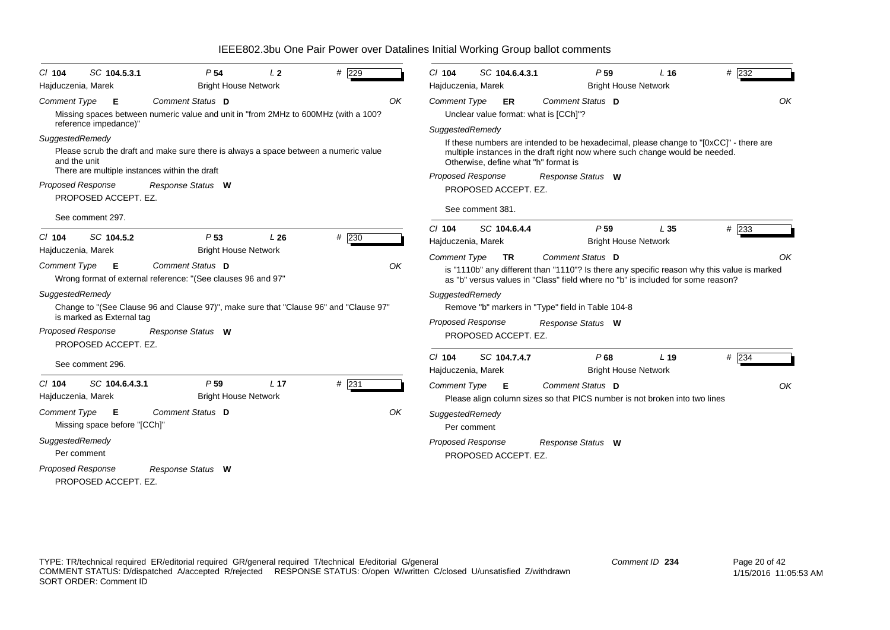# IEEE802.3bu One Pair Power over Datalines Initial Working Group ballot comments

**Cl 104 SC 104.5.3.1 P 54 L 2 # 229**

Hajduczenia, Marek — Bright House Network

*Comment Type* **E** *Comment Status* **D** OK

Missing spaces between numeric value and unit in "from 2MHz to 600MHz (with a 100? reference impedance)"

*SuggestedRemedy*

Please scrub the draft and make sure there is always a space between a numeric value and the unit
There are multiple instances within the draft

*Proposed Response* *Response Status* **W**

PROPOSED ACCEPT. EZ.

See comment 297.

---

**Cl 104 SC 104.5.2 P 53 L 26 # 230**

Hajduczenia, Marek — Bright House Network

*Comment Type* **E** *Comment Status* **D** OK

Wrong format of external reference: "(See clauses 96 and 97"

*SuggestedRemedy*

Change to "(See Clause 96 and Clause 97)", make sure that "Clause 96" and "Clause 97" is marked as External tag

*Proposed Response* *Response Status* **W**

PROPOSED ACCEPT. EZ.

See comment 296.

---

**Cl 104 SC 104.6.4.3.1 P 59 L 17 # 231**

Hajduczenia, Marek — Bright House Network

*Comment Type* **E** *Comment Status* **D** OK

Missing space before "[CCh]"

*SuggestedRemedy*

Per comment

*Proposed Response* *Response Status* **W**

PROPOSED ACCEPT. EZ.

---

**Cl 104 SC 104.6.4.3.1 P 59 L 16 # 232**

Hajduczenia, Marek — Bright House Network

*Comment Type* **ER** *Comment Status* **D** OK

Unclear value format: what is [CCh]"?

*SuggestedRemedy*

If these numbers are intended to be hexadecimal, please change to "[0xCC]" - there are multiple instances in the draft right now where such change would be needed.
Otherwise, define what "h" format is

*Proposed Response* *Response Status* **W**

PROPOSED ACCEPT. EZ.

See comment 381.

---

**Cl 104 SC 104.6.4.4 P 59 L 35 # 233**

Hajduczenia, Marek — Bright House Network

*Comment Type* **TR** *Comment Status* **D** OK

is "1110b" any different than "1110"? Is there any specific reason why this value is marked as "b" versus values in "Class" field where no "b" is included for some reason?

*SuggestedRemedy*

Remove "b" markers in "Type" field in Table 104-8

*Proposed Response* *Response Status* **W**

PROPOSED ACCEPT. EZ.

---

**Cl 104 SC 104.7.4.7 P 68 L 19 # 234**

Hajduczenia, Marek — Bright House Network

*Comment Type* **E** *Comment Status* **D** OK

Please align column sizes so that PICS number is not broken into two lines

*SuggestedRemedy*

Per comment

*Proposed Response* *Response Status* **W**

PROPOSED ACCEPT. EZ.

---

TYPE: TR/technical required ER/editorial required GR/general required T/technical E/editorial G/general
COMMENT STATUS: D/dispatched A/accepted R/rejected RESPONSE STATUS: O/open W/written C/closed U/unsatisfied Z/withdrawn
SORT ORDER: Comment ID

Comment ID **234**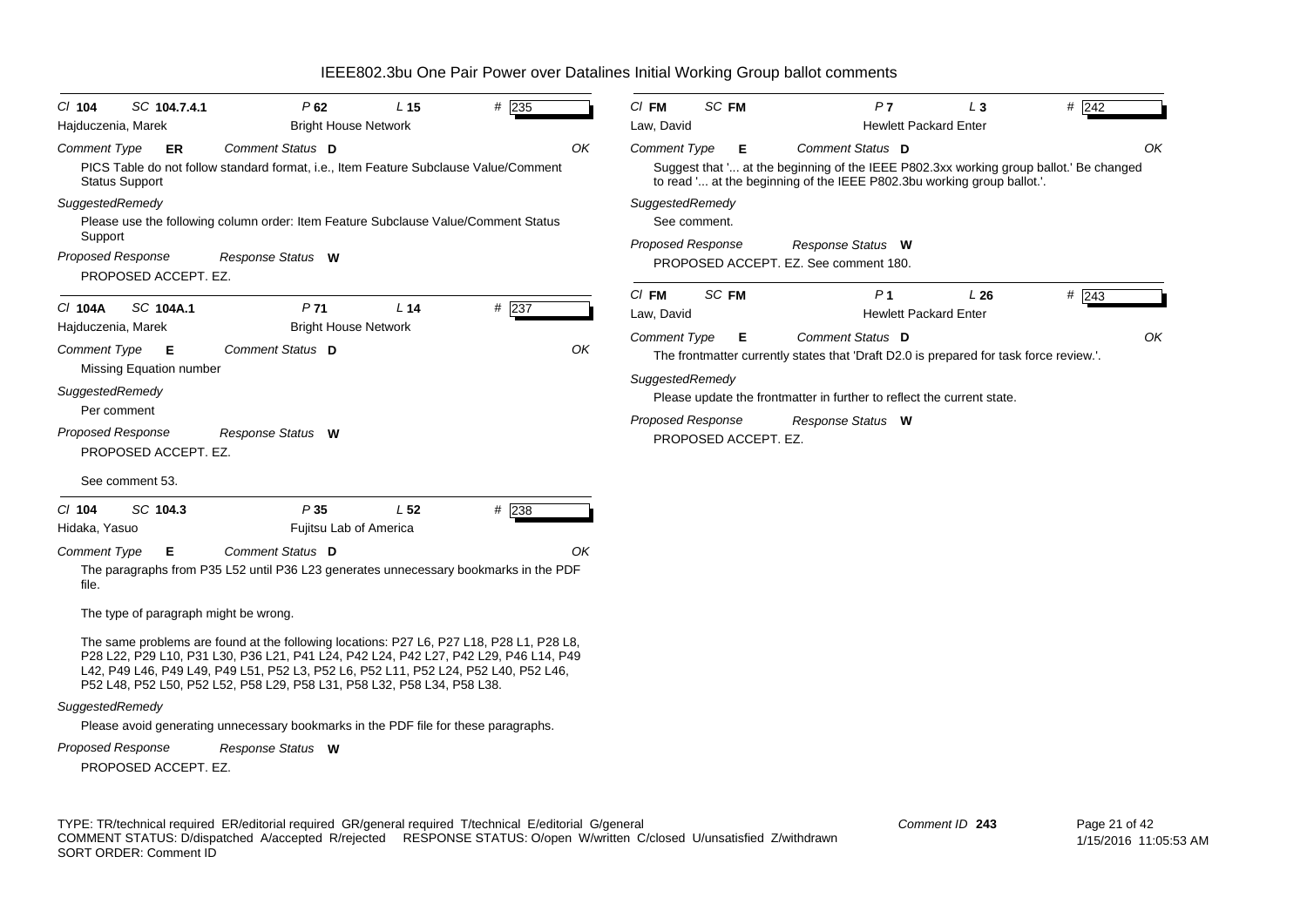# IEEE802.3bu One Pair Power over Datalines Initial Working Group ballot comments

**Cl** 104 **SC** 104.7.4.1 **P** 62 **L** 15 **#** 235
Hajduczenia, Marek — Bright House Network
*Comment Type* **ER** *Comment Status* **D** *OK*
PICS Table do not follow standard format, i.e., Item Feature Subclause Value/Comment Status Support
*SuggestedRemedy*
Please use the following column order: Item Feature Subclause Value/Comment Status Support
*Proposed Response* *Response Status* **W**
PROPOSED ACCEPT. EZ.

---

**Cl** 104A **SC** 104A.1 **P** 71 **L** 14 **#** 237
Hajduczenia, Marek — Bright House Network
*Comment Type* **E** *Comment Status* **D** *OK*
Missing Equation number
*SuggestedRemedy*
Per comment
*Proposed Response* *Response Status* **W**
PROPOSED ACCEPT. EZ.

See comment 53.

---

**Cl** 104 **SC** 104.3 **P** 35 **L** 52 **#** 238
Hidaka, Yasuo — Fujitsu Lab of America
*Comment Type* **E** *Comment Status* **D** *OK*
The paragraphs from P35 L52 until P36 L23 generates unnecessary bookmarks in the PDF file.

The type of paragraph might be wrong.

The same problems are found at the following locations: P27 L6, P27 L18, P28 L1, P28 L8, P28 L22, P29 L10, P31 L30, P36 L21, P41 L24, P42 L24, P42 L27, P42 L29, P46 L14, P49 L42, P49 L46, P49 L49, P49 L51, P52 L3, P52 L6, P52 L11, P52 L24, P52 L40, P52 L46, P52 L48, P52 L50, P52 L52, P58 L29, P58 L31, P58 L32, P58 L34, P58 L38.
*SuggestedRemedy*
Please avoid generating unnecessary bookmarks in the PDF file for these paragraphs.
*Proposed Response* *Response Status* **W**
PROPOSED ACCEPT. EZ.

---

**Cl** FM **SC** FM **P** 7 **L** 3 **#** 242
Law, David — Hewlett Packard Enter
*Comment Type* **E** *Comment Status* **D** *OK*
Suggest that '... at the beginning of the IEEE P802.3xx working group ballot.' Be changed to read '... at the beginning of the IEEE P802.3bu working group ballot.'.
*SuggestedRemedy*
See comment.
*Proposed Response* *Response Status* **W**
PROPOSED ACCEPT. EZ. See comment 180.

---

**Cl** FM **SC** FM **P** 1 **L** 26 **#** 243
Law, David — Hewlett Packard Enter
*Comment Type* **E** *Comment Status* **D** *OK*
The frontmatter currently states that 'Draft D2.0 is prepared for task force review.'.
*SuggestedRemedy*
Please update the frontmatter in further to reflect the current state.
*Proposed Response* *Response Status* **W**
PROPOSED ACCEPT. EZ.

---

TYPE: TR/technical required ER/editorial required GR/general required T/technical E/editorial G/general
COMMENT STATUS: D/dispatched A/accepted R/rejected RESPONSE STATUS: O/open W/written C/closed U/unsatisfied Z/withdrawn
SORT ORDER: Comment ID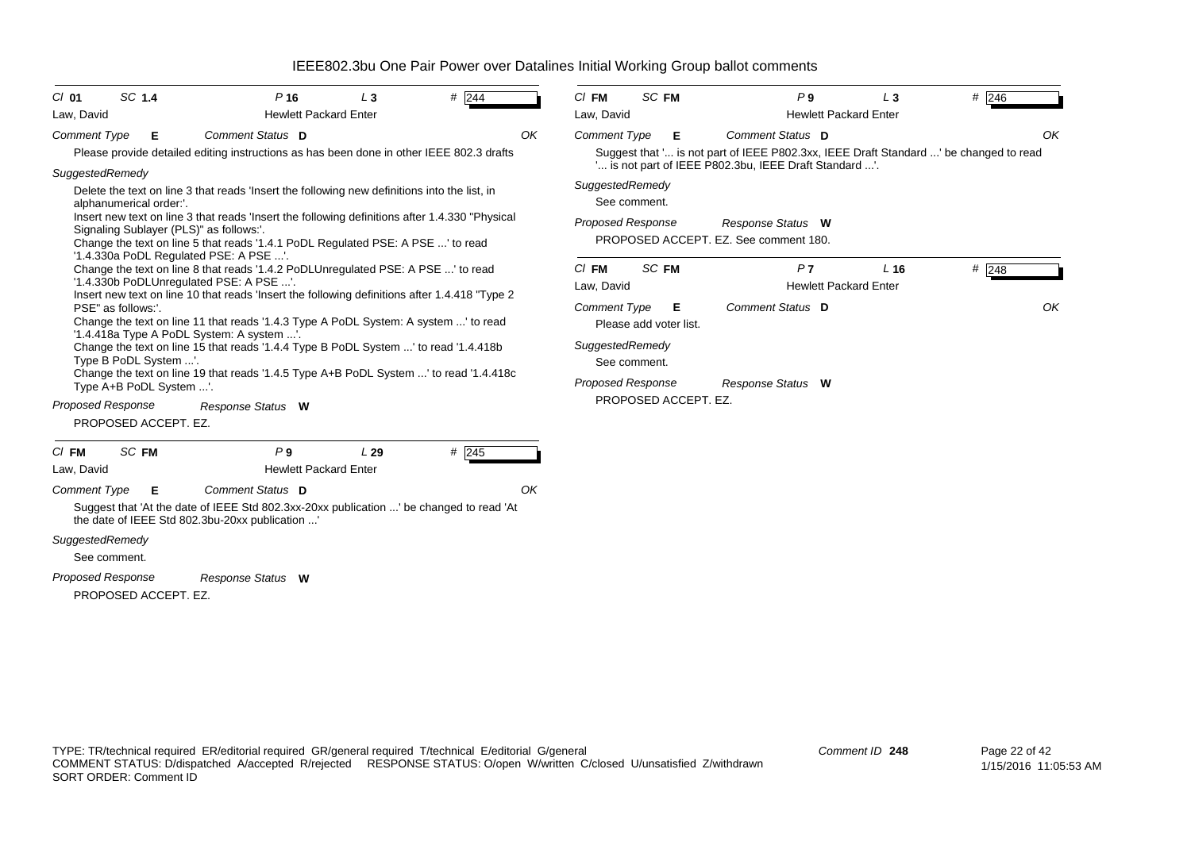# IEEE802.3bu One Pair Power over Datalines Initial Working Group ballot comments

---

*Cl* **01** *SC* **1.4** *P* **16** *L* **3** # 244

Law, David — Hewlett Packard Enter

*Comment Type* **E** *Comment Status* **D** *OK*

Please provide detailed editing instructions as has been done in other IEEE 802.3 drafts

*SuggestedRemedy*

Delete the text on line 3 that reads 'Insert the following new definitions into the list, in alphanumerical order:'.
Insert new text on line 3 that reads 'Insert the following definitions after 1.4.330 "Physical Signaling Sublayer (PLS)" as follows:'.
Change the text on line 5 that reads '1.4.1 PoDL Regulated PSE: A PSE ...' to read '1.4.330a PoDL Regulated PSE: A PSE ...'.
Change the text on line 8 that reads '1.4.2 PoDLUnregulated PSE: A PSE ...' to read '1.4.330b PoDLUnregulated PSE: A PSE ...'.
Insert new text on line 10 that reads 'Insert the following definitions after 1.4.418 "Type 2 PSE" as follows:'.
Change the text on line 11 that reads '1.4.3 Type A PoDL System: A system ...' to read '1.4.418a Type A PoDL System: A system ...'.
Change the text on line 15 that reads '1.4.4 Type B PoDL System ...' to read '1.4.418b Type B PoDL System ...'.
Change the text on line 19 that reads '1.4.5 Type A+B PoDL System ...' to read '1.4.418c Type A+B PoDL System ...'.

*Proposed Response* *Response Status* **W**

PROPOSED ACCEPT. EZ.

---

*Cl* **FM** *SC* **FM** *P* **9** *L* **29** # 245

Law, David — Hewlett Packard Enter

*Comment Type* **E** *Comment Status* **D** *OK*

Suggest that 'At the date of IEEE Std 802.3xx-20xx publication ...' be changed to read 'At the date of IEEE Std 802.3bu-20xx publication ...'

*SuggestedRemedy*

See comment.

*Proposed Response* *Response Status* **W**

PROPOSED ACCEPT. EZ.

---

*Cl* **FM** *SC* **FM** *P* **9** *L* **3** # 246

Law, David — Hewlett Packard Enter

*Comment Type* **E** *Comment Status* **D** *OK*

Suggest that '... is not part of IEEE P802.3xx, IEEE Draft Standard ...' be changed to read '... is not part of IEEE P802.3bu, IEEE Draft Standard ...'.

*SuggestedRemedy*

See comment.

*Proposed Response* *Response Status* **W**

PROPOSED ACCEPT. EZ. See comment 180.

---

*Cl* **FM** *SC* **FM** *P* **7** *L* **16** # 248

Law, David — Hewlett Packard Enter

*Comment Type* **E** *Comment Status* **D** *OK*

Please add voter list.

*SuggestedRemedy*

See comment.

*Proposed Response* *Response Status* **W**

PROPOSED ACCEPT. EZ.

---

TYPE: TR/technical required ER/editorial required GR/general required T/technical E/editorial G/general
COMMENT STATUS: D/dispatched A/accepted R/rejected RESPONSE STATUS: O/open W/written C/closed U/unsatisfied Z/withdrawn
SORT ORDER: Comment ID

Comment ID **248**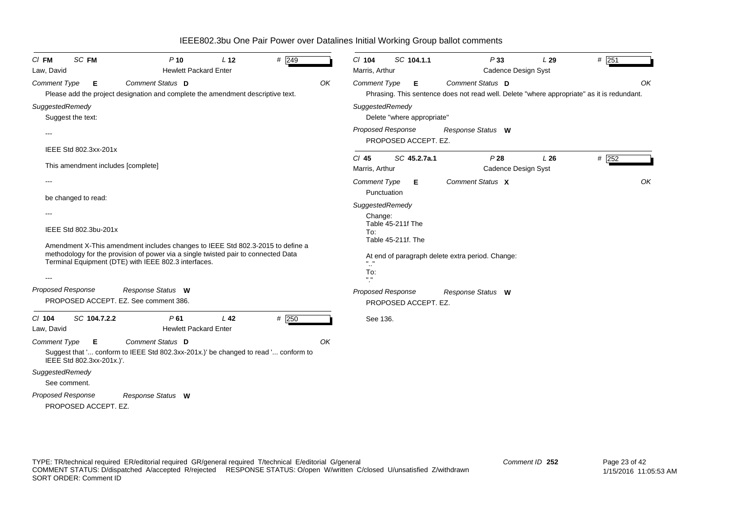# IEEE802.3bu One Pair Power over Datalines Initial Working Group ballot comments

**Cl** FM **SC** FM **P** 10 **L** 12 **#** 249
Law, David — Hewlett Packard Enter
**Comment Type** E **Comment Status** D OK

Please add the project designation and complete the amendment descriptive text.

**SuggestedRemedy**

Suggest the text:

---

IEEE Std 802.3xx-201x

This amendment includes [complete]

---

be changed to read:

---

IEEE Std 802.3bu-201x

Amendment X-This amendment includes changes to IEEE Std 802.3-2015 to define a methodology for the provision of power via a single twisted pair to connected Data Terminal Equipment (DTE) with IEEE 802.3 interfaces.

---

**Proposed Response** **Response Status** W

PROPOSED ACCEPT. EZ. See comment 386.

---

**Cl** 104 **SC** 104.7.2.2 **P** 61 **L** 42 **#** 250
Law, David — Hewlett Packard Enter
**Comment Type** E **Comment Status** D OK

Suggest that '... conform to IEEE Std 802.3xx-201x.)' be changed to read '... conform to IEEE Std 802.3xx-201x.)'.

**SuggestedRemedy**

See comment.

**Proposed Response** **Response Status** W

PROPOSED ACCEPT. EZ.

---

**Cl** 104 **SC** 104.1.1 **P** 33 **L** 29 **#** 251
Marris, Arthur — Cadence Design Syst
**Comment Type** E **Comment Status** D OK

Phrasing. This sentence does not read well. Delete "where appropriate" as it is redundant.

**SuggestedRemedy**

Delete "where appropriate"

**Proposed Response** **Response Status** W

PROPOSED ACCEPT. EZ.

---

**Cl** 45 **SC** 45.2.7a.1 **P** 28 **L** 26 **#** 252
Marris, Arthur — Cadence Design Syst
**Comment Type** E **Comment Status** X OK

Punctuation

**SuggestedRemedy**

Change:
Table 45-211f The
To:
Table 45-211f. The

At end of paragraph delete extra period. Change:
".."
To:
"."

**Proposed Response** **Response Status** W

PROPOSED ACCEPT. EZ.

See 136.

---

TYPE: TR/technical required ER/editorial required GR/general required T/technical E/editorial G/general
COMMENT STATUS: D/dispatched A/accepted R/rejected RESPONSE STATUS: O/open W/written C/closed U/unsatisfied Z/withdrawn
SORT ORDER: Comment ID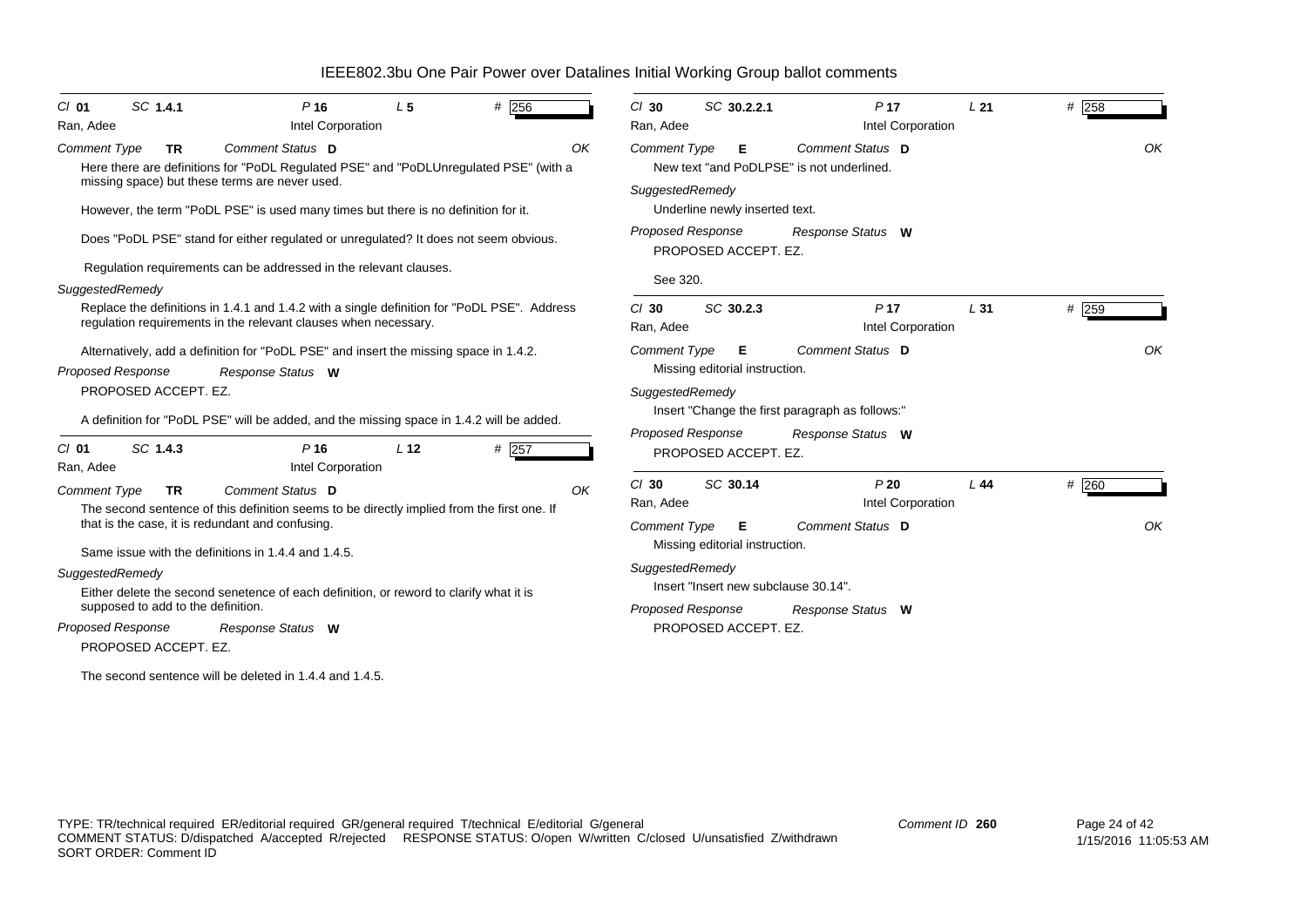# IEEE802.3bu One Pair Power over Datalines Initial Working Group ballot comments

**Cl** 01 **SC** 1.4.1 **P** 16 **L** 5 **#** 256

Ran, Adee — Intel Corporation

*Comment Type* **TR** *Comment Status* **D** OK

Here there are definitions for "PoDL Regulated PSE" and "PoDLUnregulated PSE" (with a missing space) but these terms are never used.

However, the term "PoDL PSE" is used many times but there is no definition for it.

Does "PoDL PSE" stand for either regulated or unregulated? It does not seem obvious.

Regulation requirements can be addressed in the relevant clauses.

*SuggestedRemedy*

Replace the definitions in 1.4.1 and 1.4.2 with a single definition for "PoDL PSE". Address regulation requirements in the relevant clauses when necessary.

Alternatively, add a definition for "PoDL PSE" and insert the missing space in 1.4.2.

*Proposed Response* *Response Status* **W**

PROPOSED ACCEPT. EZ.

A definition for "PoDL PSE" will be added, and the missing space in 1.4.2 will be added.

---

**Cl** 01 **SC** 1.4.3 **P** 16 **L** 12 **#** 257

Ran, Adee — Intel Corporation

*Comment Type* **TR** *Comment Status* **D** OK

The second sentence of this definition seems to be directly implied from the first one. If that is the case, it is redundant and confusing.

Same issue with the definitions in 1.4.4 and 1.4.5.

*SuggestedRemedy*

Either delete the second senetence of each definition, or reword to clarify what it is supposed to add to the definition.

*Proposed Response* *Response Status* **W**

PROPOSED ACCEPT. EZ.

The second sentence will be deleted in 1.4.4 and 1.4.5.

---

**Cl** 30 **SC** 30.2.2.1 **P** 17 **L** 21 **#** 258

Ran, Adee — Intel Corporation

*Comment Type* **E** *Comment Status* **D** OK

New text "and PoDLPSE" is not underlined.

*SuggestedRemedy*

Underline newly inserted text.

*Proposed Response* *Response Status* **W**

PROPOSED ACCEPT. EZ.

See 320.

---

**Cl** 30 **SC** 30.2.3 **P** 17 **L** 31 **#** 259

Ran, Adee — Intel Corporation

*Comment Type* **E** *Comment Status* **D** OK

Missing editorial instruction.

*SuggestedRemedy*

Insert "Change the first paragraph as follows:"

*Proposed Response* *Response Status* **W**

PROPOSED ACCEPT. EZ.

---

**Cl** 30 **SC** 30.14 **P** 20 **L** 44 **#** 260

Ran, Adee — Intel Corporation

*Comment Type* **E** *Comment Status* **D** OK

Missing editorial instruction.

*SuggestedRemedy*

Insert "Insert new subclause 30.14".

*Proposed Response* *Response Status* **W**

PROPOSED ACCEPT. EZ.

---

TYPE: TR/technical required ER/editorial required GR/general required T/technical E/editorial G/general
COMMENT STATUS: D/dispatched A/accepted R/rejected RESPONSE STATUS: O/open W/written C/closed U/unsatisfied Z/withdrawn
SORT ORDER: Comment ID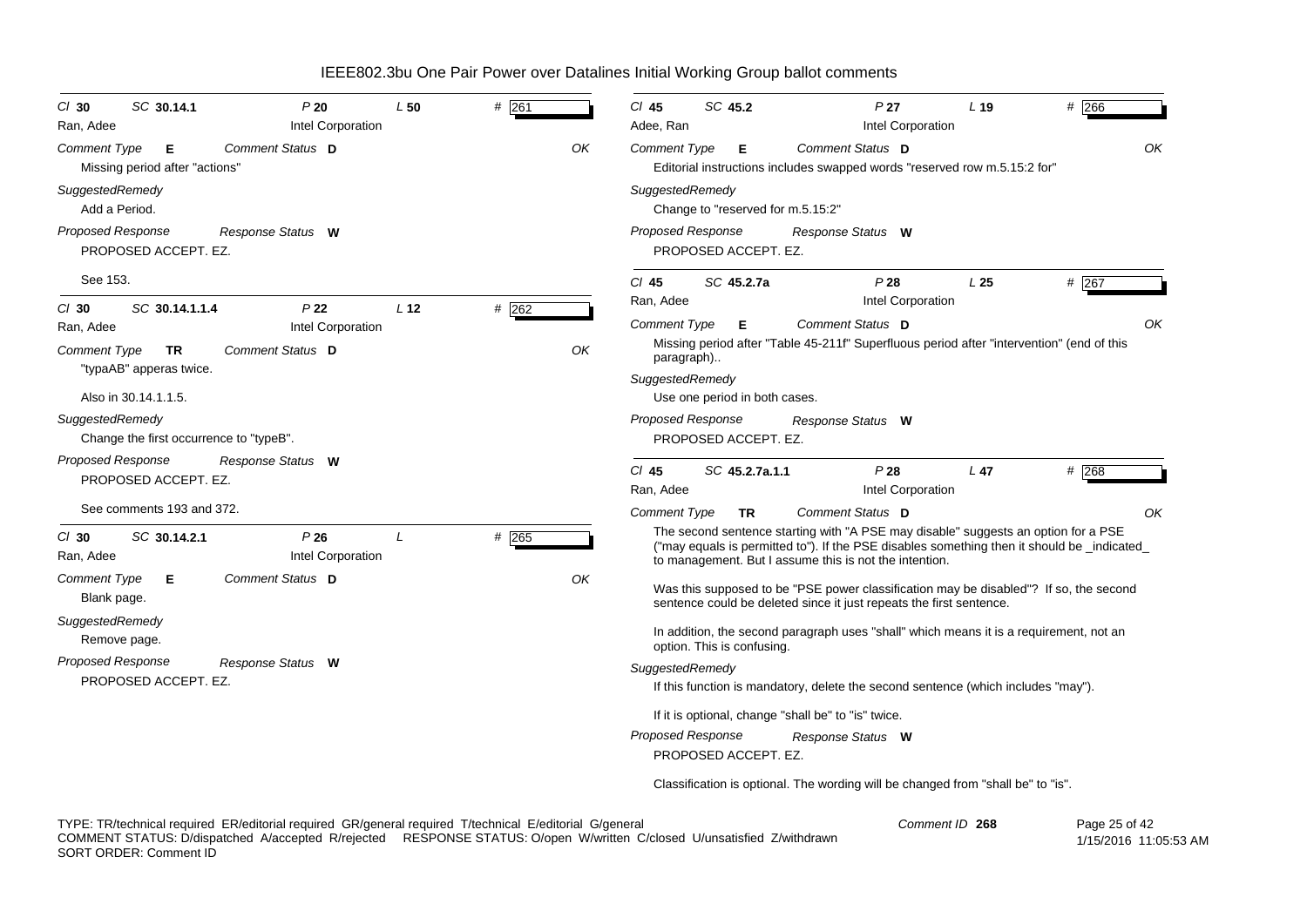# IEEE802.3bu One Pair Power over Datalines Initial Working Group ballot comments

**Cl** 30 **SC** 30.14.1 **P** 20 **L** 50 **#** 261
Ran, Adee — Intel Corporation

*Comment Type* **E** *Comment Status* **D** OK

Missing period after "actions"

*SuggestedRemedy*

Add a Period.

*Proposed Response* *Response Status* **W**

PROPOSED ACCEPT. EZ.

See 153.

---

**Cl** 30 **SC** 30.14.1.1.4 **P** 22 **L** 12 **#** 262
Ran, Adee — Intel Corporation

*Comment Type* **TR** *Comment Status* **D** OK

"typaAB" apperas twice.

Also in 30.14.1.1.5.

*SuggestedRemedy*

Change the first occurrence to "typeB".

*Proposed Response* *Response Status* **W**

PROPOSED ACCEPT. EZ.

See comments 193 and 372.

---

**Cl** 30 **SC** 30.14.2.1 **P** 26 **L** **#** 265
Ran, Adee — Intel Corporation

*Comment Type* **E** *Comment Status* **D** OK

Blank page.

*SuggestedRemedy*

Remove page.

*Proposed Response* *Response Status* **W**

PROPOSED ACCEPT. EZ.

---

**Cl** 45 **SC** 45.2 **P** 27 **L** 19 **#** 266
Adee, Ran — Intel Corporation

*Comment Type* **E** *Comment Status* **D** OK

Editorial instructions includes swapped words "reserved row m.5.15:2 for"

*SuggestedRemedy*

Change to "reserved for m.5.15:2"

*Proposed Response* *Response Status* **W**

PROPOSED ACCEPT. EZ.

---

**Cl** 45 **SC** 45.2.7a **P** 28 **L** 25 **#** 267
Ran, Adee — Intel Corporation

*Comment Type* **E** *Comment Status* **D** OK

Missing period after "Table 45-211f" Superfluous period after "intervention" (end of this paragraph)..

*SuggestedRemedy*

Use one period in both cases.

*Proposed Response* *Response Status* **W**

PROPOSED ACCEPT. EZ.

---

**Cl** 45 **SC** 45.2.7a.1.1 **P** 28 **L** 47 **#** 268
Ran, Adee — Intel Corporation

*Comment Type* **TR** *Comment Status* **D** OK

The second sentence starting with "A PSE may disable" suggests an option for a PSE ("may equals is permitted to"). If the PSE disables something then it should be _indicated_ to management. But I assume this is not the intention.

Was this supposed to be "PSE power classification may be disabled"? If so, the second sentence could be deleted since it just repeats the first sentence.

In addition, the second paragraph uses "shall" which means it is a requirement, not an option. This is confusing.

*SuggestedRemedy*

If this function is mandatory, delete the second sentence (which includes "may").

If it is optional, change "shall be" to "is" twice.

*Proposed Response* *Response Status* **W**

PROPOSED ACCEPT. EZ.

Classification is optional. The wording will be changed from "shall be" to "is".

---

TYPE: TR/technical required ER/editorial required GR/general required T/technical E/editorial G/general
COMMENT STATUS: D/dispatched A/accepted R/rejected RESPONSE STATUS: O/open W/written C/closed U/unsatisfied Z/withdrawn
SORT ORDER: Comment ID

Comment ID 268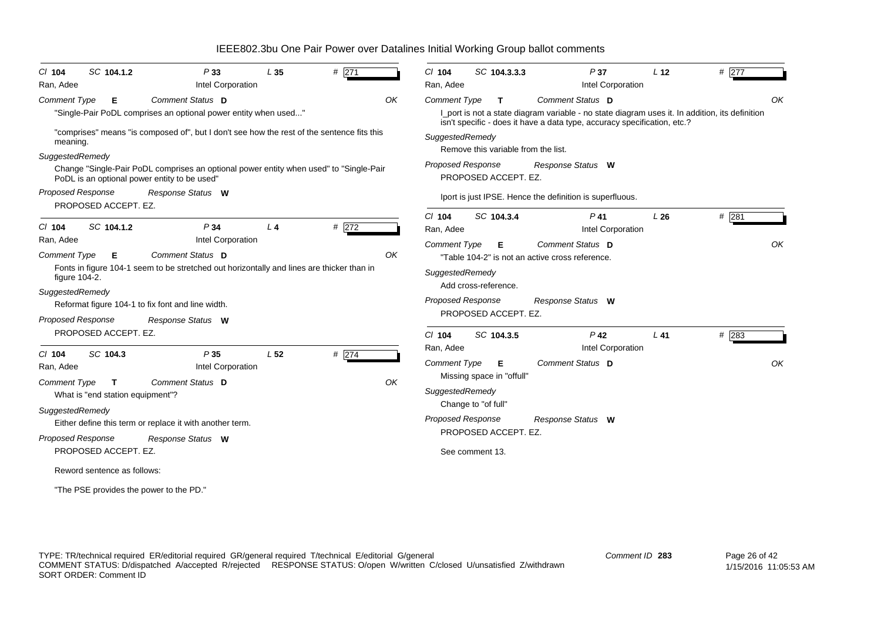# IEEE802.3bu One Pair Power over Datalines Initial Working Group ballot comments

**Cl 104 SC 104.1.2 P 33 L 35 # 271**
Ran, Adee — Intel Corporation

*Comment Type* **E** *Comment Status* **D** *OK*

"Single-Pair PoDL comprises an optional power entity when used..."

"comprises" means "is composed of", but I don't see how the rest of the sentence fits this meaning.

*SuggestedRemedy*

Change "Single-Pair PoDL comprises an optional power entity when used" to "Single-Pair PoDL is an optional power entity to be used"

*Proposed Response* *Response Status* **W**

PROPOSED ACCEPT. EZ.

---

**Cl 104 SC 104.1.2 P 34 L 4 # 272**
Ran, Adee — Intel Corporation

*Comment Type* **E** *Comment Status* **D** *OK*

Fonts in figure 104-1 seem to be stretched out horizontally and lines are thicker than in figure 104-2.

*SuggestedRemedy*

Reformat figure 104-1 to fix font and line width.

*Proposed Response* *Response Status* **W**

PROPOSED ACCEPT. EZ.

---

**Cl 104 SC 104.3 P 35 L 52 # 274**
Ran, Adee — Intel Corporation

*Comment Type* **T** *Comment Status* **D** *OK*

What is "end station equipment"?

*SuggestedRemedy*

Either define this term or replace it with another term.

*Proposed Response* *Response Status* **W**

PROPOSED ACCEPT. EZ.

Reword sentence as follows:

"The PSE provides the power to the PD."

---

**Cl 104 SC 104.3.3.3 P 37 L 12 # 277**
Ran, Adee — Intel Corporation

*Comment Type* **T** *Comment Status* **D** *OK*

I_port is not a state diagram variable - no state diagram uses it. In addition, its definition isn't specific - does it have a data type, accuracy specification, etc.?

*SuggestedRemedy*

Remove this variable from the list.

*Proposed Response* *Response Status* **W**

PROPOSED ACCEPT. EZ.

Iport is just IPSE. Hence the definition is superfluous.

---

**Cl 104 SC 104.3.4 P 41 L 26 # 281**
Ran, Adee — Intel Corporation

*Comment Type* **E** *Comment Status* **D** *OK*

"Table 104-2" is not an active cross reference.

*SuggestedRemedy*

Add cross-reference.

*Proposed Response* *Response Status* **W**

PROPOSED ACCEPT. EZ.

---

**Cl 104 SC 104.3.5 P 42 L 41 # 283**
Ran, Adee — Intel Corporation

*Comment Type* **E** *Comment Status* **D** *OK*

Missing space in "offull"

*SuggestedRemedy*

Change to "of full"

*Proposed Response* *Response Status* **W**

PROPOSED ACCEPT. EZ.

See comment 13.

---

TYPE: TR/technical required ER/editorial required GR/general required T/technical E/editorial G/general
COMMENT STATUS: D/dispatched A/accepted R/rejected RESPONSE STATUS: O/open W/written C/closed U/unsatisfied Z/withdrawn
SORT ORDER: Comment ID

Comment ID 283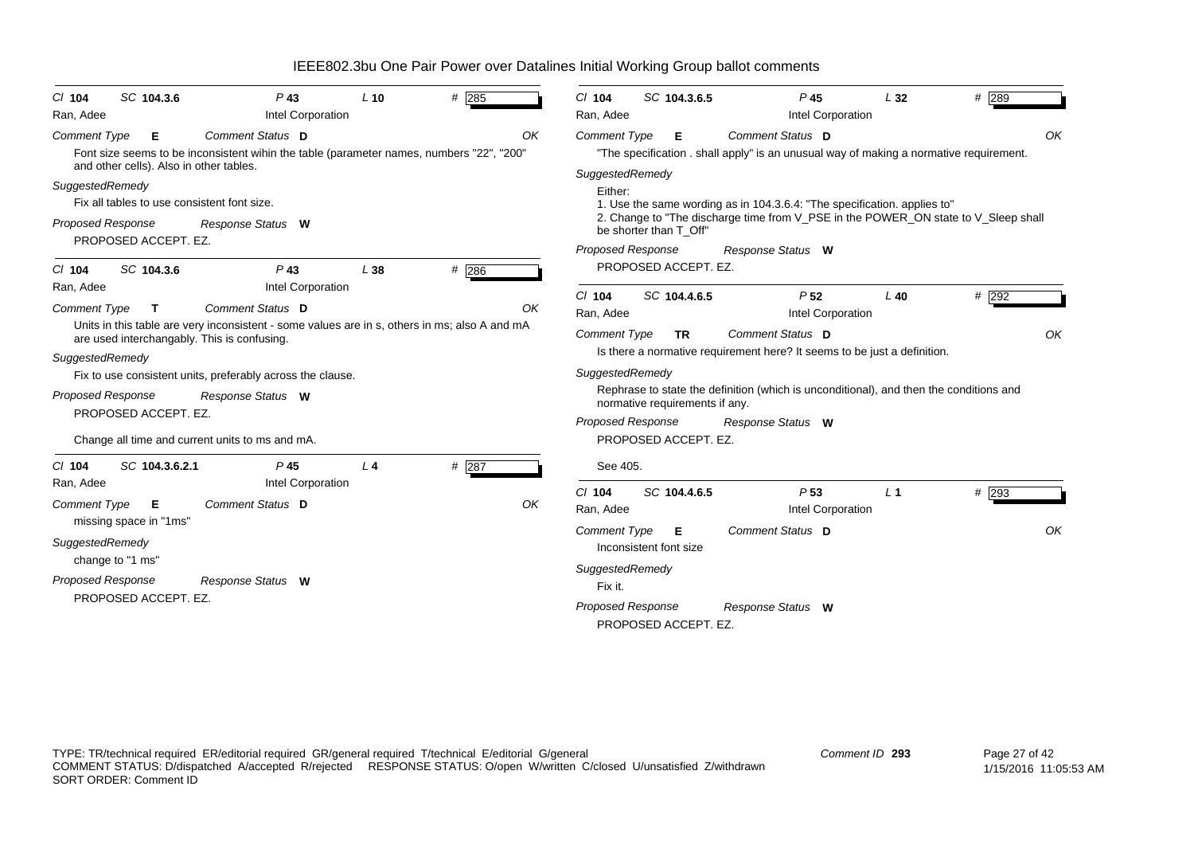# IEEE802.3bu One Pair Power over Datalines Initial Working Group ballot comments

**Cl** 104 **SC** 104.3.6 **P** 43 **L** 10 **#** 285
Ran, Adee — Intel Corporation

*Comment Type* **E** *Comment Status* **D** OK

Font size seems to be inconsistent wihin the table (parameter names, numbers "22", "200" and other cells). Also in other tables.

*SuggestedRemedy*

Fix all tables to use consistent font size.

*Proposed Response* *Response Status* **W**

PROPOSED ACCEPT. EZ.

---

**Cl** 104 **SC** 104.3.6 **P** 43 **L** 38 **#** 286
Ran, Adee — Intel Corporation

*Comment Type* **T** *Comment Status* **D** OK

Units in this table are very inconsistent - some values are in s, others in ms; also A and mA are used interchangably. This is confusing.

*SuggestedRemedy*

Fix to use consistent units, preferably across the clause.

*Proposed Response* *Response Status* **W**

PROPOSED ACCEPT. EZ.

Change all time and current units to ms and mA.

---

**Cl** 104 **SC** 104.3.6.2.1 **P** 45 **L** 4 **#** 287
Ran, Adee — Intel Corporation

*Comment Type* **E** *Comment Status* **D** OK

missing space in "1ms"

*SuggestedRemedy*

change to "1 ms"

*Proposed Response* *Response Status* **W**

PROPOSED ACCEPT. EZ.

---

**Cl** 104 **SC** 104.3.6.5 **P** 45 **L** 32 **#** 289
Ran, Adee — Intel Corporation

*Comment Type* **E** *Comment Status* **D** OK

"The specification . shall apply" is an unusual way of making a normative requirement.

*SuggestedRemedy*

Either:
1. Use the same wording as in 104.3.6.4: "The specification. applies to"
2. Change to "The discharge time from V_PSE in the POWER_ON state to V_Sleep shall be shorter than T_Off"

*Proposed Response* *Response Status* **W**

PROPOSED ACCEPT. EZ.

---

**Cl** 104 **SC** 104.4.6.5 **P** 52 **L** 40 **#** 292
Ran, Adee — Intel Corporation

*Comment Type* **TR** *Comment Status* **D** OK

Is there a normative requirement here? It seems to be just a definition.

*SuggestedRemedy*

Rephrase to state the definition (which is unconditional), and then the conditions and normative requirements if any.

*Proposed Response* *Response Status* **W**

PROPOSED ACCEPT. EZ.

See 405.

---

**Cl** 104 **SC** 104.4.6.5 **P** 53 **L** 1 **#** 293
Ran, Adee — Intel Corporation

*Comment Type* **E** *Comment Status* **D** OK

Inconsistent font size

*SuggestedRemedy*

Fix it.

*Proposed Response* *Response Status* **W**

PROPOSED ACCEPT. EZ.

---

TYPE: TR/technical required ER/editorial required GR/general required T/technical E/editorial G/general
COMMENT STATUS: D/dispatched A/accepted R/rejected RESPONSE STATUS: O/open W/written C/closed U/unsatisfied Z/withdrawn
SORT ORDER: Comment ID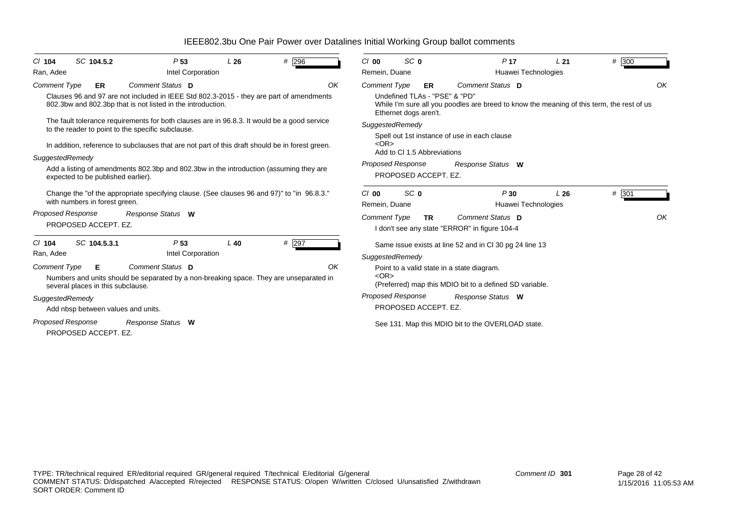# IEEE802.3bu One Pair Power over Datalines Initial Working Group ballot comments

**Cl** 104 **SC** 104.5.2 **P** 53 **L** 26 **#** 296

Ran, Adee — Intel Corporation

*Comment Type* **ER** *Comment Status* **D** OK

Clauses 96 and 97 are not included in IEEE Std 802.3-2015 - they are part of amendments 802.3bw and 802.3bp that is not listed in the introduction.

The fault tolerance requirements for both clauses are in 96.8.3. It would be a good service to the reader to point to the specific subclause.

In addition, reference to subclauses that are not part of this draft should be in forest green.

*SuggestedRemedy*

Add a listing of amendments 802.3bp and 802.3bw in the introduction (assuming they are expected to be published earlier).

Change the "of the appropriate specifying clause. (See clauses 96 and 97)" to "in 96.8.3." with numbers in forest green.

*Proposed Response* *Response Status* **W**

PROPOSED ACCEPT. EZ.

---

**Cl** 104 **SC** 104.5.3.1 **P** 53 **L** 40 **#** 297

Ran, Adee — Intel Corporation

*Comment Type* **E** *Comment Status* **D** OK

Numbers and units should be separated by a non-breaking space. They are unseparated in several places in this subclause.

*SuggestedRemedy*

Add nbsp between values and units.

*Proposed Response* *Response Status* **W**

PROPOSED ACCEPT. EZ.

---

**Cl** 00 **SC** 0 **P** 17 **L** 21 **#** 300

Remein, Duane — Huawei Technologies

*Comment Type* **ER** *Comment Status* **D** OK

Undefined TLAs - "PSE" & "PD"
While I'm sure all you poodles are breed to know the meaning of this term, the rest of us Ethernet dogs aren't.

*SuggestedRemedy*

Spell out 1st instance of use in each clause
<OR>
Add to Cl 1.5 Abbreviations

*Proposed Response* *Response Status* **W**

PROPOSED ACCEPT. EZ.

---

**Cl** 00 **SC** 0 **P** 30 **L** 26 **#** 301

Remein, Duane — Huawei Technologies

*Comment Type* **TR** *Comment Status* **D** OK

I don't see any state "ERROR" in figure 104-4

Same issue exists at line 52 and in Cl 30 pg 24 line 13

*SuggestedRemedy*

Point to a valid state in a state diagram.
<OR>
(Preferred) map this MDIO bit to a defined SD variable.

*Proposed Response* *Response Status* **W**

PROPOSED ACCEPT. EZ.

See 131. Map this MDIO bit to the OVERLOAD state.

---

TYPE: TR/technical required ER/editorial required GR/general required T/technical E/editorial G/general
COMMENT STATUS: D/dispatched A/accepted R/rejected RESPONSE STATUS: O/open W/written C/closed U/unsatisfied Z/withdrawn
SORT ORDER: Comment ID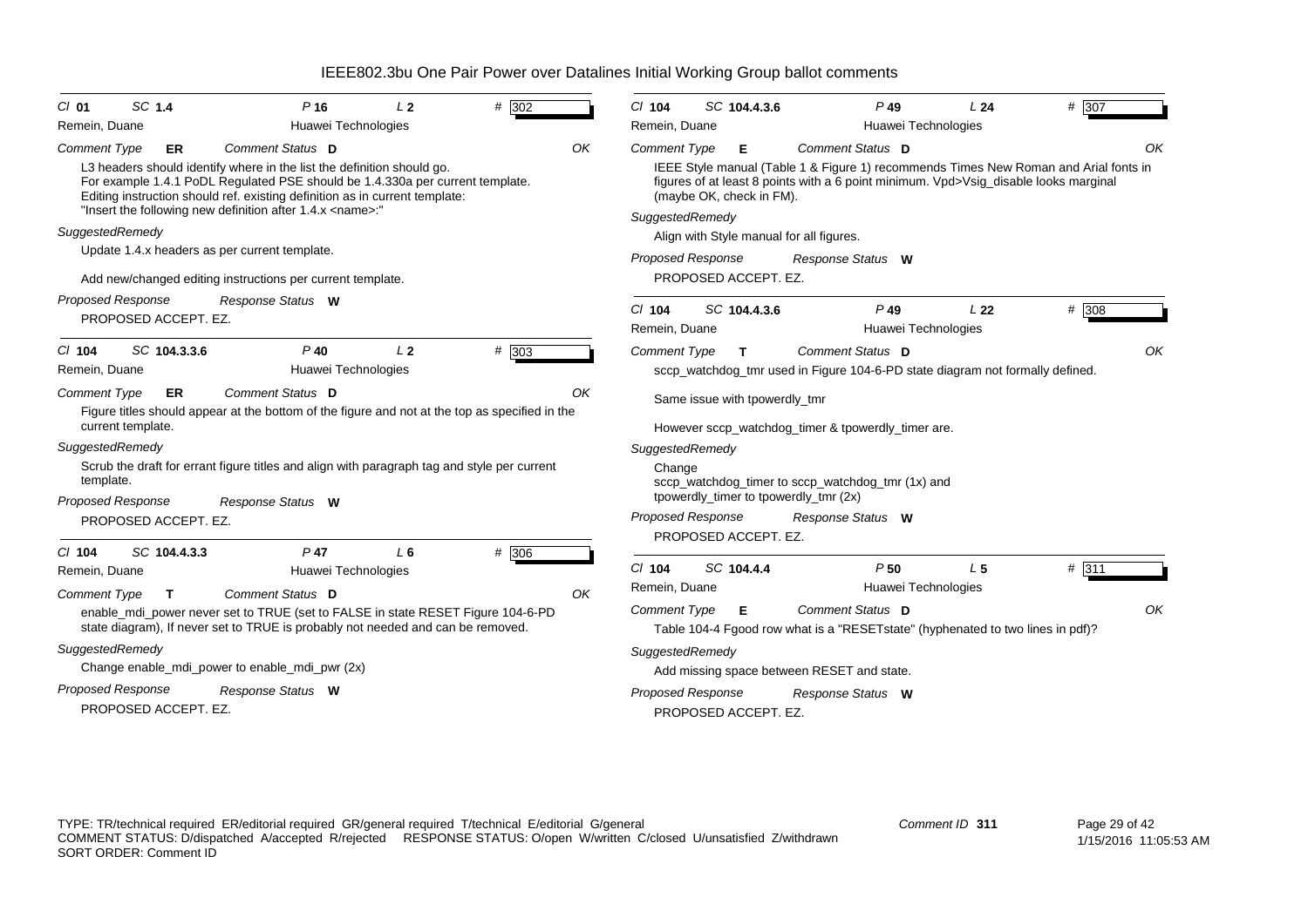# IEEE802.3bu One Pair Power over Datalines Initial Working Group ballot comments

**Cl** 01 **SC** 1.4 **P** 16 **L** 2 **#** 302
Remein, Duane — Huawei Technologies

**Comment Type** ER **Comment Status** D — OK

L3 headers should identify where in the list the definition should go.
For example 1.4.1 PoDL Regulated PSE should be 1.4.330a per current template.
Editing instruction should ref. existing definition as in current template:
"Insert the following new definition after 1.4.x <name>:"

**SuggestedRemedy**

Update 1.4.x headers as per current template.

Add new/changed editing instructions per current template.

**Proposed Response** — **Response Status** W

PROPOSED ACCEPT. EZ.

---

**Cl** 104 **SC** 104.3.3.6 **P** 40 **L** 2 **#** 303
Remein, Duane — Huawei Technologies

**Comment Type** ER **Comment Status** D — OK

Figure titles should appear at the bottom of the figure and not at the top as specified in the current template.

**SuggestedRemedy**

Scrub the draft for errant figure titles and align with paragraph tag and style per current template.

**Proposed Response** — **Response Status** W

PROPOSED ACCEPT. EZ.

---

**Cl** 104 **SC** 104.4.3.3 **P** 47 **L** 6 **#** 306
Remein, Duane — Huawei Technologies

**Comment Type** T **Comment Status** D — OK

enable_mdi_power never set to TRUE (set to FALSE in state RESET Figure 104-6-PD state diagram), If never set to TRUE is probably not needed and can be removed.

**SuggestedRemedy**

Change enable_mdi_power to enable_mdi_pwr (2x)

**Proposed Response** — **Response Status** W

PROPOSED ACCEPT. EZ.

---

**Cl** 104 **SC** 104.4.3.6 **P** 49 **L** 24 **#** 307
Remein, Duane — Huawei Technologies

**Comment Type** E **Comment Status** D — OK

IEEE Style manual (Table 1 & Figure 1) recommends Times New Roman and Arial fonts in figures of at least 8 points with a 6 point minimum. Vpd>Vsig_disable looks marginal (maybe OK, check in FM).

**SuggestedRemedy**

Align with Style manual for all figures.

**Proposed Response** — **Response Status** W

PROPOSED ACCEPT. EZ.

---

**Cl** 104 **SC** 104.4.3.6 **P** 49 **L** 22 **#** 308
Remein, Duane — Huawei Technologies

**Comment Type** T **Comment Status** D — OK

sccp_watchdog_tmr used in Figure 104-6-PD state diagram not formally defined.

Same issue with tpowerdly_tmr

However sccp_watchdog_timer & tpowerdly_timer are.

**SuggestedRemedy**

Change
sccp_watchdog_timer to sccp_watchdog_tmr (1x) and
tpowerdly_timer to tpowerdly_tmr (2x)

**Proposed Response** — **Response Status** W

PROPOSED ACCEPT. EZ.

---

**Cl** 104 **SC** 104.4.4 **P** 50 **L** 5 **#** 311
Remein, Duane — Huawei Technologies

**Comment Type** E **Comment Status** D — OK

Table 104-4 Fgood row what is a "RESETstate" (hyphenated to two lines in pdf)?

**SuggestedRemedy**

Add missing space between RESET and state.

**Proposed Response** — **Response Status** W

PROPOSED ACCEPT. EZ.

---

TYPE: TR/technical required ER/editorial required GR/general required T/technical E/editorial G/general
COMMENT STATUS: D/dispatched A/accepted R/rejected RESPONSE STATUS: O/open W/written C/closed U/unsatisfied Z/withdrawn
SORT ORDER: Comment ID

Comment ID 311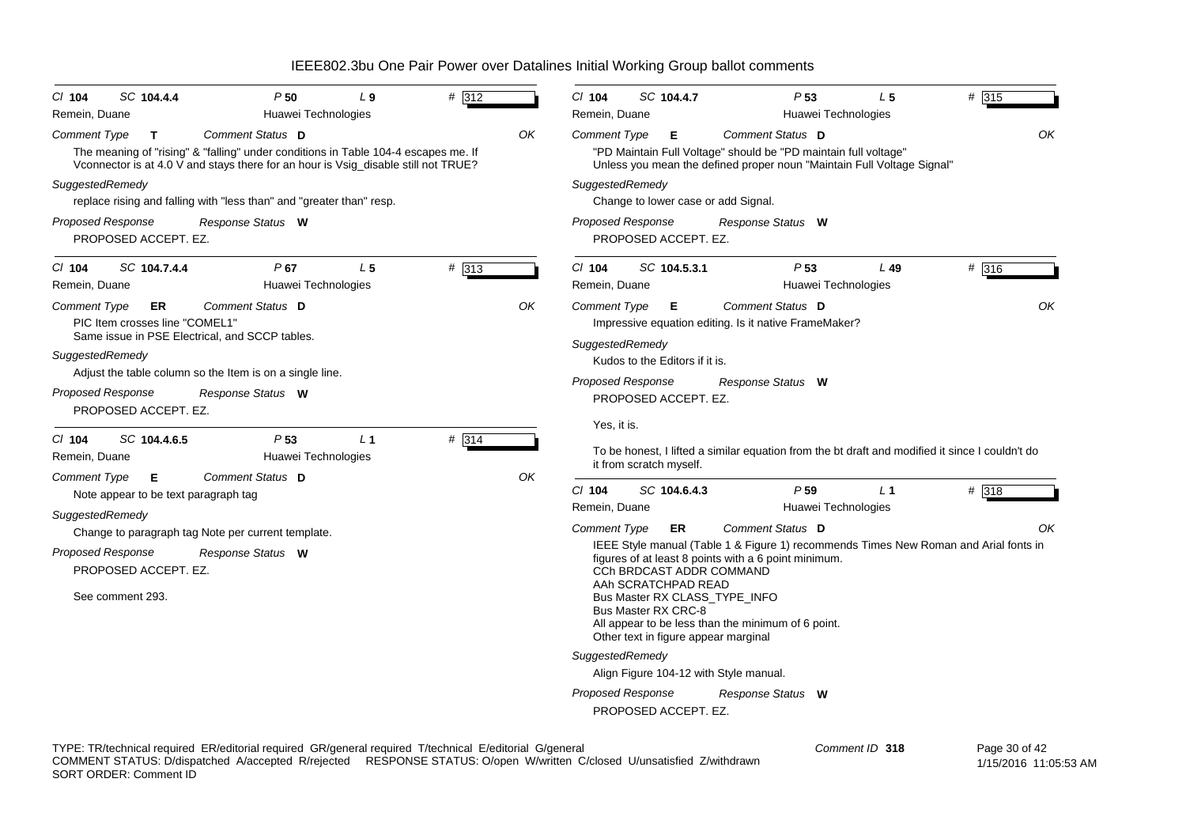# IEEE802.3bu One Pair Power over Datalines Initial Working Group ballot comments

**Cl** 104 **SC** 104.4.4 **P** 50 **L** 9 **#** 312
Remein, Duane — Huawei Technologies

*Comment Type* **T** *Comment Status* **D** OK

The meaning of "rising" & "falling" under conditions in Table 104-4 escapes me. If Vconnector is at 4.0 V and stays there for an hour is Vsig_disable still not TRUE?

*SuggestedRemedy*

replace rising and falling with "less than" and "greater than" resp.

*Proposed Response* *Response Status* **W**

PROPOSED ACCEPT. EZ.

---

**Cl** 104 **SC** 104.7.4.4 **P** 67 **L** 5 **#** 313
Remein, Duane — Huawei Technologies

*Comment Type* **ER** *Comment Status* **D** OK

PIC Item crosses line "COMEL1"
Same issue in PSE Electrical, and SCCP tables.

*SuggestedRemedy*

Adjust the table column so the Item is on a single line.

*Proposed Response* *Response Status* **W**

PROPOSED ACCEPT. EZ.

---

**Cl** 104 **SC** 104.4.6.5 **P** 53 **L** 1 **#** 314
Remein, Duane — Huawei Technologies

*Comment Type* **E** *Comment Status* **D** OK

Note appear to be text paragraph tag

*SuggestedRemedy*

Change to paragraph tag Note per current template.

*Proposed Response* *Response Status* **W**

PROPOSED ACCEPT. EZ.

See comment 293.

---

**Cl** 104 **SC** 104.4.7 **P** 53 **L** 5 **#** 315
Remein, Duane — Huawei Technologies

*Comment Type* **E** *Comment Status* **D** OK

"PD Maintain Full Voltage" should be "PD maintain full voltage"
Unless you mean the defined proper noun "Maintain Full Voltage Signal"

*SuggestedRemedy*

Change to lower case or add Signal.

*Proposed Response* *Response Status* **W**

PROPOSED ACCEPT. EZ.

---

**Cl** 104 **SC** 104.5.3.1 **P** 53 **L** 49 **#** 316
Remein, Duane — Huawei Technologies

*Comment Type* **E** *Comment Status* **D** OK

Impressive equation editing. Is it native FrameMaker?

*SuggestedRemedy*

Kudos to the Editors if it is.

*Proposed Response* *Response Status* **W**

PROPOSED ACCEPT. EZ.

Yes, it is.

To be honest, I lifted a similar equation from the bt draft and modified it since I couldn't do it from scratch myself.

---

**Cl** 104 **SC** 104.6.4.3 **P** 59 **L** 1 **#** 318
Remein, Duane — Huawei Technologies

*Comment Type* **ER** *Comment Status* **D** OK

IEEE Style manual (Table 1 & Figure 1) recommends Times New Roman and Arial fonts in figures of at least 8 points with a 6 point minimum.
CCh BRDCAST ADDR COMMAND
AAh SCRATCHPAD READ
Bus Master RX CLASS_TYPE_INFO
Bus Master RX CRC-8
All appear to be less than the minimum of 6 point.
Other text in figure appear marginal

*SuggestedRemedy*

Align Figure 104-12 with Style manual.

*Proposed Response* *Response Status* **W**

PROPOSED ACCEPT. EZ.

---

TYPE: TR/technical required ER/editorial required GR/general required T/technical E/editorial G/general
COMMENT STATUS: D/dispatched A/accepted R/rejected RESPONSE STATUS: O/open W/written C/closed U/unsatisfied Z/withdrawn
SORT ORDER: Comment ID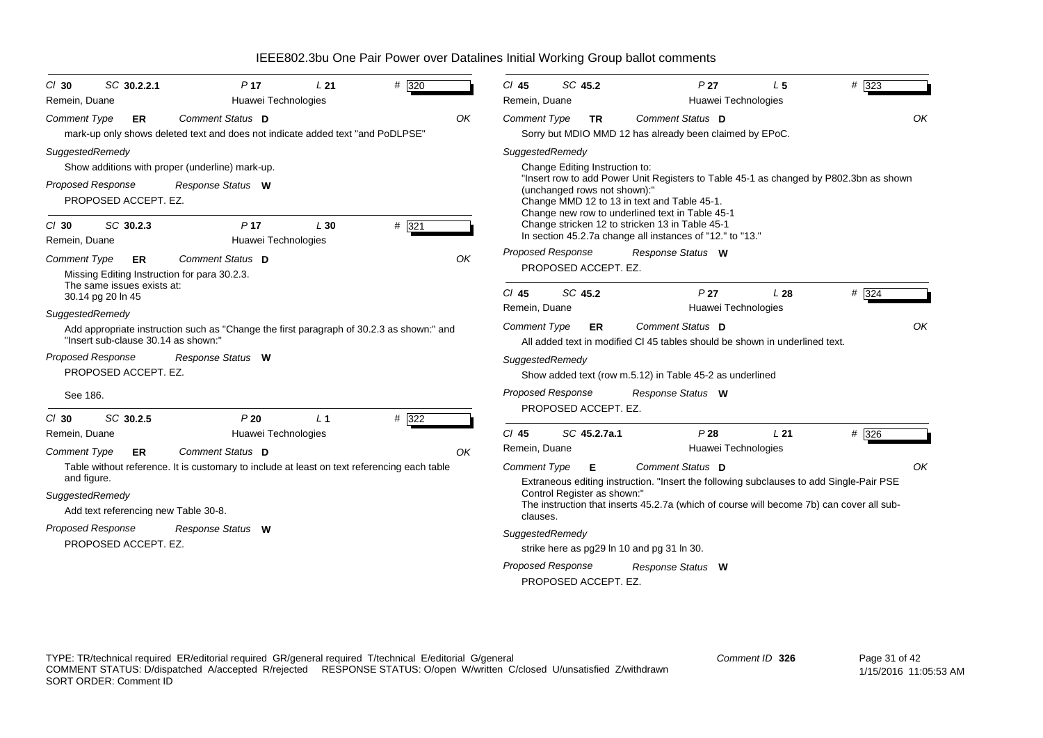# IEEE802.3bu One Pair Power over Datalines Initial Working Group ballot comments

---

**Cl 30** **SC 30.2.2.1** **P 17** **L 21** **# 320**
Remein, Duane — Huawei Technologies

*Comment Type* **ER** *Comment Status* **D** — OK

mark-up only shows deleted text and does not indicate added text "and PoDLPSE"

*SuggestedRemedy*

Show additions with proper (underline) mark-up.

*Proposed Response* *Response Status* **W**

PROPOSED ACCEPT. EZ.

---

**Cl 30** **SC 30.2.3** **P 17** **L 30** **# 321**
Remein, Duane — Huawei Technologies

*Comment Type* **ER** *Comment Status* **D** — OK

Missing Editing Instruction for para 30.2.3.
The same issues exists at:
30.14 pg 20 ln 45

*SuggestedRemedy*

Add appropriate instruction such as "Change the first paragraph of 30.2.3 as shown:" and "Insert sub-clause 30.14 as shown:"

*Proposed Response* *Response Status* **W**

PROPOSED ACCEPT. EZ.

See 186.

---

**Cl 30** **SC 30.2.5** **P 20** **L 1** **# 322**
Remein, Duane — Huawei Technologies

*Comment Type* **ER** *Comment Status* **D** — OK

Table without reference. It is customary to include at least on text referencing each table and figure.

*SuggestedRemedy*

Add text referencing new Table 30-8.

*Proposed Response* *Response Status* **W**

PROPOSED ACCEPT. EZ.

---

**Cl 45** **SC 45.2** **P 27** **L 5** **# 323**
Remein, Duane — Huawei Technologies

*Comment Type* **TR** *Comment Status* **D** — OK

Sorry but MDIO MMD 12 has already been claimed by EPoC.

*SuggestedRemedy*

Change Editing Instruction to:
"Insert row to add Power Unit Registers to Table 45-1 as changed by P802.3bn as shown (unchanged rows not shown):"
Change MMD 12 to 13 in text and Table 45-1.
Change new row to underlined text in Table 45-1
Change stricken 12 to stricken 13 in Table 45-1
In section 45.2.7a change all instances of "12." to "13."

*Proposed Response* *Response Status* **W**

PROPOSED ACCEPT. EZ.

---

**Cl 45** **SC 45.2** **P 27** **L 28** **# 324**
Remein, Duane — Huawei Technologies

*Comment Type* **ER** *Comment Status* **D** — OK

All added text in modified Cl 45 tables should be shown in underlined text.

*SuggestedRemedy*

Show added text (row m.5.12) in Table 45-2 as underlined

*Proposed Response* *Response Status* **W**

PROPOSED ACCEPT. EZ.

---

**Cl 45** **SC 45.2.7a.1** **P 28** **L 21** **# 326**
Remein, Duane — Huawei Technologies

*Comment Type* **E** *Comment Status* **D** — OK

Extraneous editing instruction. "Insert the following subclauses to add Single-Pair PSE Control Register as shown:"
The instruction that inserts 45.2.7a (which of course will become 7b) can cover all sub-clauses.

*SuggestedRemedy*

strike here as pg29 ln 10 and pg 31 ln 30.

*Proposed Response* *Response Status* **W**

PROPOSED ACCEPT. EZ.

---

TYPE: TR/technical required ER/editorial required GR/general required T/technical E/editorial G/general
COMMENT STATUS: D/dispatched A/accepted R/rejected RESPONSE STATUS: O/open W/written C/closed U/unsatisfied Z/withdrawn
SORT ORDER: Comment ID

Comment ID **326**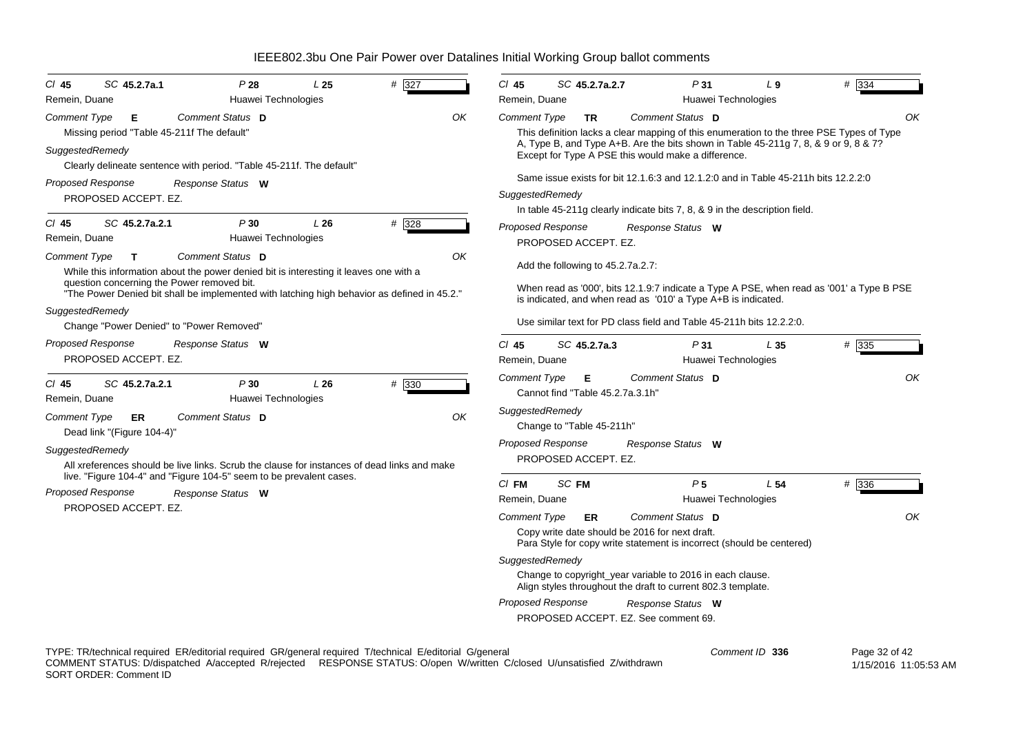# IEEE802.3bu One Pair Power over Datalines Initial Working Group ballot comments

**Cl** 45 **SC** 45.2.7a.1 **P** 28 **L** 25 **#** 327
Remein, Duane — Huawei Technologies

*Comment Type* **E** *Comment Status* **D** OK

Missing period "Table 45-211f The default"

*SuggestedRemedy*

Clearly delineate sentence with period. "Table 45-211f. The default"

*Proposed Response* *Response Status* **W**

PROPOSED ACCEPT. EZ.

---

**Cl** 45 **SC** 45.2.7a.2.1 **P** 30 **L** 26 **#** 328
Remein, Duane — Huawei Technologies

*Comment Type* **T** *Comment Status* **D** OK

While this information about the power denied bit is interesting it leaves one with a question concerning the Power removed bit.
"The Power Denied bit shall be implemented with latching high behavior as defined in 45.2."

*SuggestedRemedy*

Change "Power Denied" to "Power Removed"

*Proposed Response* *Response Status* **W**

PROPOSED ACCEPT. EZ.

---

**Cl** 45 **SC** 45.2.7a.2.1 **P** 30 **L** 26 **#** 330
Remein, Duane — Huawei Technologies

*Comment Type* **ER** *Comment Status* **D** OK

Dead link "(Figure 104-4)"

*SuggestedRemedy*

All xreferences should be live links. Scrub the clause for instances of dead links and make live. "Figure 104-4" and "Figure 104-5" seem to be prevalent cases.

*Proposed Response* *Response Status* **W**

PROPOSED ACCEPT. EZ.

---

**Cl** 45 **SC** 45.2.7a.2.7 **P** 31 **L** 9 **#** 334
Remein, Duane — Huawei Technologies

*Comment Type* **TR** *Comment Status* **D** OK

This definition lacks a clear mapping of this enumeration to the three PSE Types of Type A, Type B, and Type A+B. Are the bits shown in Table 45-211g 7, 8, & 9 or 9, 8 & 7? Except for Type A PSE this would make a difference.

Same issue exists for bit 12.1.6:3 and 12.1.2:0 and in Table 45-211h bits 12.2.2:0

*SuggestedRemedy*

In table 45-211g clearly indicate bits 7, 8, & 9 in the description field.

*Proposed Response* *Response Status* **W**

PROPOSED ACCEPT. EZ.

Add the following to 45.2.7a.2.7:

When read as '000', bits 12.1.9:7 indicate a Type A PSE, when read as '001' a Type B PSE is indicated, and when read as '010' a Type A+B is indicated.

Use similar text for PD class field and Table 45-211h bits 12.2.2:0.

---

**Cl** 45 **SC** 45.2.7a.3 **P** 31 **L** 35 **#** 335
Remein, Duane — Huawei Technologies

*Comment Type* **E** *Comment Status* **D** OK

Cannot find "Table 45.2.7a.3.1h"

*SuggestedRemedy*

Change to "Table 45-211h"

*Proposed Response* *Response Status* **W**

PROPOSED ACCEPT. EZ.

---

**Cl** FM **SC** FM **P** 5 **L** 54 **#** 336
Remein, Duane — Huawei Technologies

*Comment Type* **ER** *Comment Status* **D** OK

Copy write date should be 2016 for next draft.
Para Style for copy write statement is incorrect (should be centered)

*SuggestedRemedy*

Change to copyright_year variable to 2016 in each clause.
Align styles throughout the draft to current 802.3 template.

*Proposed Response* *Response Status* **W**

PROPOSED ACCEPT. EZ. See comment 69.

---

TYPE: TR/technical required ER/editorial required GR/general required T/technical E/editorial G/general
COMMENT STATUS: D/dispatched A/accepted R/rejected RESPONSE STATUS: O/open W/written C/closed U/unsatisfied Z/withdrawn
SORT ORDER: Comment ID

Comment ID 336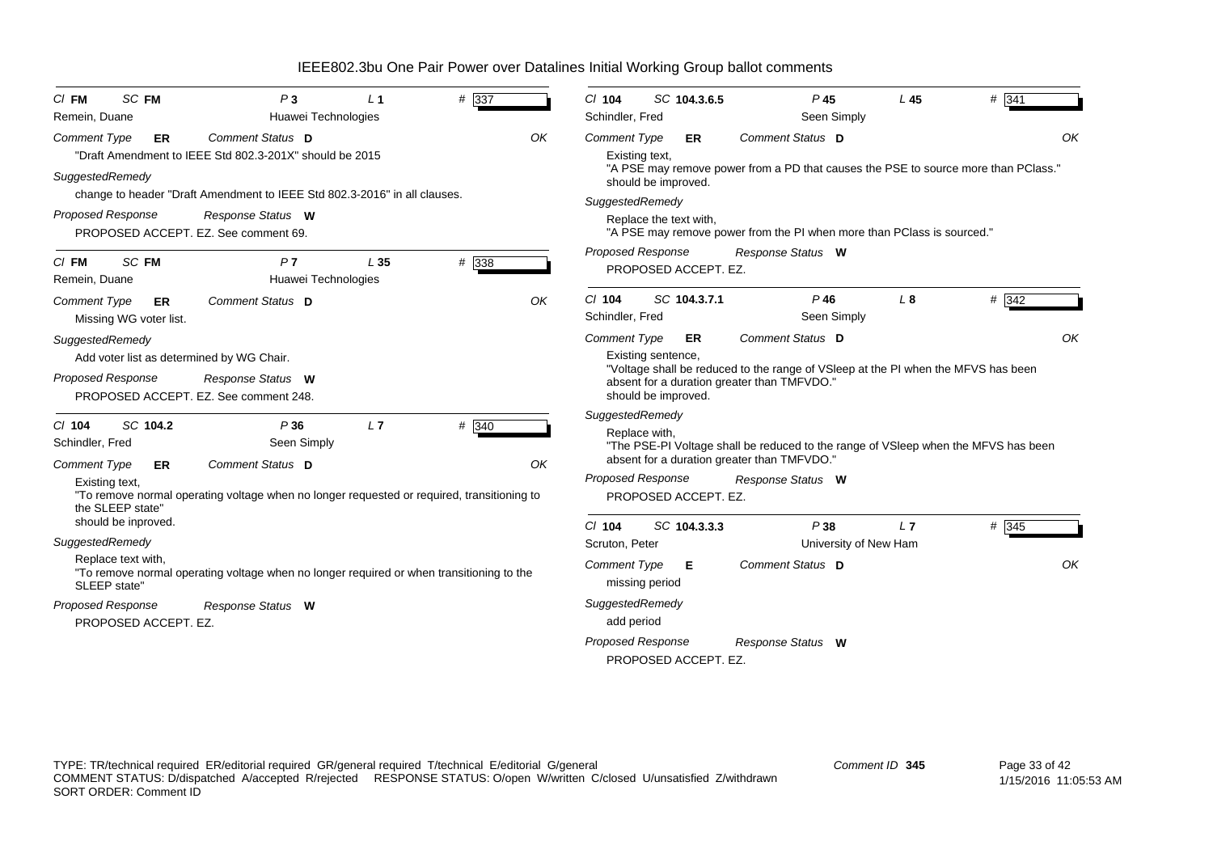# IEEE802.3bu One Pair Power over Datalines Initial Working Group ballot comments

**Cl** FM **SC** FM **P** 3 **L** 1 **#** 337

Remein, Duane — Huawei Technologies

*Comment Type* **ER** *Comment Status* **D** OK

"Draft Amendment to IEEE Std 802.3-201X" should be 2015

*SuggestedRemedy*

change to header "Draft Amendment to IEEE Std 802.3-2016" in all clauses.

*Proposed Response* *Response Status* **W**

PROPOSED ACCEPT. EZ. See comment 69.

---

**Cl** FM **SC** FM **P** 7 **L** 35 **#** 338

Remein, Duane — Huawei Technologies

*Comment Type* **ER** *Comment Status* **D** OK

Missing WG voter list.

*SuggestedRemedy*

Add voter list as determined by WG Chair.

*Proposed Response* *Response Status* **W**

PROPOSED ACCEPT. EZ. See comment 248.

---

**Cl** 104 **SC** 104.2 **P** 36 **L** 7 **#** 340

Schindler, Fred — Seen Simply

*Comment Type* **ER** *Comment Status* **D** OK

Existing text,
"To remove normal operating voltage when no longer requested or required, transitioning to the SLEEP state"
should be inproved.

*SuggestedRemedy*

Replace text with,
"To remove normal operating voltage when no longer required or when transitioning to the SLEEP state"

*Proposed Response* *Response Status* **W**

PROPOSED ACCEPT. EZ.

---

**Cl** 104 **SC** 104.3.6.5 **P** 45 **L** 45 **#** 341

Schindler, Fred — Seen Simply

*Comment Type* **ER** *Comment Status* **D** OK

Existing text,
"A PSE may remove power from a PD that causes the PSE to source more than PClass."
should be improved.

*SuggestedRemedy*

Replace the text with,
"A PSE may remove power from the PI when more than PClass is sourced."

*Proposed Response* *Response Status* **W**

PROPOSED ACCEPT. EZ.

---

**Cl** 104 **SC** 104.3.7.1 **P** 46 **L** 8 **#** 342

Schindler, Fred — Seen Simply

*Comment Type* **ER** *Comment Status* **D** OK

Existing sentence,
"Voltage shall be reduced to the range of VSleep at the PI when the MFVS has been absent for a duration greater than TMFVDO."
should be improved.

*SuggestedRemedy*

Replace with,
"The PSE-PI Voltage shall be reduced to the range of VSleep when the MFVS has been absent for a duration greater than TMFVDO."

*Proposed Response* *Response Status* **W**

PROPOSED ACCEPT. EZ.

---

**Cl** 104 **SC** 104.3.3.3 **P** 38 **L** 7 **#** 345

Scruton, Peter — University of New Ham

*Comment Type* **E** *Comment Status* **D** OK

missing period

*SuggestedRemedy*

add period

*Proposed Response* *Response Status* **W**

PROPOSED ACCEPT. EZ.

---

TYPE: TR/technical required ER/editorial required GR/general required T/technical E/editorial G/general
COMMENT STATUS: D/dispatched A/accepted R/rejected RESPONSE STATUS: O/open W/written C/closed U/unsatisfied Z/withdrawn
SORT ORDER: Comment ID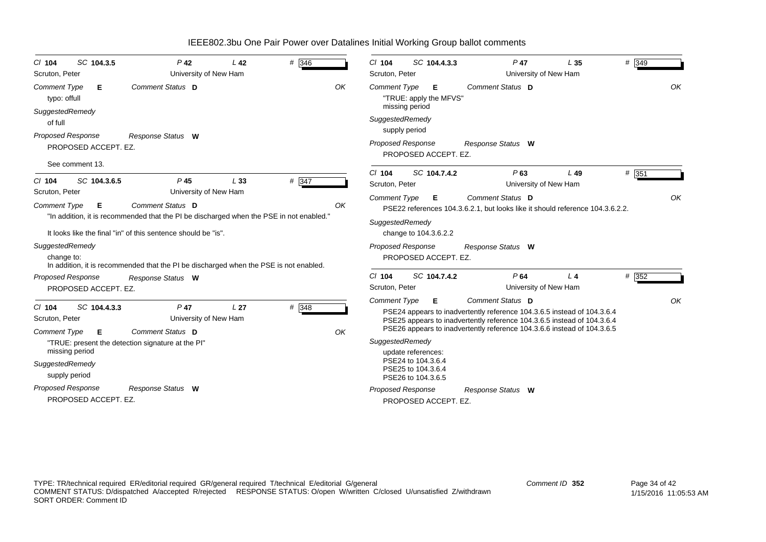# IEEE802.3bu One Pair Power over Datalines Initial Working Group ballot comments

**Cl** 104 **SC** 104.3.5 **P** 42 **L** 42 **#** 346
Scruton, Peter — University of New Ham

*Comment Type* **E** *Comment Status* **D** OK

typo: ofull

*SuggestedRemedy*

of full

*Proposed Response* *Response Status* **W**

PROPOSED ACCEPT. EZ.

See comment 13.

---

**Cl** 104 **SC** 104.3.6.5 **P** 45 **L** 33 **#** 347
Scruton, Peter — University of New Ham

*Comment Type* **E** *Comment Status* **D** OK

"In addition, it is recommended that the PI be discharged when the PSE in not enabled."

It looks like the final "in" of this sentence should be "is".

*SuggestedRemedy*

change to:
In addition, it is recommended that the PI be discharged when the PSE is not enabled.

*Proposed Response* *Response Status* **W**

PROPOSED ACCEPT. EZ.

---

**Cl** 104 **SC** 104.4.3.3 **P** 47 **L** 27 **#** 348
Scruton, Peter — University of New Ham

*Comment Type* **E** *Comment Status* **D** OK

"TRUE: present the detection signature at the PI"
missing period

*SuggestedRemedy*

supply period

*Proposed Response* *Response Status* **W**

PROPOSED ACCEPT. EZ.

---

**Cl** 104 **SC** 104.4.3.3 **P** 47 **L** 35 **#** 349
Scruton, Peter — University of New Ham

*Comment Type* **E** *Comment Status* **D** OK

"TRUE: apply the MFVS"
missing period

*SuggestedRemedy*

supply period

*Proposed Response* *Response Status* **W**

PROPOSED ACCEPT. EZ.

---

**Cl** 104 **SC** 104.7.4.2 **P** 63 **L** 49 **#** 351
Scruton, Peter — University of New Ham

*Comment Type* **E** *Comment Status* **D** OK

PSE22 references 104.3.6.2.1, but looks like it should reference 104.3.6.2.2.

*SuggestedRemedy*

change to 104.3.6.2.2

*Proposed Response* *Response Status* **W**

PROPOSED ACCEPT. EZ.

---

**Cl** 104 **SC** 104.7.4.2 **P** 64 **L** 4 **#** 352
Scruton, Peter — University of New Ham

*Comment Type* **E** *Comment Status* **D** OK

PSE24 appears to inadvertently reference 104.3.6.5 instead of 104.3.6.4
PSE25 appears to inadvertently reference 104.3.6.5 instead of 104.3.6.4
PSE26 appears to inadvertently reference 104.3.6.6 instead of 104.3.6.5

*SuggestedRemedy*

update references:
PSE24 to 104.3.6.4
PSE25 to 104.3.6.4
PSE26 to 104.3.6.5

*Proposed Response* *Response Status* **W**

PROPOSED ACCEPT. EZ.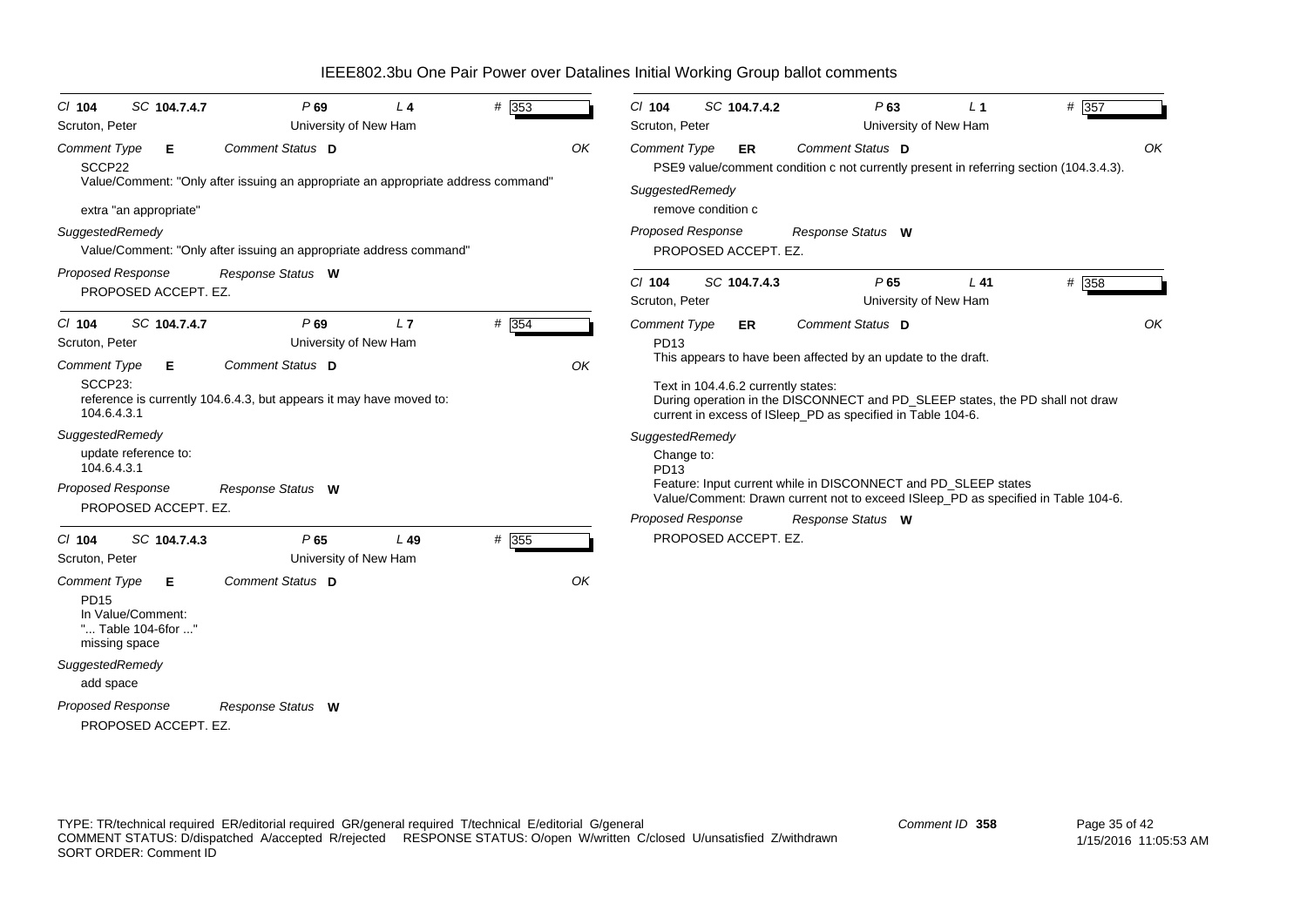# IEEE802.3bu One Pair Power over Datalines Initial Working Group ballot comments

**Cl 104 SC 104.7.4.7 P 69 L 4 # 353**

Scruton, Peter — University of New Ham

*Comment Type* **E** *Comment Status* **D** OK

SCCP22
Value/Comment: "Only after issuing an appropriate an appropriate address command"

extra "an appropriate"

*SuggestedRemedy*

Value/Comment: "Only after issuing an appropriate address command"

*Proposed Response* *Response Status* **W**

PROPOSED ACCEPT. EZ.

---

**Cl 104 SC 104.7.4.7 P 69 L 7 # 354**

Scruton, Peter — University of New Ham

*Comment Type* **E** *Comment Status* **D** OK

SCCP23:
reference is currently 104.6.4.3, but appears it may have moved to:
104.6.4.3.1

*SuggestedRemedy*

update reference to:
104.6.4.3.1

*Proposed Response* *Response Status* **W**

PROPOSED ACCEPT. EZ.

---

**Cl 104 SC 104.7.4.3 P 65 L 49 # 355**

Scruton, Peter — University of New Ham

*Comment Type* **E** *Comment Status* **D** OK

PD15
In Value/Comment:
"... Table 104-6for ..."
missing space

*SuggestedRemedy*

add space

*Proposed Response* *Response Status* **W**

PROPOSED ACCEPT. EZ.

---

**Cl 104 SC 104.7.4.2 P 63 L 1 # 357**

Scruton, Peter — University of New Ham

*Comment Type* **ER** *Comment Status* **D** OK

PSE9 value/comment condition c not currently present in referring section (104.3.4.3).

*SuggestedRemedy*

remove condition c

*Proposed Response* *Response Status* **W**

PROPOSED ACCEPT. EZ.

---

**Cl 104 SC 104.7.4.3 P 65 L 41 # 358**

Scruton, Peter — University of New Ham

*Comment Type* **ER** *Comment Status* **D** OK

PD13
This appears to have been affected by an update to the draft.

Text in 104.4.6.2 currently states:
During operation in the DISCONNECT and PD_SLEEP states, the PD shall not draw current in excess of ISleep_PD as specified in Table 104-6.

*SuggestedRemedy*

Change to:
PD13
Feature: Input current while in DISCONNECT and PD_SLEEP states
Value/Comment: Drawn current not to exceed ISleep_PD as specified in Table 104-6.

*Proposed Response* *Response Status* **W**

PROPOSED ACCEPT. EZ.

---

TYPE: TR/technical required ER/editorial required GR/general required T/technical E/editorial G/general
COMMENT STATUS: D/dispatched A/accepted R/rejected RESPONSE STATUS: O/open W/written C/closed U/unsatisfied Z/withdrawn
SORT ORDER: Comment ID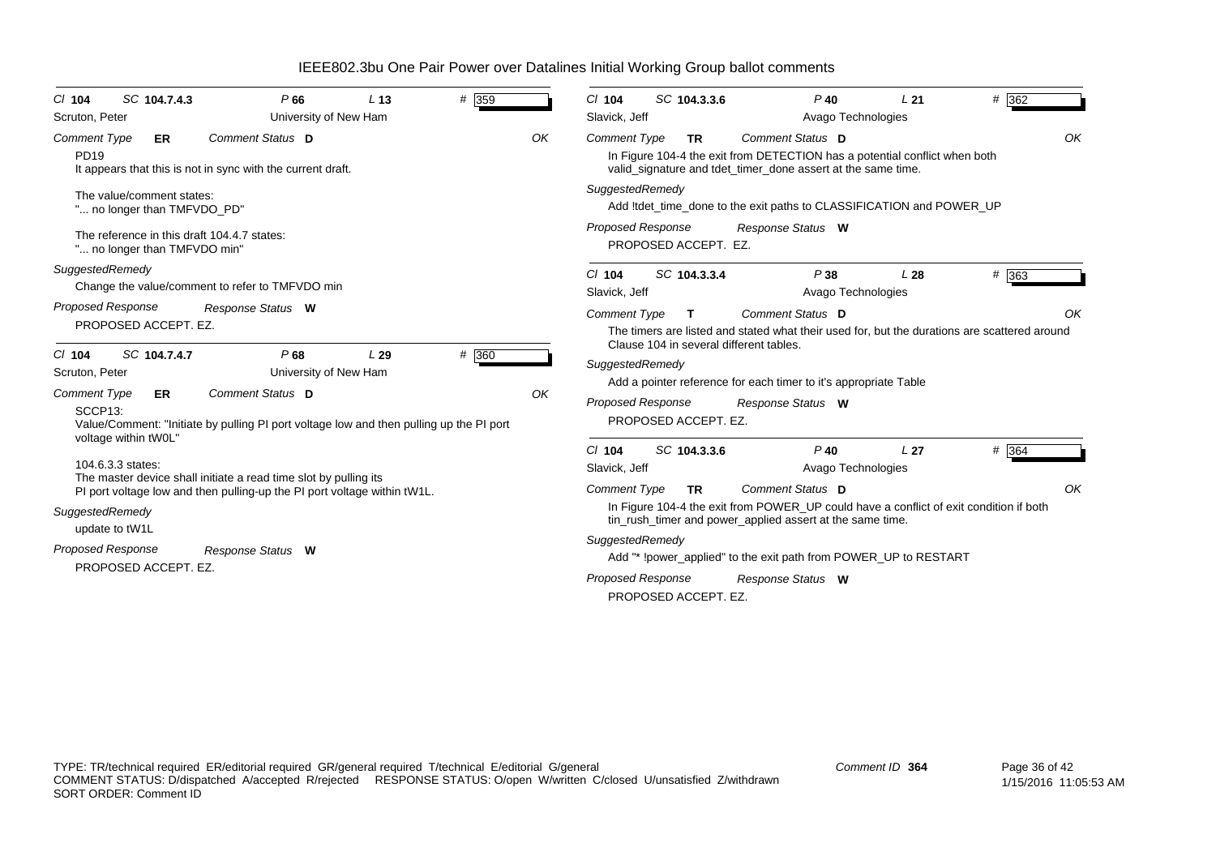# IEEE802.3bu One Pair Power over Datalines Initial Working Group ballot comments

**Cl 104 SC 104.7.4.3 P 66 L 13 # 359**
Scruton, Peter — University of New Ham

*Comment Type* **ER** *Comment Status* **D** — OK

PD19
It appears that this is not in sync with the current draft.

The value/comment states:
"... no longer than TMFVDO_PD"

The reference in this draft 104.4.7 states:
"... no longer than TMFVDO min"

*SuggestedRemedy*
Change the value/comment to refer to TMFVDO min

*Proposed Response* *Response Status* **W**
PROPOSED ACCEPT. EZ.

---

**Cl 104 SC 104.7.4.7 P 68 L 29 # 360**
Scruton, Peter — University of New Ham

*Comment Type* **ER** *Comment Status* **D** — OK

SCCP13:
Value/Comment: "Initiate by pulling PI port voltage low and then pulling up the PI port voltage within tW0L"

104.6.3.3 states:
The master device shall initiate a read time slot by pulling its
PI port voltage low and then pulling-up the PI port voltage within tW1L.

*SuggestedRemedy*
update to tW1L

*Proposed Response* *Response Status* **W**
PROPOSED ACCEPT. EZ.

---

**Cl 104 SC 104.3.3.6 P 40 L 21 # 362**
Slavick, Jeff — Avago Technologies

*Comment Type* **TR** *Comment Status* **D** — OK

In Figure 104-4 the exit from DETECTION has a potential conflict when both valid_signature and tdet_timer_done assert at the same time.

*SuggestedRemedy*
Add !tdet_time_done to the exit paths to CLASSIFICATION and POWER_UP

*Proposed Response* *Response Status* **W**
PROPOSED ACCEPT. EZ.

---

**Cl 104 SC 104.3.3.4 P 38 L 28 # 363**
Slavick, Jeff — Avago Technologies

*Comment Type* **T** *Comment Status* **D** — OK

The timers are listed and stated what their used for, but the durations are scattered around Clause 104 in several different tables.

*SuggestedRemedy*
Add a pointer reference for each timer to it's appropriate Table

*Proposed Response* *Response Status* **W**
PROPOSED ACCEPT. EZ.

---

**Cl 104 SC 104.3.3.6 P 40 L 27 # 364**
Slavick, Jeff — Avago Technologies

*Comment Type* **TR** *Comment Status* **D** — OK

In Figure 104-4 the exit from POWER_UP could have a conflict of exit condition if both tin_rush_timer and power_applied assert at the same time.

*SuggestedRemedy*
Add "* !power_applied" to the exit path from POWER_UP to RESTART

*Proposed Response* *Response Status* **W**
PROPOSED ACCEPT. EZ.

---

TYPE: TR/technical required ER/editorial required GR/general required T/technical E/editorial G/general
COMMENT STATUS: D/dispatched A/accepted R/rejected RESPONSE STATUS: O/open W/written C/closed U/unsatisfied Z/withdrawn
SORT ORDER: Comment ID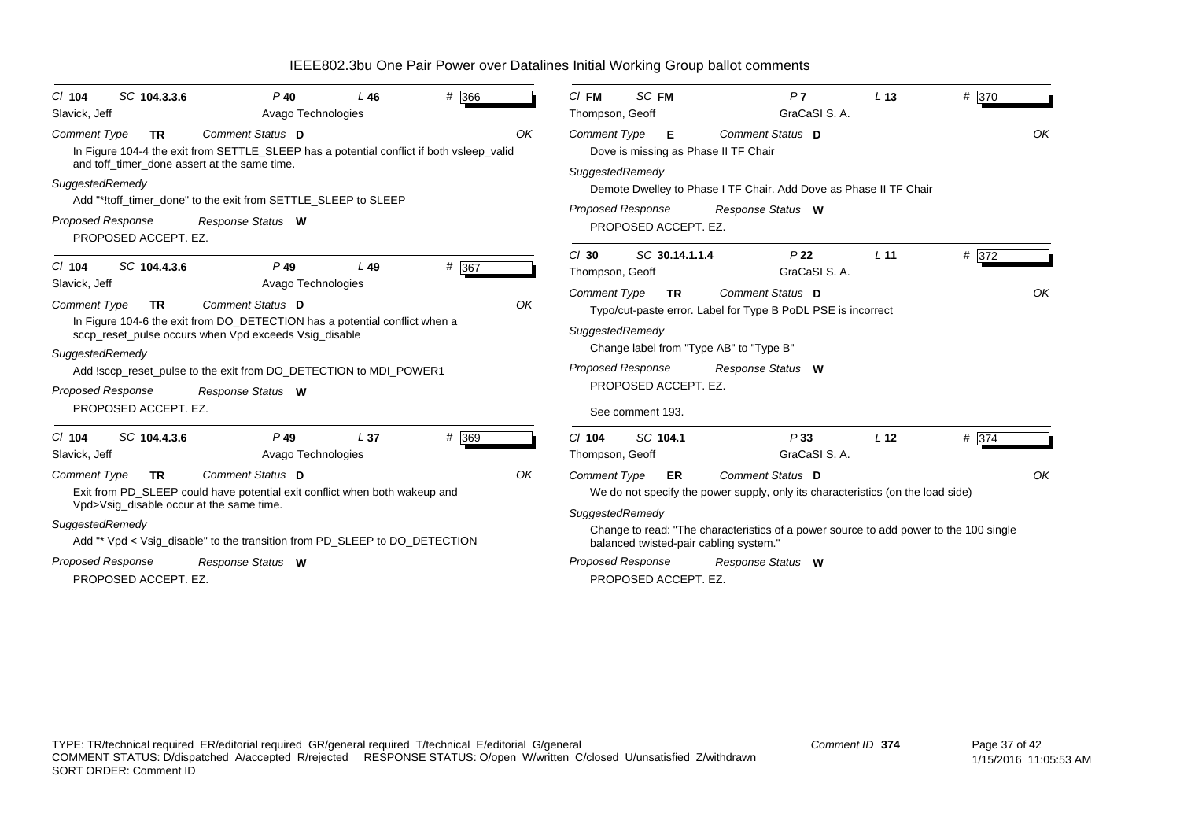# IEEE802.3bu One Pair Power over Datalines Initial Working Group ballot comments

---

*Cl* **104** *SC* **104.3.3.6** *P* **40** *L* **46** *#* **366**

Slavick, Jeff — Avago Technologies

*Comment Type* **TR** *Comment Status* **D** — OK

In Figure 104-4 the exit from SETTLE_SLEEP has a potential conflict if both vsleep_valid and toff_timer_done assert at the same time.

*SuggestedRemedy*

Add "*!toff_timer_done" to the exit from SETTLE_SLEEP to SLEEP

*Proposed Response* *Response Status* **W**

PROPOSED ACCEPT. EZ.

---

*Cl* **104** *SC* **104.4.3.6** *P* **49** *L* **49** *#* **367**

Slavick, Jeff — Avago Technologies

*Comment Type* **TR** *Comment Status* **D** — OK

In Figure 104-6 the exit from DO_DETECTION has a potential conflict when a sccp_reset_pulse occurs when Vpd exceeds Vsig_disable

*SuggestedRemedy*

Add !sccp_reset_pulse to the exit from DO_DETECTION to MDI_POWER1

*Proposed Response* *Response Status* **W**

PROPOSED ACCEPT. EZ.

---

*Cl* **104** *SC* **104.4.3.6** *P* **49** *L* **37** *#* **369**

Slavick, Jeff — Avago Technologies

*Comment Type* **TR** *Comment Status* **D** — OK

Exit from PD_SLEEP could have potential exit conflict when both wakeup and Vpd>Vsig_disable occur at the same time.

*SuggestedRemedy*

Add "* Vpd < Vsig_disable" to the transition from PD_SLEEP to DO_DETECTION

*Proposed Response* *Response Status* **W**

PROPOSED ACCEPT. EZ.

---

*Cl* **FM** *SC* **FM** *P* **7** *L* **13** *#* **370**

Thompson, Geoff — GraCaSI S. A.

*Comment Type* **E** *Comment Status* **D** — OK

Dove is missing as Phase II TF Chair

*SuggestedRemedy*

Demote Dwelley to Phase I TF Chair. Add Dove as Phase II TF Chair

*Proposed Response* *Response Status* **W**

PROPOSED ACCEPT. EZ.

---

*Cl* **30** *SC* **30.14.1.1.4** *P* **22** *L* **11** *#* **372**

Thompson, Geoff — GraCaSI S. A.

*Comment Type* **TR** *Comment Status* **D** — OK

Typo/cut-paste error. Label for Type B PoDL PSE is incorrect

*SuggestedRemedy*

Change label from "Type AB" to "Type B"

*Proposed Response* *Response Status* **W**

PROPOSED ACCEPT. EZ.

See comment 193.

---

*Cl* **104** *SC* **104.1** *P* **33** *L* **12** *#* **374**

Thompson, Geoff — GraCaSI S. A.

*Comment Type* **ER** *Comment Status* **D** — OK

We do not specify the power supply, only its characteristics (on the load side)

*SuggestedRemedy*

Change to read: "The characteristics of a power source to add power to the 100 single balanced twisted-pair cabling system."

*Proposed Response* *Response Status* **W**

PROPOSED ACCEPT. EZ.

---

TYPE: TR/technical required ER/editorial required GR/general required T/technical E/editorial G/general
COMMENT STATUS: D/dispatched A/accepted R/rejected RESPONSE STATUS: O/open W/written C/closed U/unsatisfied Z/withdrawn
SORT ORDER: Comment ID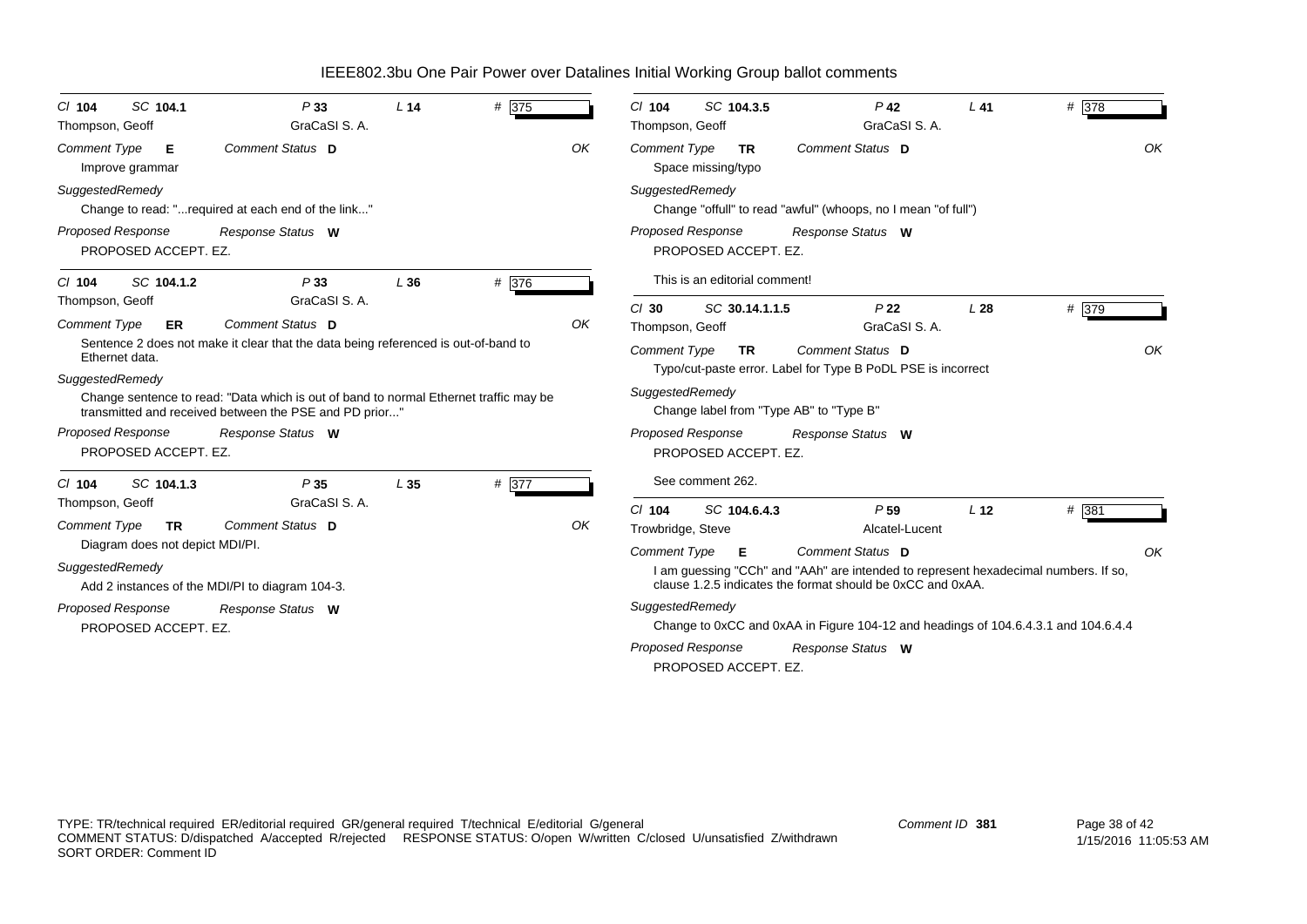# IEEE802.3bu One Pair Power over Datalines Initial Working Group ballot comments

---

*Cl* **104** *SC* **104.1** *P* **33** *L* **14** *#* **375**

Thompson, Geoff — GraCaSI S. A.

*Comment Type* **E** *Comment Status* **D** OK

Improve grammar

*SuggestedRemedy*

Change to read: "...required at each end of the link..."

*Proposed Response* *Response Status* **W**

PROPOSED ACCEPT. EZ.

---

*Cl* **104** *SC* **104.1.2** *P* **33** *L* **36** *#* **376**

Thompson, Geoff — GraCaSI S. A.

*Comment Type* **ER** *Comment Status* **D** OK

Sentence 2 does not make it clear that the data being referenced is out-of-band to Ethernet data.

*SuggestedRemedy*

Change sentence to read: "Data which is out of band to normal Ethernet traffic may be transmitted and received between the PSE and PD prior..."

*Proposed Response* *Response Status* **W**

PROPOSED ACCEPT. EZ.

---

*Cl* **104** *SC* **104.1.3** *P* **35** *L* **35** *#* **377**

Thompson, Geoff — GraCaSI S. A.

*Comment Type* **TR** *Comment Status* **D** OK

Diagram does not depict MDI/PI.

*SuggestedRemedy*

Add 2 instances of the MDI/PI to diagram 104-3.

*Proposed Response* *Response Status* **W**

PROPOSED ACCEPT. EZ.

---

*Cl* **104** *SC* **104.3.5** *P* **42** *L* **41** *#* **378**

Thompson, Geoff — GraCaSI S. A.

*Comment Type* **TR** *Comment Status* **D** OK

Space missing/typo

*SuggestedRemedy*

Change "offull" to read "awful" (whoops, no I mean "of full")

*Proposed Response* *Response Status* **W**

PROPOSED ACCEPT. EZ.

This is an editorial comment!

---

*Cl* **30** *SC* **30.14.1.1.5** *P* **22** *L* **28** *#* **379**

Thompson, Geoff — GraCaSI S. A.

*Comment Type* **TR** *Comment Status* **D** OK

Typo/cut-paste error. Label for Type B PoDL PSE is incorrect

*SuggestedRemedy*

Change label from "Type AB" to "Type B"

*Proposed Response* *Response Status* **W**

PROPOSED ACCEPT. EZ.

See comment 262.

---

*Cl* **104** *SC* **104.6.4.3** *P* **59** *L* **12** *#* **381**

Trowbridge, Steve — Alcatel-Lucent

*Comment Type* **E** *Comment Status* **D** OK

I am guessing "CCh" and "AAh" are intended to represent hexadecimal numbers. If so, clause 1.2.5 indicates the format should be 0xCC and 0xAA.

*SuggestedRemedy*

Change to 0xCC and 0xAA in Figure 104-12 and headings of 104.6.4.3.1 and 104.6.4.4

*Proposed Response* *Response Status* **W**

PROPOSED ACCEPT. EZ.

---

TYPE: TR/technical required ER/editorial required GR/general required T/technical E/editorial G/general
COMMENT STATUS: D/dispatched A/accepted R/rejected RESPONSE STATUS: O/open W/written C/closed U/unsatisfied Z/withdrawn
SORT ORDER: Comment ID

Comment ID **381**

1/15/2016 11:05:53 AM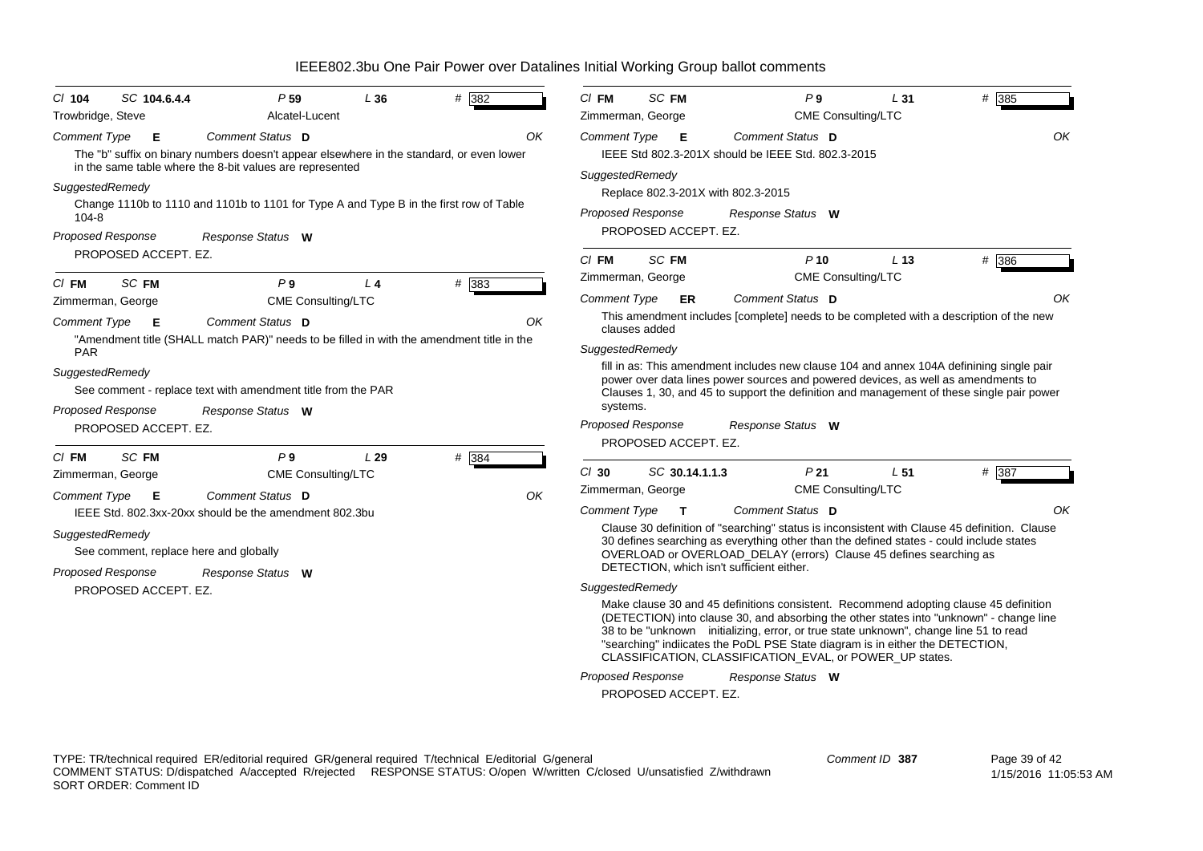# IEEE802.3bu One Pair Power over Datalines Initial Working Group ballot comments

---

**Cl** 104 **SC** 104.6.4.4 **P** 59 **L** 36 **#** 382

Trowbridge, Steve — Alcatel-Lucent

**Comment Type** E **Comment Status** D OK

The "b" suffix on binary numbers doesn't appear elsewhere in the standard, or even lower in the same table where the 8-bit values are represented

**SuggestedRemedy**

Change 1110b to 1110 and 1101b to 1101 for Type A and Type B in the first row of Table 104-8

**Proposed Response** **Response Status** W

PROPOSED ACCEPT. EZ.

---

**Cl** FM **SC** FM **P** 9 **L** 4 **#** 383

Zimmerman, George — CME Consulting/LTC

**Comment Type** E **Comment Status** D OK

"Amendment title (SHALL match PAR)" needs to be filled in with the amendment title in the PAR

**SuggestedRemedy**

See comment - replace text with amendment title from the PAR

**Proposed Response** **Response Status** W

PROPOSED ACCEPT. EZ.

---

**Cl** FM **SC** FM **P** 9 **L** 29 **#** 384

Zimmerman, George — CME Consulting/LTC

**Comment Type** E **Comment Status** D OK

IEEE Std. 802.3xx-20xx should be the amendment 802.3bu

**SuggestedRemedy**

See comment, replace here and globally

**Proposed Response** **Response Status** W

PROPOSED ACCEPT. EZ.

---

**Cl** FM **SC** FM **P** 9 **L** 31 **#** 385

Zimmerman, George — CME Consulting/LTC

**Comment Type** E **Comment Status** D OK

IEEE Std 802.3-201X should be IEEE Std. 802.3-2015

**SuggestedRemedy**

Replace 802.3-201X with 802.3-2015

**Proposed Response** **Response Status** W

PROPOSED ACCEPT. EZ.

---

**Cl** FM **SC** FM **P** 10 **L** 13 **#** 386

Zimmerman, George — CME Consulting/LTC

**Comment Type** ER **Comment Status** D OK

This amendment includes [complete] needs to be completed with a description of the new clauses added

**SuggestedRemedy**

fill in as: This amendment includes new clause 104 and annex 104A definining single pair power over data lines power sources and powered devices, as well as amendments to Clauses 1, 30, and 45 to support the definition and management of these single pair power systems.

**Proposed Response** **Response Status** W

PROPOSED ACCEPT. EZ.

---

**Cl** 30 **SC** 30.14.1.1.3 **P** 21 **L** 51 **#** 387

Zimmerman, George — CME Consulting/LTC

**Comment Type** T **Comment Status** D OK

Clause 30 definition of "searching" status is inconsistent with Clause 45 definition. Clause 30 defines searching as everything other than the defined states - could include states OVERLOAD or OVERLOAD_DELAY (errors) Clause 45 defines searching as DETECTION, which isn't sufficient either.

**SuggestedRemedy**

Make clause 30 and 45 definitions consistent. Recommend adopting clause 45 definition (DETECTION) into clause 30, and absorbing the other states into "unknown" - change line 38 to be "unknown initializing, error, or true state unknown", change line 51 to read "searching" indiicates the PoDL PSE State diagram is in either the DETECTION, CLASSIFICATION, CLASSIFICATION_EVAL, or POWER_UP states.

**Proposed Response** **Response Status** W

PROPOSED ACCEPT. EZ.

---

TYPE: TR/technical required ER/editorial required GR/general required T/technical E/editorial G/general
COMMENT STATUS: D/dispatched A/accepted R/rejected RESPONSE STATUS: O/open W/written C/closed U/unsatisfied Z/withdrawn
SORT ORDER: Comment ID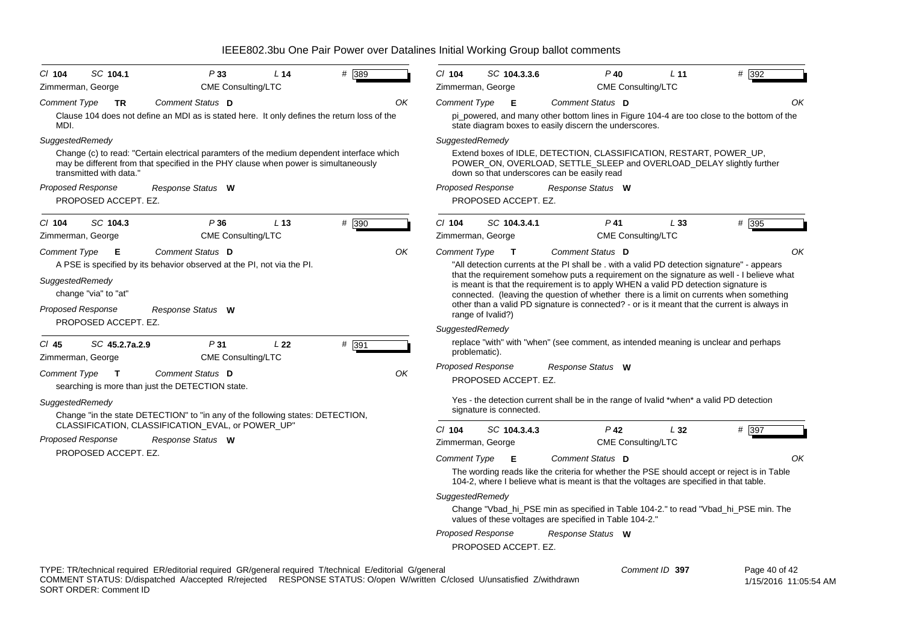# IEEE802.3bu One Pair Power over Datalines Initial Working Group ballot comments

**Cl** 104 **SC** 104.1 **P** 33 **L** 14 **#** 389

Zimmerman, George — CME Consulting/LTC

**Comment Type** TR **Comment Status** D — OK

Clause 104 does not define an MDI as is stated here. It only defines the return loss of the MDI.

*SuggestedRemedy*

Change (c) to read: "Certain electrical paramters of the medium dependent interface which may be different from that specified in the PHY clause when power is simultaneously transmitted with data."

**Proposed Response** — **Response Status** W

PROPOSED ACCEPT. EZ.

---

**Cl** 104 **SC** 104.3 **P** 36 **L** 13 **#** 390

Zimmerman, George — CME Consulting/LTC

**Comment Type** E **Comment Status** D — OK

A PSE is specified by its behavior observed at the PI, not via the PI.

*SuggestedRemedy*

change "via" to "at"

**Proposed Response** — **Response Status** W

PROPOSED ACCEPT. EZ.

---

**Cl** 45 **SC** 45.2.7a.2.9 **P** 31 **L** 22 **#** 391

Zimmerman, George — CME Consulting/LTC

**Comment Type** T **Comment Status** D — OK

searching is more than just the DETECTION state.

*SuggestedRemedy*

Change "in the state DETECTION" to "in any of the following states: DETECTION, CLASSIFICATION, CLASSIFICATION_EVAL, or POWER_UP"

**Proposed Response** — **Response Status** W

PROPOSED ACCEPT. EZ.

---

**Cl** 104 **SC** 104.3.3.6 **P** 40 **L** 11 **#** 392

Zimmerman, George — CME Consulting/LTC

**Comment Type** E **Comment Status** D — OK

pi_powered, and many other bottom lines in Figure 104-4 are too close to the bottom of the state diagram boxes to easily discern the underscores.

*SuggestedRemedy*

Extend boxes of IDLE, DETECTION, CLASSIFICATION, RESTART, POWER_UP, POWER_ON, OVERLOAD, SETTLE_SLEEP and OVERLOAD_DELAY slightly further down so that underscores can be easily read

**Proposed Response** — **Response Status** W

PROPOSED ACCEPT. EZ.

---

**Cl** 104 **SC** 104.3.4.1 **P** 41 **L** 33 **#** 395

Zimmerman, George — CME Consulting/LTC

**Comment Type** T **Comment Status** D — OK

"All detection currents at the PI shall be . with a valid PD detection signature" - appears that the requirement somehow puts a requirement on the signature as well - I believe what is meant is that the requirement is to apply WHEN a valid PD detection signature is connected. (leaving the question of whether there is a limit on currents when something other than a valid PD signature is connected? - or is it meant that the current is always in range of Ivalid?)

*SuggestedRemedy*

replace "with" with "when" (see comment, as intended meaning is unclear and perhaps problematic).

**Proposed Response** — **Response Status** W

PROPOSED ACCEPT. EZ.

Yes - the detection current shall be in the range of Ivalid \*when\* a valid PD detection signature is connected.

---

**Cl** 104 **SC** 104.3.4.3 **P** 42 **L** 32 **#** 397

Zimmerman, George — CME Consulting/LTC

**Comment Type** E **Comment Status** D — OK

The wording reads like the criteria for whether the PSE should accept or reject is in Table 104-2, where I believe what is meant is that the voltages are specified in that table.

*SuggestedRemedy*

Change "Vbad_hi_PSE min as specified in Table 104-2." to read "Vbad_hi_PSE min. The values of these voltages are specified in Table 104-2."

**Proposed Response** — **Response Status** W

PROPOSED ACCEPT. EZ.

---

TYPE: TR/technical required ER/editorial required GR/general required T/technical E/editorial G/general
COMMENT STATUS: D/dispatched A/accepted R/rejected RESPONSE STATUS: O/open W/written C/closed U/unsatisfied Z/withdrawn
SORT ORDER: Comment ID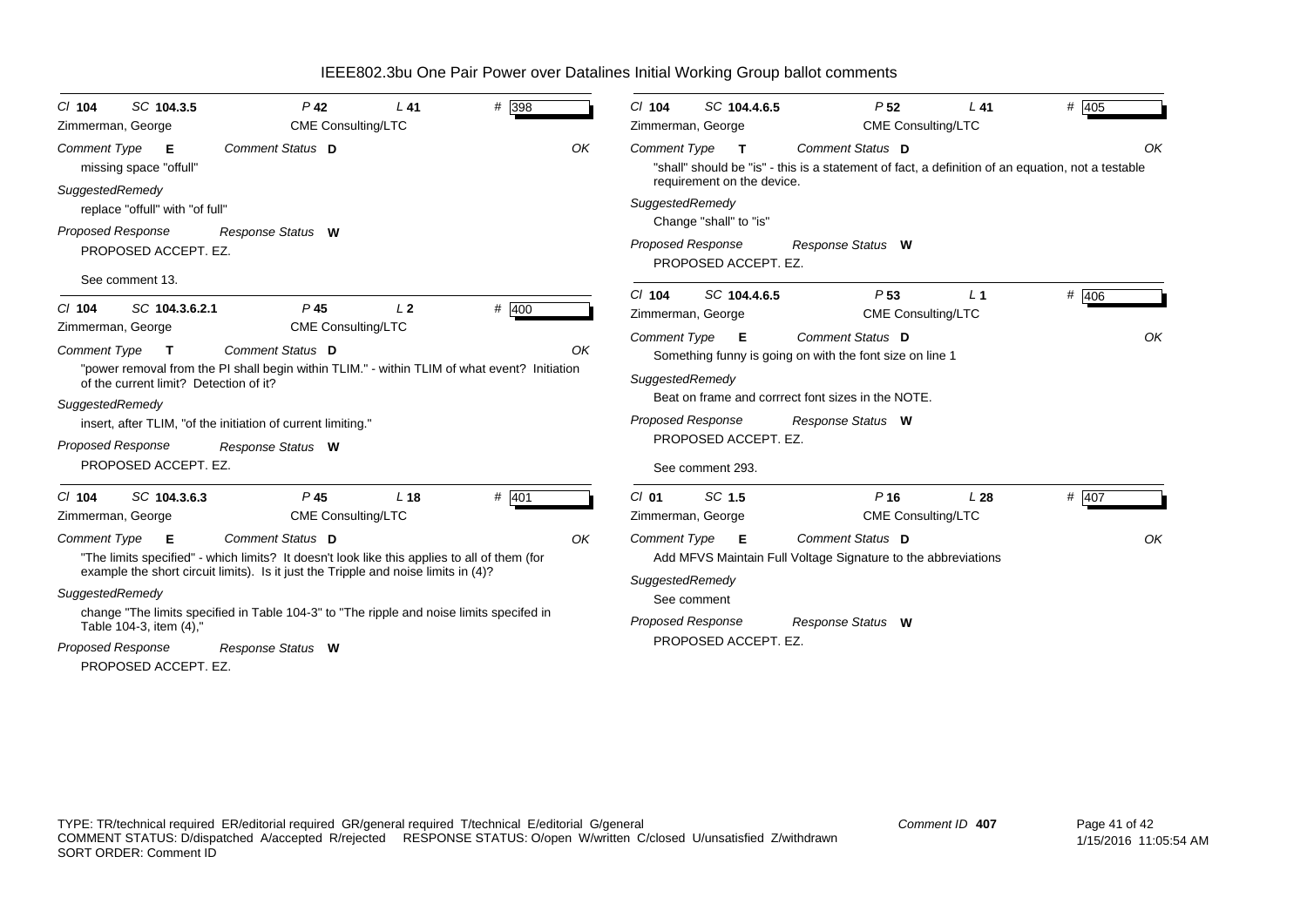| Cl 104 | SC 104.3.5 | P 42 | L 41 | # 398 |
|---|---|---|---|---|
| Zimmerman, George | | CME Consulting/LTC | | |

*Comment Type* **E** *Comment Status* **D** OK

missing space "offull"

*SuggestedRemedy*

replace "offull" with "of full"

*Proposed Response* *Response Status* **W**

PROPOSED ACCEPT. EZ.

See comment 13.

| Cl 104 | SC 104.3.6.2.1 | P 45 | L 2 | # 400 |
|---|---|---|---|---|
| Zimmerman, George | | CME Consulting/LTC | | |

*Comment Type* **T** *Comment Status* **D** OK

"power removal from the PI shall begin within TLIM." - within TLIM of what event? Initiation of the current limit? Detection of it?

*SuggestedRemedy*

insert, after TLIM, "of the initiation of current limiting."

*Proposed Response* *Response Status* **W**

PROPOSED ACCEPT. EZ.

| Cl 104 | SC 104.3.6.3 | P 45 | L 18 | # 401 |
|---|---|---|---|---|
| Zimmerman, George | | CME Consulting/LTC | | |

*Comment Type* **E** *Comment Status* **D** OK

"The limits specified" - which limits? It doesn't look like this applies to all of them (for example the short circuit limits). Is it just the Tripple and noise limits in (4)?

*SuggestedRemedy*

change "The limits specified in Table 104-3" to "The ripple and noise limits specifed in Table 104-3, item (4),"

*Proposed Response* *Response Status* **W**

PROPOSED ACCEPT. EZ.

| Cl 104 | SC 104.4.6.5 | P 52 | L 41 | # 405 |
|---|---|---|---|---|
| Zimmerman, George | | CME Consulting/LTC | | |

*Comment Type* **T** *Comment Status* **D** OK

"shall" should be "is" - this is a statement of fact, a definition of an equation, not a testable requirement on the device.

*SuggestedRemedy*

Change "shall" to "is"

*Proposed Response* *Response Status* **W**

PROPOSED ACCEPT. EZ.

| Cl 104 | SC 104.4.6.5 | P 53 | L 1 | # 406 |
|---|---|---|---|---|
| Zimmerman, George | | CME Consulting/LTC | | |

*Comment Type* **E** *Comment Status* **D** OK

Something funny is going on with the font size on line 1

*SuggestedRemedy*

Beat on frame and corrrect font sizes in the NOTE.

*Proposed Response* *Response Status* **W**

PROPOSED ACCEPT. EZ.

See comment 293.

| Cl 01 | SC 1.5 | P 16 | L 28 | # 407 |
|---|---|---|---|---|
| Zimmerman, George | | CME Consulting/LTC | | |

*Comment Type* **E** *Comment Status* **D** OK

Add MFVS Maintain Full Voltage Signature to the abbreviations

*SuggestedRemedy*

See comment

*Proposed Response* *Response Status* **W**

PROPOSED ACCEPT. EZ.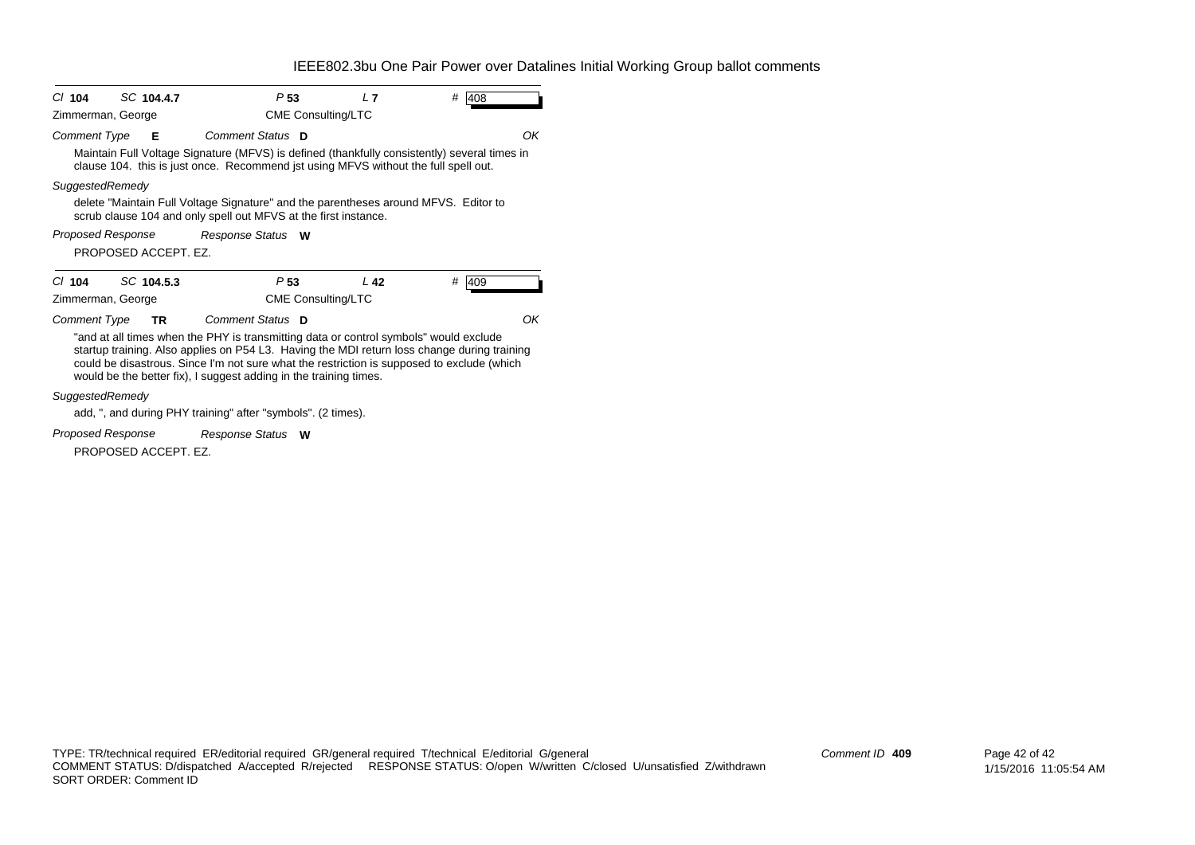Cl **104** SC **104.4.7** P **53** L **7** # 408

Zimmerman, George CME Consulting/LTC

*Comment Type* **E** *Comment Status* **D** OK

Maintain Full Voltage Signature (MFVS) is defined (thankfully consistently) several times in clause 104. this is just once. Recommend jst using MFVS without the full spell out.

*SuggestedRemedy*

delete "Maintain Full Voltage Signature" and the parentheses around MFVS. Editor to scrub clause 104 and only spell out MFVS at the first instance.

*Proposed Response* *Response Status* **W**

PROPOSED ACCEPT. EZ.

---

Cl **104** SC **104.5.3** P **53** L **42** # 409

Zimmerman, George CME Consulting/LTC

*Comment Type* **TR** *Comment Status* **D** OK

"and at all times when the PHY is transmitting data or control symbols" would exclude startup training. Also applies on P54 L3. Having the MDI return loss change during training could be disastrous. Since I'm not sure what the restriction is supposed to exclude (which would be the better fix), I suggest adding in the training times.

*SuggestedRemedy*

add, ", and during PHY training" after "symbols". (2 times).

*Proposed Response* *Response Status* **W**

PROPOSED ACCEPT. EZ.

---

TYPE: TR/technical required ER/editorial required GR/general required T/technical E/editorial G/general
COMMENT STATUS: D/dispatched A/accepted R/rejected RESPONSE STATUS: O/open W/written C/closed U/unsatisfied Z/withdrawn
SORT ORDER: Comment ID